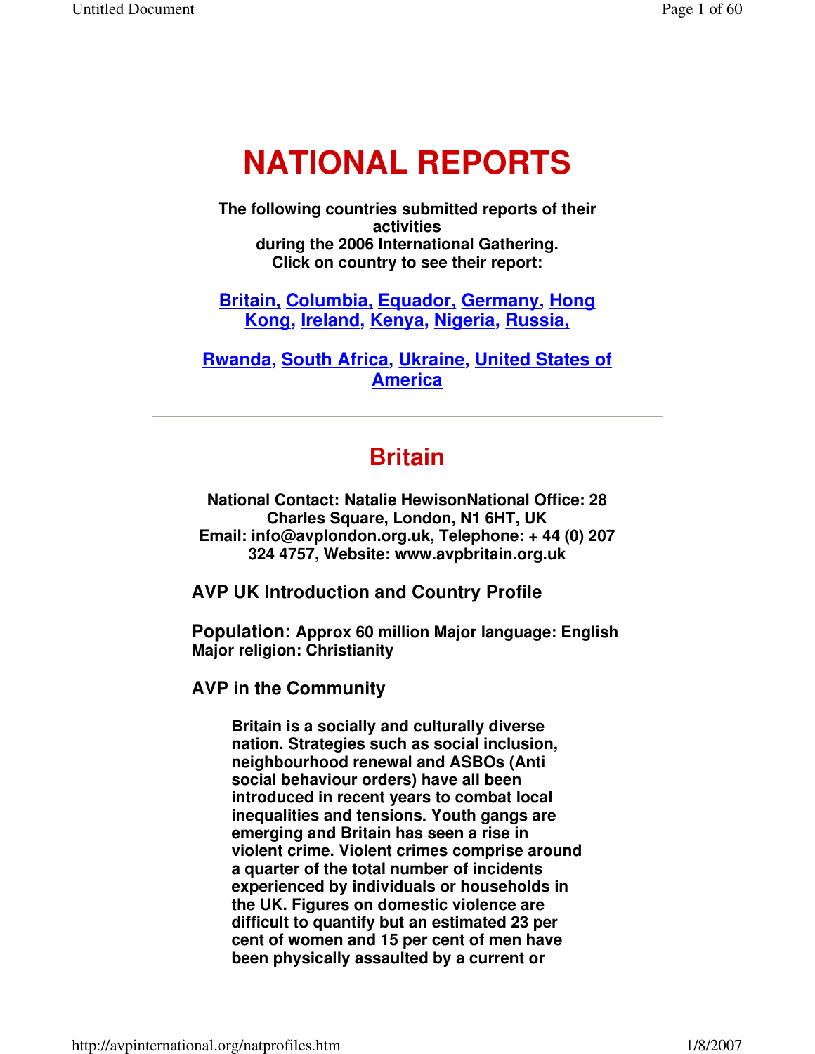# NATIONAL REPORTS

**The following countries submitted reports of their activities during the 2006 International Gathering. Click on country to see their report:**

**Britain, Columbia, Equador, Germany, Hong Kong, Ireland, Kenya, Nigeria, Russia,**

**Rwanda, South Africa, Ukraine, United States of America**

---

## Britain

**National Contact: Natalie HewisonNational Office: 28 Charles Square, London, N1 6HT, UK Email: info@avplondon.org.uk, Telephone: + 44 (0) 207 324 4757, Website: www.avpbritain.org.uk**

### AVP UK Introduction and Country Profile

**Population: Approx 60 million Major language: English Major religion: Christianity**

### AVP in the Community

**Britain is a socially and culturally diverse nation. Strategies such as social inclusion, neighbourhood renewal and ASBOs (Anti social behaviour orders) have all been introduced in recent years to combat local inequalities and tensions. Youth gangs are emerging and Britain has seen a rise in violent crime. Violent crimes comprise around a quarter of the total number of incidents experienced by individuals or households in the UK. Figures on domestic violence are difficult to quantify but an estimated 23 per cent of women and 15 per cent of men have been physically assaulted by a current or**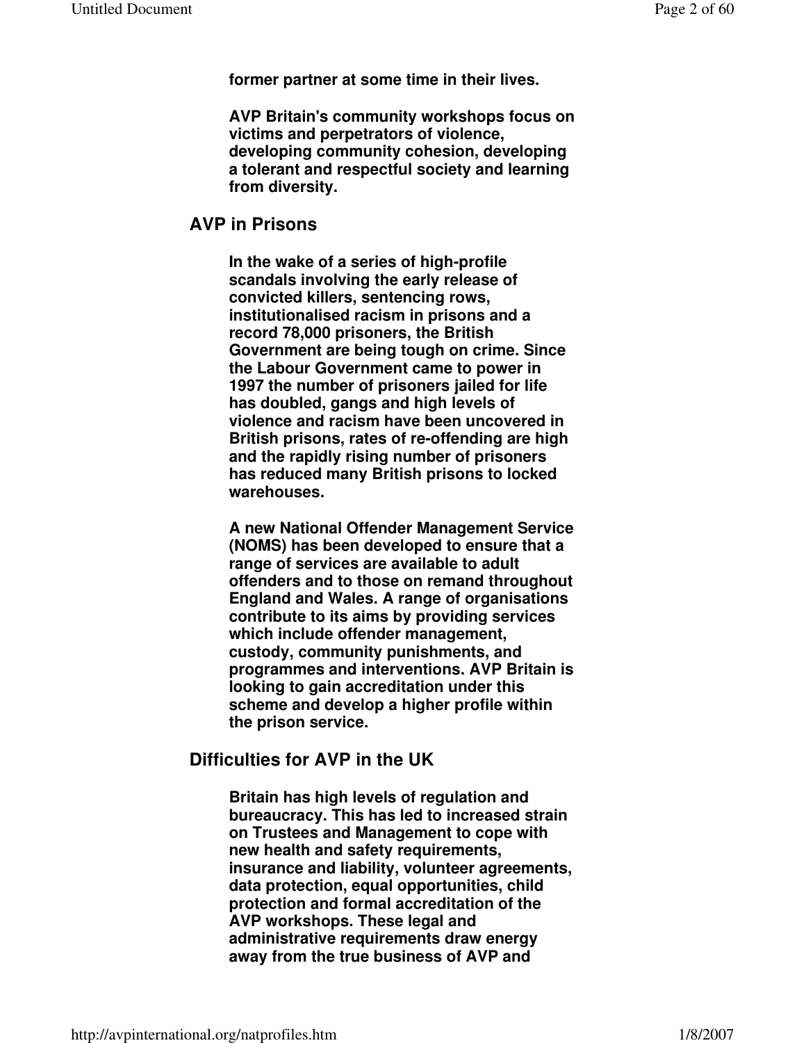**former partner at some time in their lives.**

**AVP Britain's community workshops focus on victims and perpetrators of violence, developing community cohesion, developing a tolerant and respectful society and learning from diversity.**

## AVP in Prisons

**In the wake of a series of high-profile scandals involving the early release of convicted killers, sentencing rows, institutionalised racism in prisons and a record 78,000 prisoners, the British Government are being tough on crime. Since the Labour Government came to power in 1997 the number of prisoners jailed for life has doubled, gangs and high levels of violence and racism have been uncovered in British prisons, rates of re-offending are high and the rapidly rising number of prisoners has reduced many British prisons to locked warehouses.**

**A new National Offender Management Service (NOMS) has been developed to ensure that a range of services are available to adult offenders and to those on remand throughout England and Wales. A range of organisations contribute to its aims by providing services which include offender management, custody, community punishments, and programmes and interventions. AVP Britain is looking to gain accreditation under this scheme and develop a higher profile within the prison service.**

## Difficulties for AVP in the UK

**Britain has high levels of regulation and bureaucracy. This has led to increased strain on Trustees and Management to cope with new health and safety requirements, insurance and liability, volunteer agreements, data protection, equal opportunities, child protection and formal accreditation of the AVP workshops. These legal and administrative requirements draw energy away from the true business of AVP and**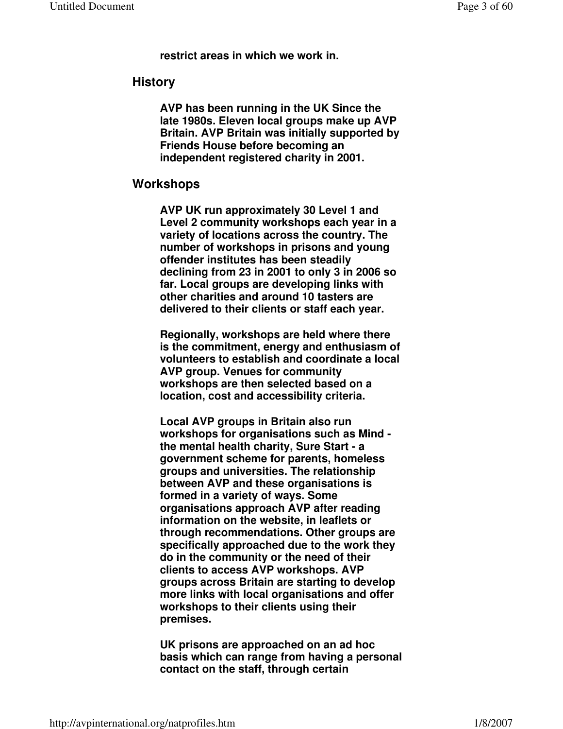**restrict areas in which we work in.**

## History

**AVP has been running in the UK Since the late 1980s. Eleven local groups make up AVP Britain. AVP Britain was initially supported by Friends House before becoming an independent registered charity in 2001.**

## Workshops

**AVP UK run approximately 30 Level 1 and Level 2 community workshops each year in a variety of locations across the country. The number of workshops in prisons and young offender institutes has been steadily declining from 23 in 2001 to only 3 in 2006 so far. Local groups are developing links with other charities and around 10 tasters are delivered to their clients or staff each year.**

**Regionally, workshops are held where there is the commitment, energy and enthusiasm of volunteers to establish and coordinate a local AVP group. Venues for community workshops are then selected based on a location, cost and accessibility criteria.**

**Local AVP groups in Britain also run workshops for organisations such as Mind - the mental health charity, Sure Start - a government scheme for parents, homeless groups and universities. The relationship between AVP and these organisations is formed in a variety of ways. Some organisations approach AVP after reading information on the website, in leaflets or through recommendations. Other groups are specifically approached due to the work they do in the community or the need of their clients to access AVP workshops. AVP groups across Britain are starting to develop more links with local organisations and offer workshops to their clients using their premises.**

**UK prisons are approached on an ad hoc basis which can range from having a personal contact on the staff, through certain**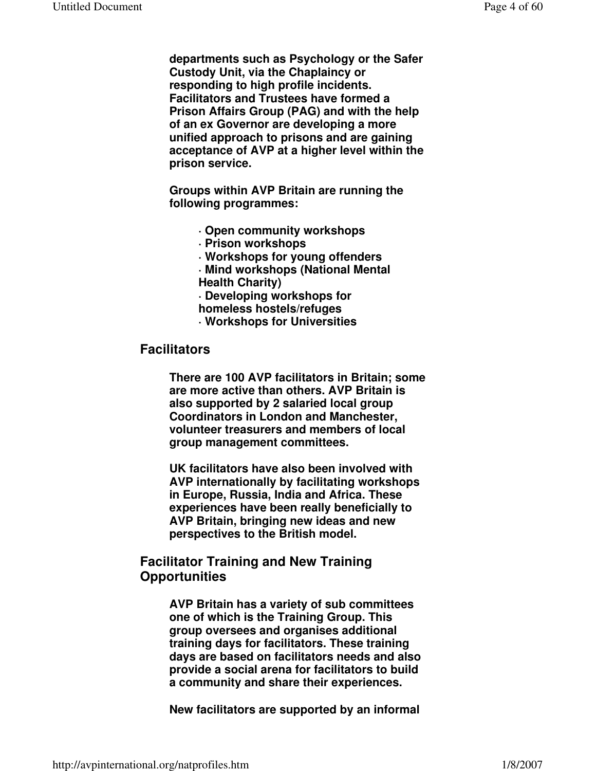**departments such as Psychology or the Safer Custody Unit, via the Chaplaincy or responding to high profile incidents. Facilitators and Trustees have formed a Prison Affairs Group (PAG) and with the help of an ex Governor are developing a more unified approach to prisons and are gaining acceptance of AVP at a higher level within the prison service.**

**Groups within AVP Britain are running the following programmes:**

- **Open community workshops**
- **Prison workshops**
- **Workshops for young offenders**
- **Mind workshops (National Mental Health Charity)**
- **Developing workshops for homeless hostels/refuges**
- **Workshops for Universities**

## Facilitators

**There are 100 AVP facilitators in Britain; some are more active than others. AVP Britain is also supported by 2 salaried local group Coordinators in London and Manchester, volunteer treasurers and members of local group management committees.**

**UK facilitators have also been involved with AVP internationally by facilitating workshops in Europe, Russia, India and Africa. These experiences have been really beneficially to AVP Britain, bringing new ideas and new perspectives to the British model.**

## Facilitator Training and New Training Opportunities

**AVP Britain has a variety of sub committees one of which is the Training Group. This group oversees and organises additional training days for facilitators. These training days are based on facilitators needs and also provide a social arena for facilitators to build a community and share their experiences.**

**New facilitators are supported by an informal**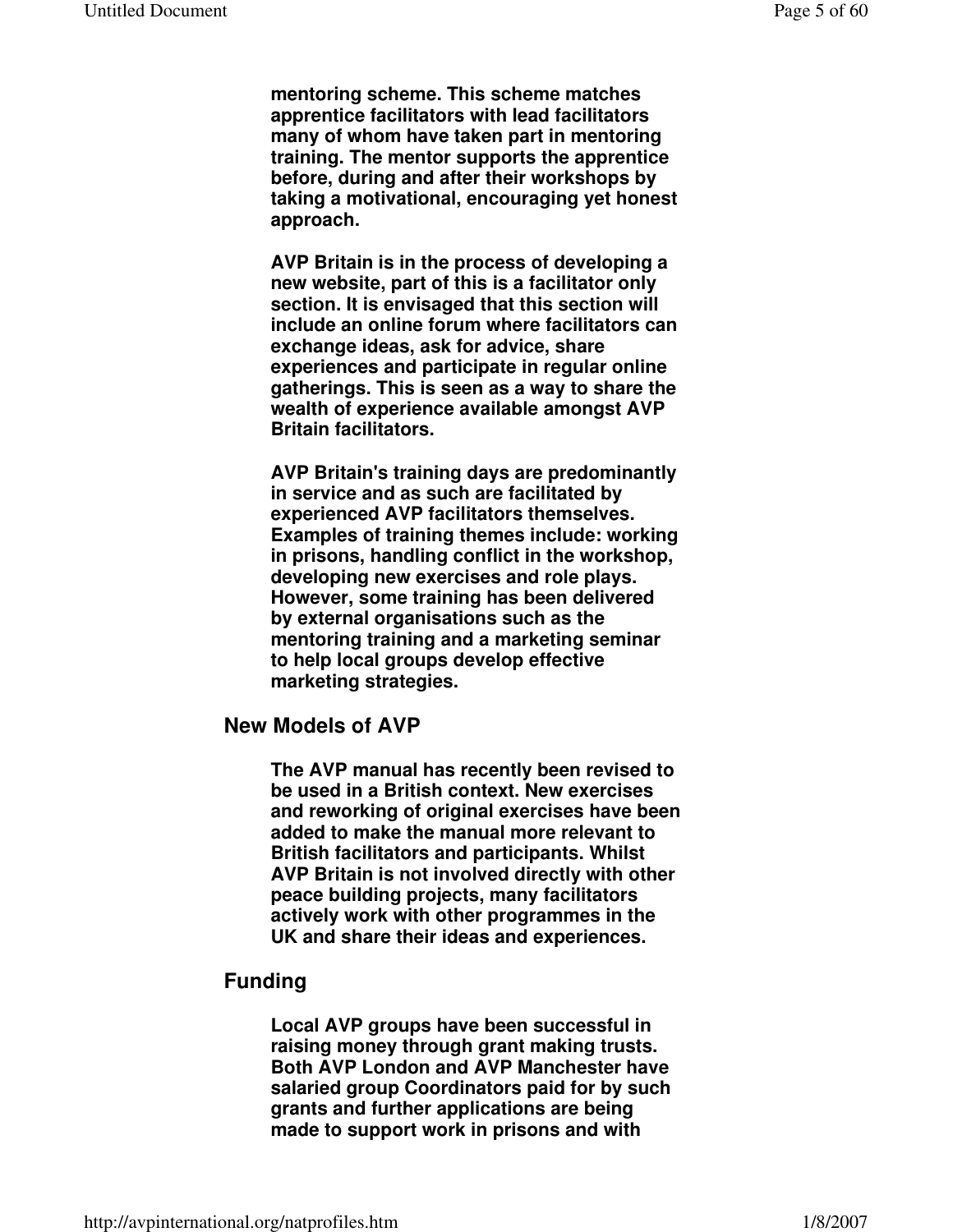**mentoring scheme. This scheme matches apprentice facilitators with lead facilitators many of whom have taken part in mentoring training. The mentor supports the apprentice before, during and after their workshops by taking a motivational, encouraging yet honest approach.**

**AVP Britain is in the process of developing a new website, part of this is a facilitator only section. It is envisaged that this section will include an online forum where facilitators can exchange ideas, ask for advice, share experiences and participate in regular online gatherings. This is seen as a way to share the wealth of experience available amongst AVP Britain facilitators.**

**AVP Britain's training days are predominantly in service and as such are facilitated by experienced AVP facilitators themselves. Examples of training themes include: working in prisons, handling conflict in the workshop, developing new exercises and role plays. However, some training has been delivered by external organisations such as the mentoring training and a marketing seminar to help local groups develop effective marketing strategies.**

### New Models of AVP

**The AVP manual has recently been revised to be used in a British context. New exercises and reworking of original exercises have been added to make the manual more relevant to British facilitators and participants. Whilst AVP Britain is not involved directly with other peace building projects, many facilitators actively work with other programmes in the UK and share their ideas and experiences.**

### Funding

**Local AVP groups have been successful in raising money through grant making trusts. Both AVP London and AVP Manchester have salaried group Coordinators paid for by such grants and further applications are being made to support work in prisons and with**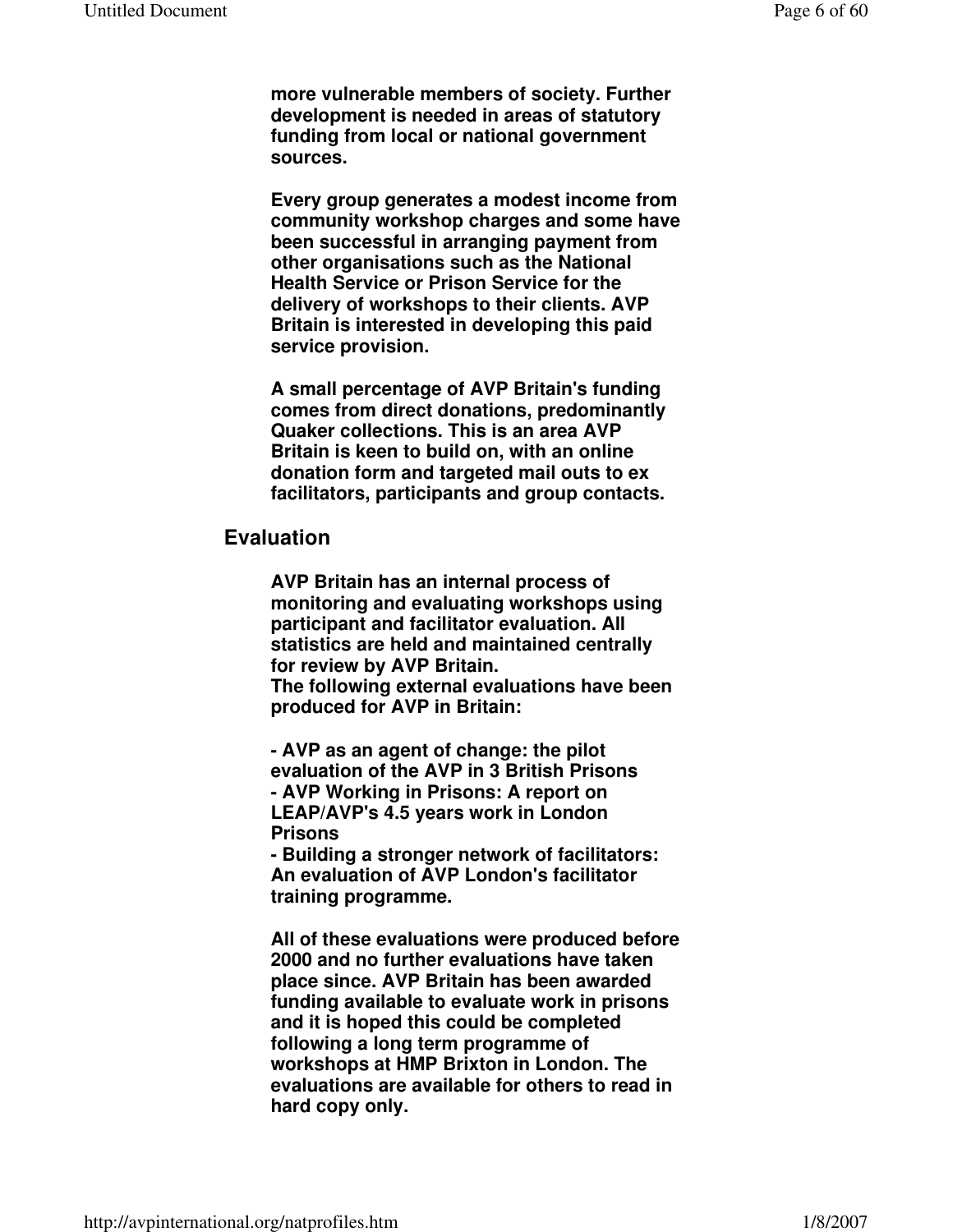**more vulnerable members of society. Further development is needed in areas of statutory funding from local or national government sources.**

**Every group generates a modest income from community workshop charges and some have been successful in arranging payment from other organisations such as the National Health Service or Prison Service for the delivery of workshops to their clients. AVP Britain is interested in developing this paid service provision.**

**A small percentage of AVP Britain's funding comes from direct donations, predominantly Quaker collections. This is an area AVP Britain is keen to build on, with an online donation form and targeted mail outs to ex facilitators, participants and group contacts.**

## Evaluation

**AVP Britain has an internal process of monitoring and evaluating workshops using participant and facilitator evaluation. All statistics are held and maintained centrally for review by AVP Britain.**
**The following external evaluations have been produced for AVP in Britain:**

**- AVP as an agent of change: the pilot evaluation of the AVP in 3 British Prisons**
**- AVP Working in Prisons: A report on LEAP/AVP's 4.5 years work in London Prisons**
**- Building a stronger network of facilitators: An evaluation of AVP London's facilitator training programme.**

**All of these evaluations were produced before 2000 and no further evaluations have taken place since. AVP Britain has been awarded funding available to evaluate work in prisons and it is hoped this could be completed following a long term programme of workshops at HMP Brixton in London. The evaluations are available for others to read in hard copy only.**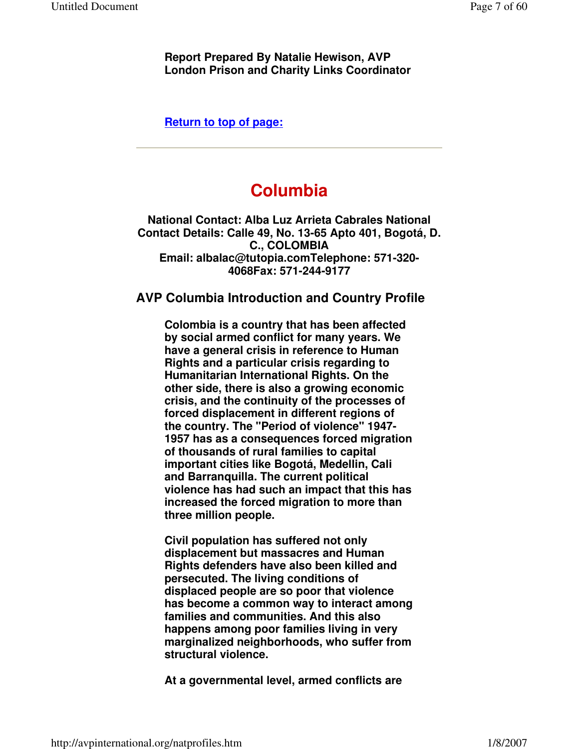**Report Prepared By Natalie Hewison, AVP London Prison and Charity Links Coordinator**

**Return to top of page:**

---

# Columbia

**National Contact: Alba Luz Arrieta Cabrales National Contact Details: Calle 49, No. 13-65 Apto 401, Bogotá, D. C., COLOMBIA**
**Email: albalac@tutopia.comTelephone: 571-320-4068Fax: 571-244-9177**

## AVP Columbia Introduction and Country Profile

**Colombia is a country that has been affected by social armed conflict for many years. We have a general crisis in reference to Human Rights and a particular crisis regarding to Humanitarian International Rights. On the other side, there is also a growing economic crisis, and the continuity of the processes of forced displacement in different regions of the country. The "Period of violence" 1947-1957 has as a consequences forced migration of thousands of rural families to capital important cities like Bogotá, Medellin, Cali and Barranquilla. The current political violence has had such an impact that this has increased the forced migration to more than three million people.**

**Civil population has suffered not only displacement but massacres and Human Rights defenders have also been killed and persecuted. The living conditions of displaced people are so poor that violence has become a common way to interact among families and communities. And this also happens among poor families living in very marginalized neighborhoods, who suffer from structural violence.**

**At a governmental level, armed conflicts are**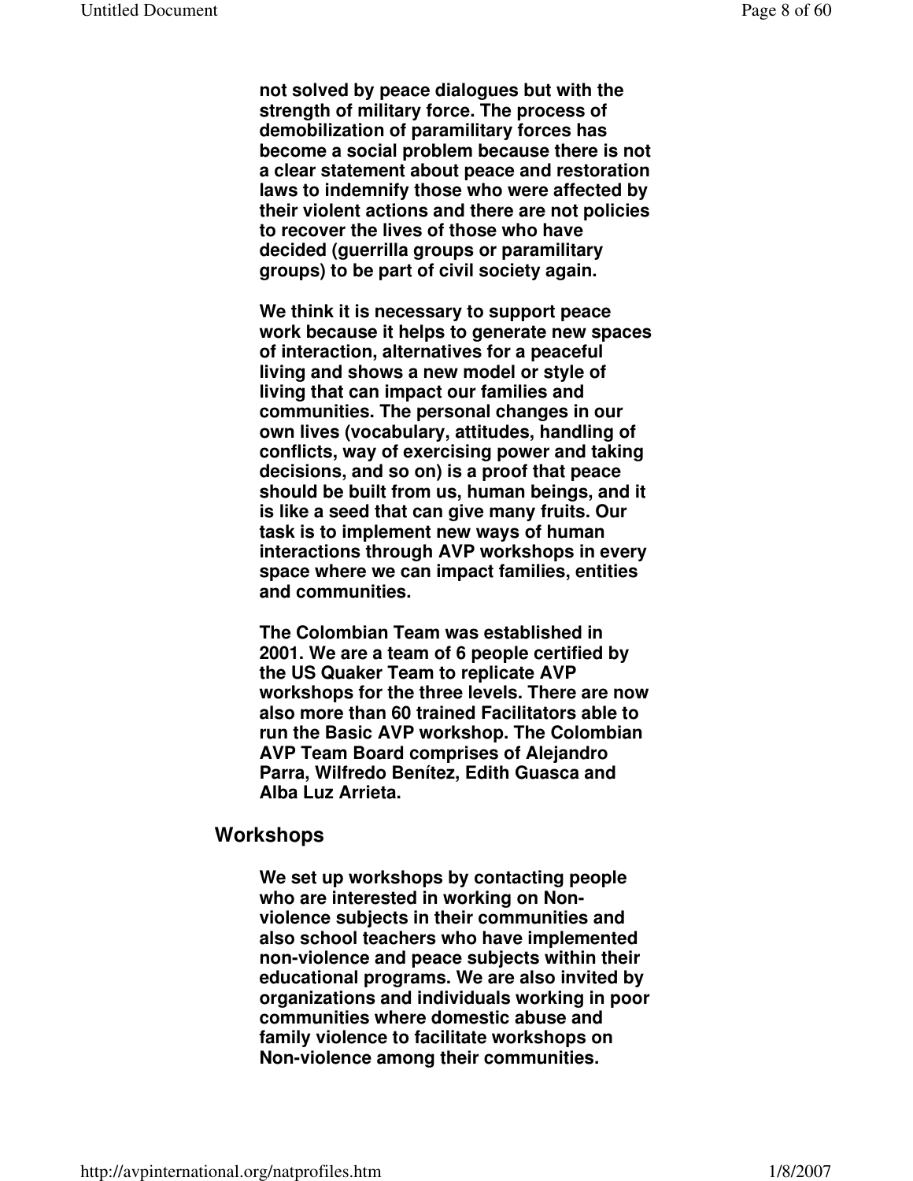**not solved by peace dialogues but with the strength of military force. The process of demobilization of paramilitary forces has become a social problem because there is not a clear statement about peace and restoration laws to indemnify those who were affected by their violent actions and there are not policies to recover the lives of those who have decided (guerrilla groups or paramilitary groups) to be part of civil society again.**

**We think it is necessary to support peace work because it helps to generate new spaces of interaction, alternatives for a peaceful living and shows a new model or style of living that can impact our families and communities. The personal changes in our own lives (vocabulary, attitudes, handling of conflicts, way of exercising power and taking decisions, and so on) is a proof that peace should be built from us, human beings, and it is like a seed that can give many fruits. Our task is to implement new ways of human interactions through AVP workshops in every space where we can impact families, entities and communities.**

**The Colombian Team was established in 2001. We are a team of 6 people certified by the US Quaker Team to replicate AVP workshops for the three levels. There are now also more than 60 trained Facilitators able to run the Basic AVP workshop. The Colombian AVP Team Board comprises of Alejandro Parra, Wilfredo Benítez, Edith Guasca and Alba Luz Arrieta.**

## Workshops

**We set up workshops by contacting people who are interested in working on Non-violence subjects in their communities and also school teachers who have implemented non-violence and peace subjects within their educational programs. We are also invited by organizations and individuals working in poor communities where domestic abuse and family violence to facilitate workshops on Non-violence among their communities.**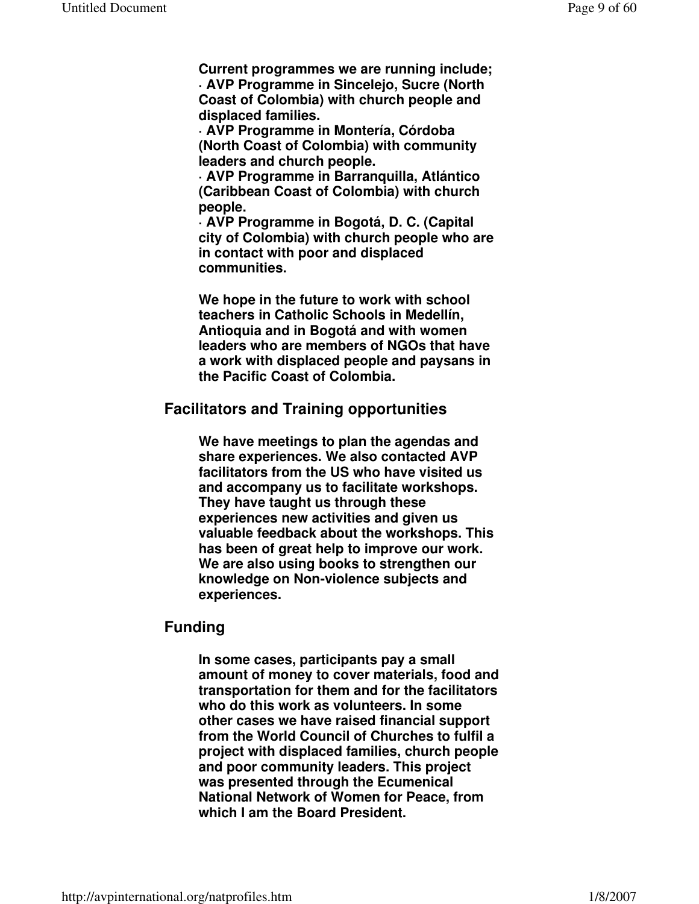**Current programmes we are running include;**

- **AVP Programme in Sincelejo, Sucre (North Coast of Colombia) with church people and displaced families.**
- **AVP Programme in Montería, Córdoba (North Coast of Colombia) with community leaders and church people.**
- **AVP Programme in Barranquilla, Atlántico (Caribbean Coast of Colombia) with church people.**
- **AVP Programme in Bogotá, D. C. (Capital city of Colombia) with church people who are in contact with poor and displaced communities.**

**We hope in the future to work with school teachers in Catholic Schools in Medellín, Antioquia and in Bogotá and with women leaders who are members of NGOs that have a work with displaced people and paysans in the Pacific Coast of Colombia.**

## Facilitators and Training opportunities

**We have meetings to plan the agendas and share experiences. We also contacted AVP facilitators from the US who have visited us and accompany us to facilitate workshops. They have taught us through these experiences new activities and given us valuable feedback about the workshops. This has been of great help to improve our work. We are also using books to strengthen our knowledge on Non-violence subjects and experiences.**

## Funding

**In some cases, participants pay a small amount of money to cover materials, food and transportation for them and for the facilitators who do this work as volunteers. In some other cases we have raised financial support from the World Council of Churches to fulfil a project with displaced families, church people and poor community leaders. This project was presented through the Ecumenical National Network of Women for Peace, from which I am the Board President.**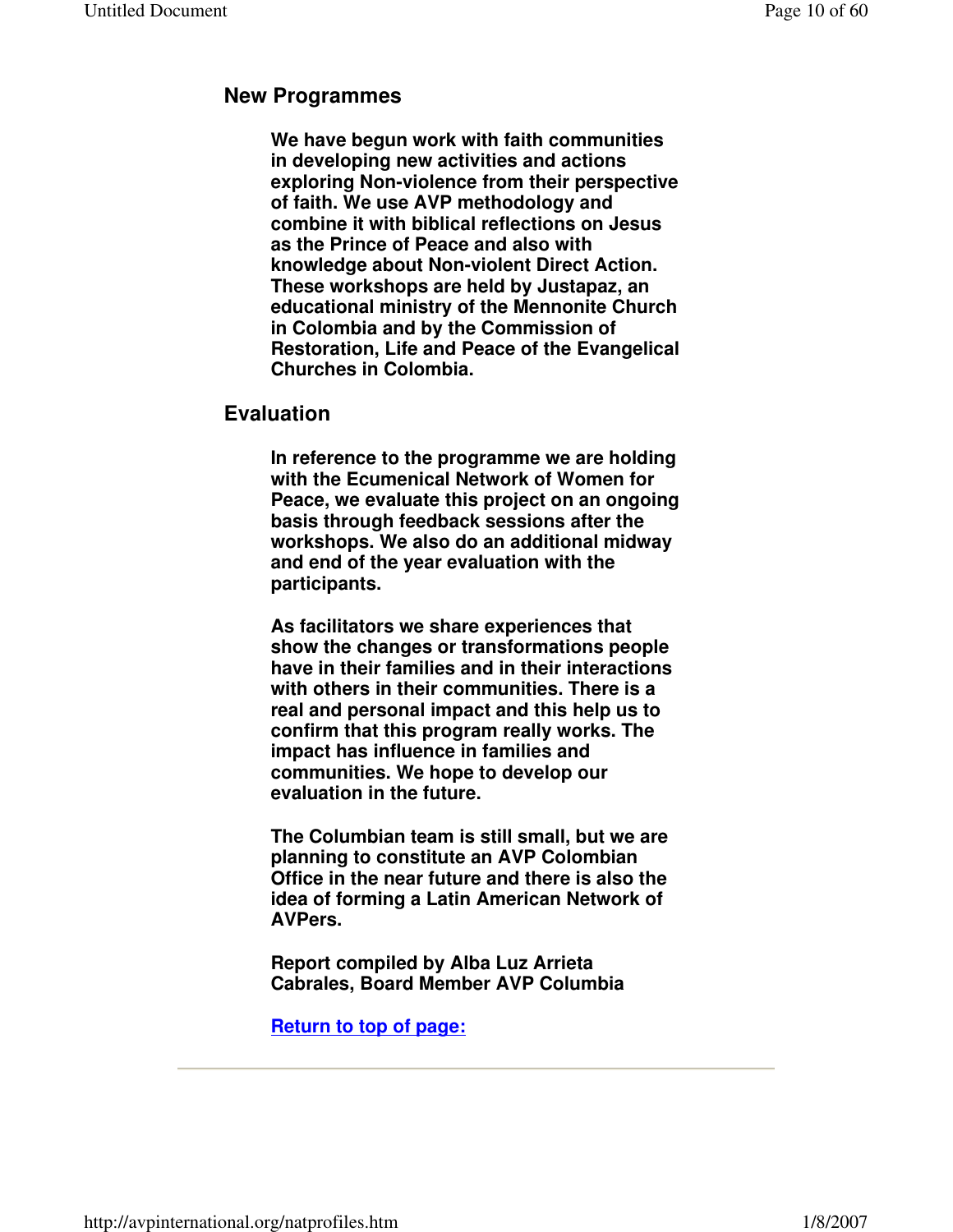## New Programmes

**We have begun work with faith communities in developing new activities and actions exploring Non-violence from their perspective of faith. We use AVP methodology and combine it with biblical reflections on Jesus as the Prince of Peace and also with knowledge about Non-violent Direct Action. These workshops are held by Justapaz, an educational ministry of the Mennonite Church in Colombia and by the Commission of Restoration, Life and Peace of the Evangelical Churches in Colombia.**

## Evaluation

**In reference to the programme we are holding with the Ecumenical Network of Women for Peace, we evaluate this project on an ongoing basis through feedback sessions after the workshops. We also do an additional midway and end of the year evaluation with the participants.**

**As facilitators we share experiences that show the changes or transformations people have in their families and in their interactions with others in their communities. There is a real and personal impact and this help us to confirm that this program really works. The impact has influence in families and communities. We hope to develop our evaluation in the future.**

**The Columbian team is still small, but we are planning to constitute an AVP Colombian Office in the near future and there is also the idea of forming a Latin American Network of AVPers.**

**Report compiled by Alba Luz Arrieta Cabrales, Board Member AVP Columbia**

**Return to top of page:**

---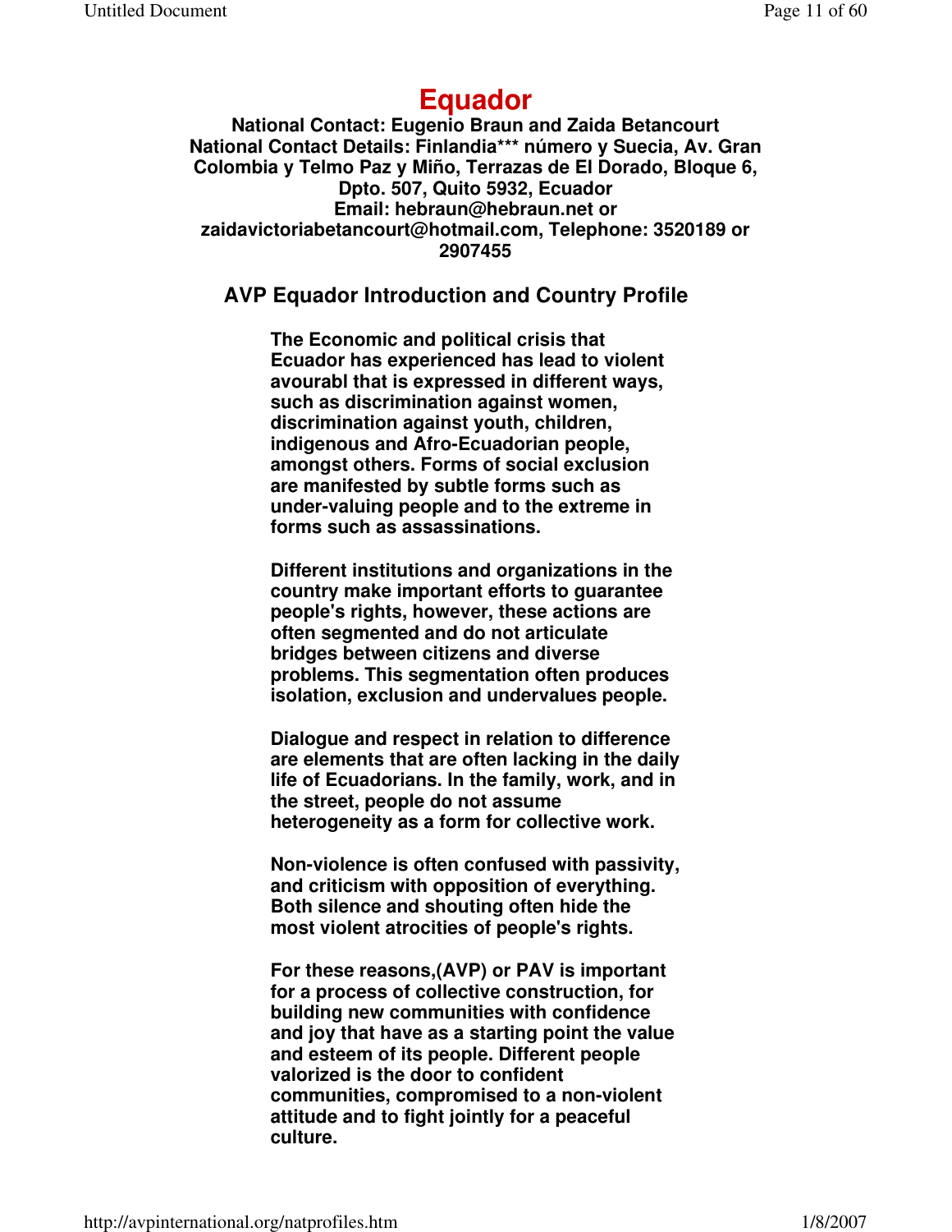# Equador

**National Contact: Eugenio Braun and Zaida Betancourt**
**National Contact Details: Finlandia*** número y Suecia, Av. Gran Colombia y Telmo Paz y Miño, Terrazas de El Dorado, Bloque 6, Dpto. 507, Quito 5932, Ecuador**
**Email: hebraun@hebraun.net or zaidavictoriabetancourt@hotmail.com, Telephone: 3520189 or 2907455**

## AVP Equador Introduction and Country Profile

The Economic and political crisis that Ecuador has experienced has lead to violent avourabl that is expressed in different ways, such as discrimination against women, discrimination against youth, children, indigenous and Afro-Ecuadorian people, amongst others. Forms of social exclusion are manifested by subtle forms such as under-valuing people and to the extreme in forms such as assassinations.

Different institutions and organizations in the country make important efforts to guarantee people's rights, however, these actions are often segmented and do not articulate bridges between citizens and diverse problems. This segmentation often produces isolation, exclusion and undervalues people.

Dialogue and respect in relation to difference are elements that are often lacking in the daily life of Ecuadorians. In the family, work, and in the street, people do not assume heterogeneity as a form for collective work.

Non-violence is often confused with passivity, and criticism with opposition of everything. Both silence and shouting often hide the most violent atrocities of people's rights.

For these reasons,(AVP) or PAV is important for a process of collective construction, for building new communities with confidence and joy that have as a starting point the value and esteem of its people. Different people valorized is the door to confident communities, compromised to a non-violent attitude and to fight jointly for a peaceful culture.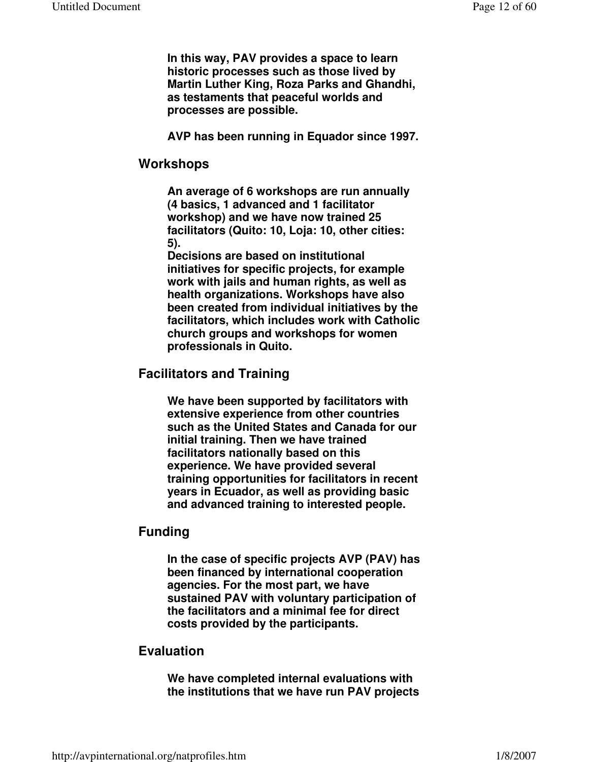**In this way, PAV provides a space to learn historic processes such as those lived by Martin Luther King, Roza Parks and Ghandhi, as testaments that peaceful worlds and processes are possible.**

**AVP has been running in Equador since 1997.**

## Workshops

**An average of 6 workshops are run annually (4 basics, 1 advanced and 1 facilitator workshop) and we have now trained 25 facilitators (Quito: 10, Loja: 10, other cities: 5).**
**Decisions are based on institutional initiatives for specific projects, for example work with jails and human rights, as well as health organizations. Workshops have also been created from individual initiatives by the facilitators, which includes work with Catholic church groups and workshops for women professionals in Quito.**

## Facilitators and Training

**We have been supported by facilitators with extensive experience from other countries such as the United States and Canada for our initial training. Then we have trained facilitators nationally based on this experience. We have provided several training opportunities for facilitators in recent years in Ecuador, as well as providing basic and advanced training to interested people.**

## Funding

**In the case of specific projects AVP (PAV) has been financed by international cooperation agencies. For the most part, we have sustained PAV with voluntary participation of the facilitators and a minimal fee for direct costs provided by the participants.**

## Evaluation

**We have completed internal evaluations with the institutions that we have run PAV projects**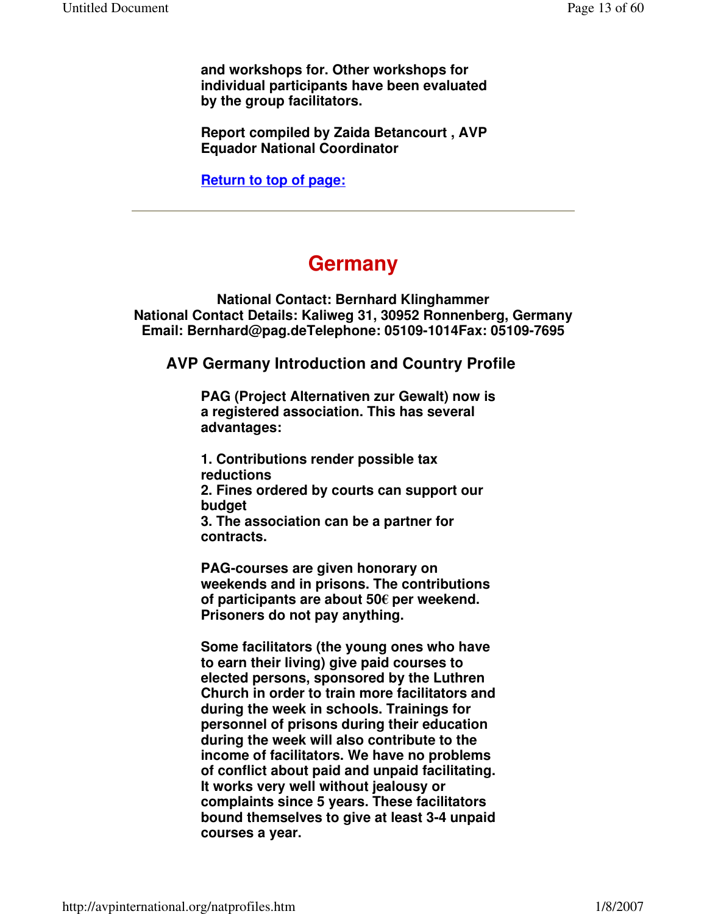**and workshops for. Other workshops for individual participants have been evaluated by the group facilitators.**

**Report compiled by Zaida Betancourt , AVP Equador National Coordinator**

**Return to top of page:**

---

# Germany

**National Contact: Bernhard Klinghammer**
**National Contact Details: Kaliweg 31, 30952 Ronnenberg, Germany**
**Email: Bernhard@pag.deTelephone: 05109-1014Fax: 05109-7695**

### AVP Germany Introduction and Country Profile

**PAG (Project Alternativen zur Gewalt) now is a registered association. This has several advantages:**

**1. Contributions render possible tax reductions**
**2. Fines ordered by courts can support our budget**
**3. The association can be a partner for contracts.**

**PAG-courses are given honorary on weekends and in prisons. The contributions of participants are about 50€ per weekend. Prisoners do not pay anything.**

**Some facilitators (the young ones who have to earn their living) give paid courses to elected persons, sponsored by the Luthren Church in order to train more facilitators and during the week in schools. Trainings for personnel of prisons during their education during the week will also contribute to the income of facilitators. We have no problems of conflict about paid and unpaid facilitating. It works very well without jealousy or complaints since 5 years. These facilitators bound themselves to give at least 3-4 unpaid courses a year.**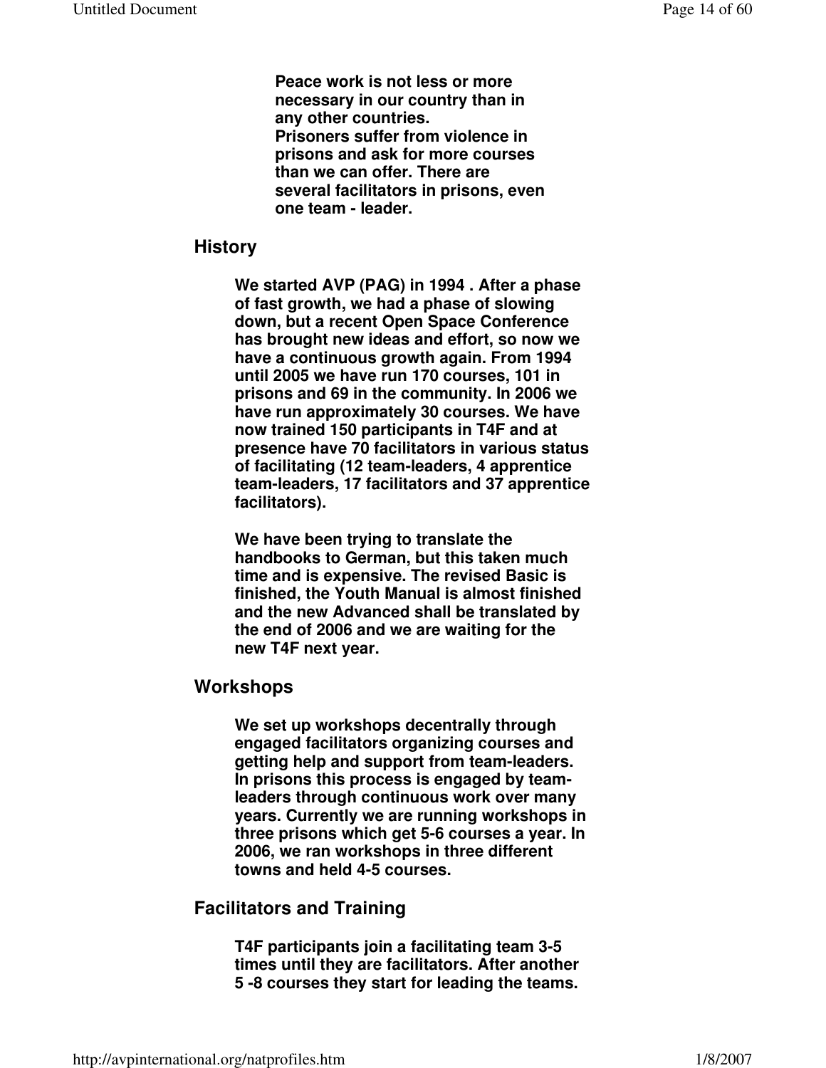**Peace work is not less or more necessary in our country than in any other countries.**
**Prisoners suffer from violence in prisons and ask for more courses than we can offer. There are several facilitators in prisons, even one team - leader.**

## History

**We started AVP (PAG) in 1994 . After a phase of fast growth, we had a phase of slowing down, but a recent Open Space Conference has brought new ideas and effort, so now we have a continuous growth again. From 1994 until 2005 we have run 170 courses, 101 in prisons and 69 in the community. In 2006 we have run approximately 30 courses. We have now trained 150 participants in T4F and at presence have 70 facilitators in various status of facilitating (12 team-leaders, 4 apprentice team-leaders, 17 facilitators and 37 apprentice facilitators).**

**We have been trying to translate the handbooks to German, but this taken much time and is expensive. The revised Basic is finished, the Youth Manual is almost finished and the new Advanced shall be translated by the end of 2006 and we are waiting for the new T4F next year.**

## Workshops

**We set up workshops decentrally through engaged facilitators organizing courses and getting help and support from team-leaders. In prisons this process is engaged by team-leaders through continuous work over many years. Currently we are running workshops in three prisons which get 5-6 courses a year. In 2006, we ran workshops in three different towns and held 4-5 courses.**

## Facilitators and Training

**T4F participants join a facilitating team 3-5 times until they are facilitators. After another 5 -8 courses they start for leading the teams.**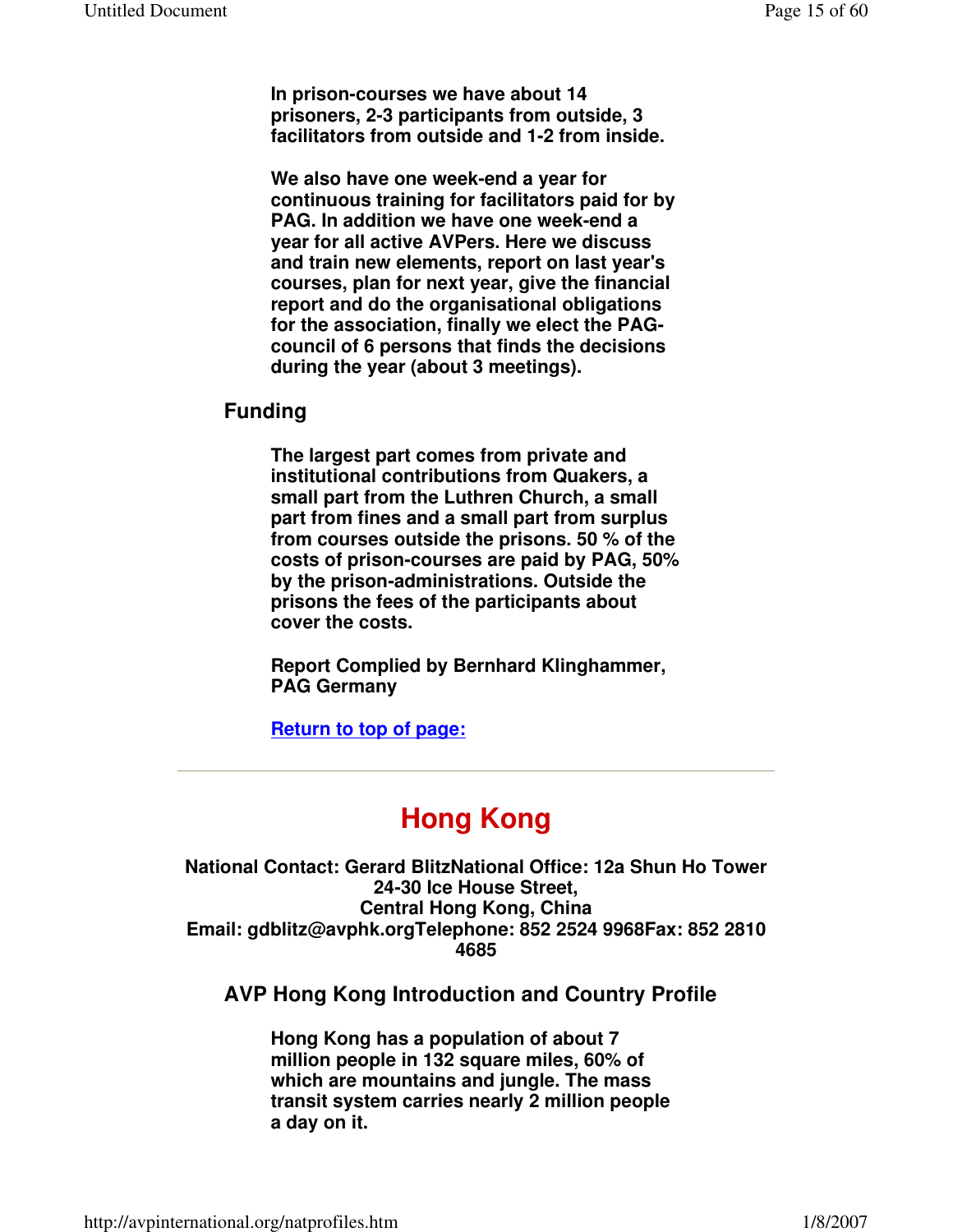**In prison-courses we have about 14 prisoners, 2-3 participants from outside, 3 facilitators from outside and 1-2 from inside.**

**We also have one week-end a year for continuous training for facilitators paid for by PAG. In addition we have one week-end a year for all active AVPers. Here we discuss and train new elements, report on last year's courses, plan for next year, give the financial report and do the organisational obligations for the association, finally we elect the PAG-council of 6 persons that finds the decisions during the year (about 3 meetings).**

### Funding

**The largest part comes from private and institutional contributions from Quakers, a small part from the Luthren Church, a small part from fines and a small part from surplus from courses outside the prisons. 50 % of the costs of prison-courses are paid by PAG, 50% by the prison-administrations. Outside the prisons the fees of the participants about cover the costs.**

**Report Complied by Bernhard Klinghammer, PAG Germany**

**Return to top of page:**

---

# Hong Kong

**National Contact: Gerard BlitzNational Office: 12a Shun Ho Tower 24-30 Ice House Street, Central Hong Kong, China**
**Email: gdblitz@avphk.orgTelephone: 852 2524 9968Fax: 852 2810 4685**

### AVP Hong Kong Introduction and Country Profile

**Hong Kong has a population of about 7 million people in 132 square miles, 60% of which are mountains and jungle. The mass transit system carries nearly 2 million people a day on it.**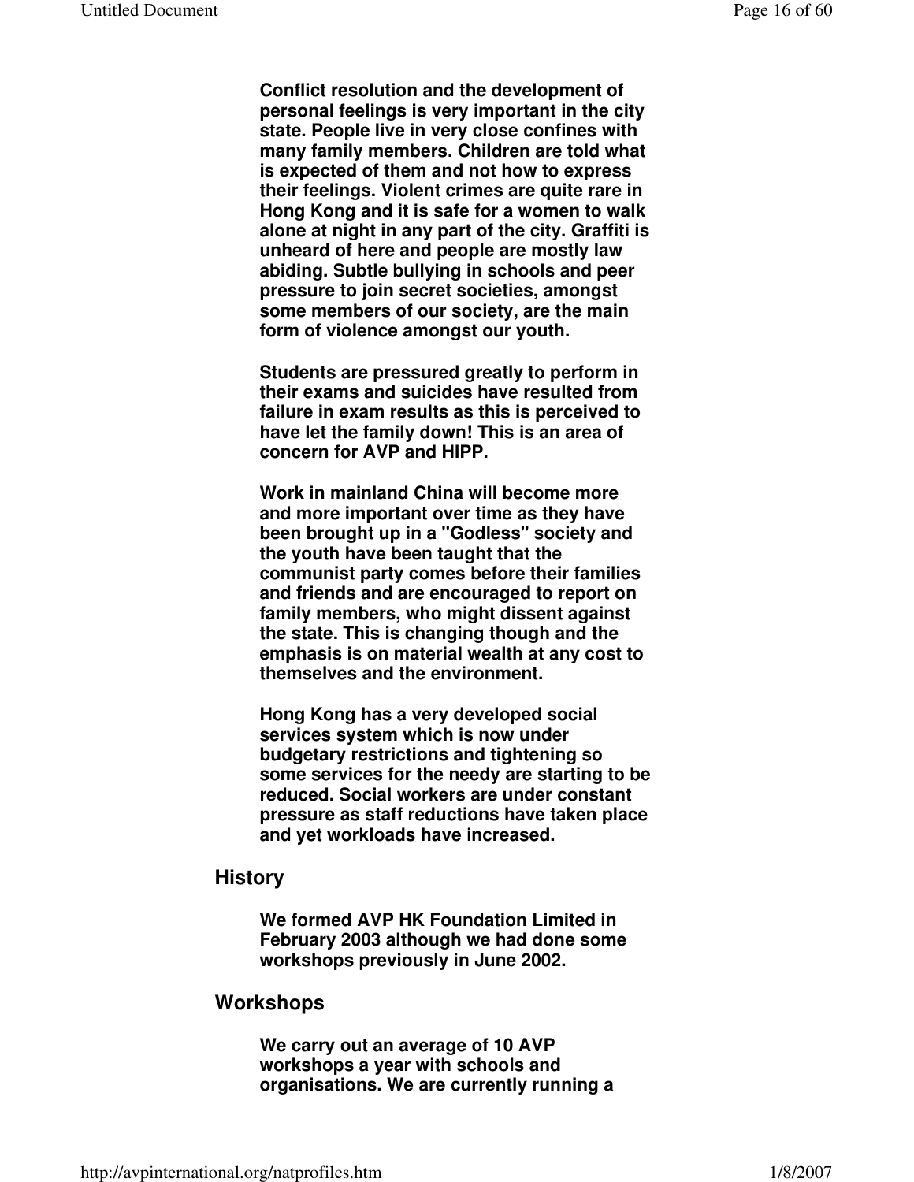**Conflict resolution and the development of personal feelings is very important in the city state. People live in very close confines with many family members. Children are told what is expected of them and not how to express their feelings. Violent crimes are quite rare in Hong Kong and it is safe for a women to walk alone at night in any part of the city. Graffiti is unheard of here and people are mostly law abiding. Subtle bullying in schools and peer pressure to join secret societies, amongst some members of our society, are the main form of violence amongst our youth.**

**Students are pressured greatly to perform in their exams and suicides have resulted from failure in exam results as this is perceived to have let the family down! This is an area of concern for AVP and HIPP.**

**Work in mainland China will become more and more important over time as they have been brought up in a "Godless" society and the youth have been taught that the communist party comes before their families and friends and are encouraged to report on family members, who might dissent against the state. This is changing though and the emphasis is on material wealth at any cost to themselves and the environment.**

**Hong Kong has a very developed social services system which is now under budgetary restrictions and tightening so some services for the needy are starting to be reduced. Social workers are under constant pressure as staff reductions have taken place and yet workloads have increased.**

## History

**We formed AVP HK Foundation Limited in February 2003 although we had done some workshops previously in June 2002.**

## Workshops

**We carry out an average of 10 AVP workshops a year with schools and organisations. We are currently running a**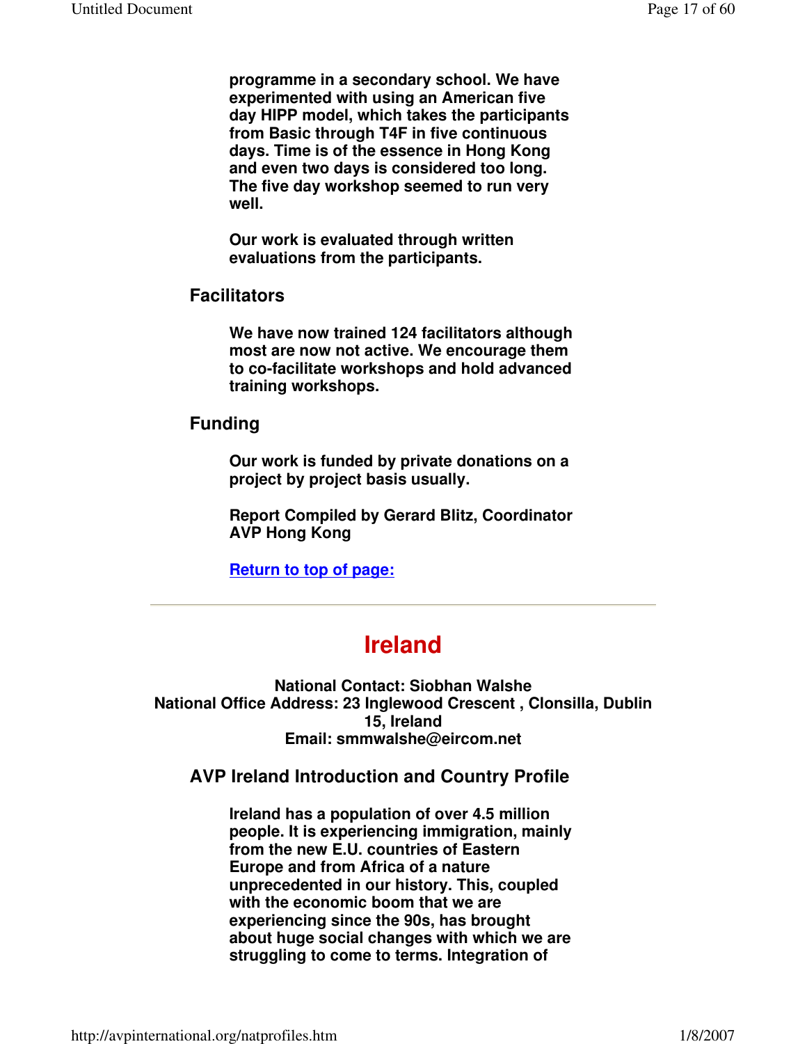**programme in a secondary school. We have experimented with using an American five day HIPP model, which takes the participants from Basic through T4F in five continuous days. Time is of the essence in Hong Kong and even two days is considered too long. The five day workshop seemed to run very well.**

**Our work is evaluated through written evaluations from the participants.**

### Facilitators

**We have now trained 124 facilitators although most are now not active. We encourage them to co-facilitate workshops and hold advanced training workshops.**

### Funding

**Our work is funded by private donations on a project by project basis usually.**

**Report Compiled by Gerard Blitz, Coordinator AVP Hong Kong**

**[Return to top of page:]**

---

# Ireland

**National Contact: Siobhan Walshe**
**National Office Address: 23 Inglewood Crescent , Clonsilla, Dublin 15, Ireland**
**Email: smmwalshe@eircom.net**

### AVP Ireland Introduction and Country Profile

**Ireland has a population of over 4.5 million people. It is experiencing immigration, mainly from the new E.U. countries of Eastern Europe and from Africa of a nature unprecedented in our history. This, coupled with the economic boom that we are experiencing since the 90s, has brought about huge social changes with which we are struggling to come to terms. Integration of**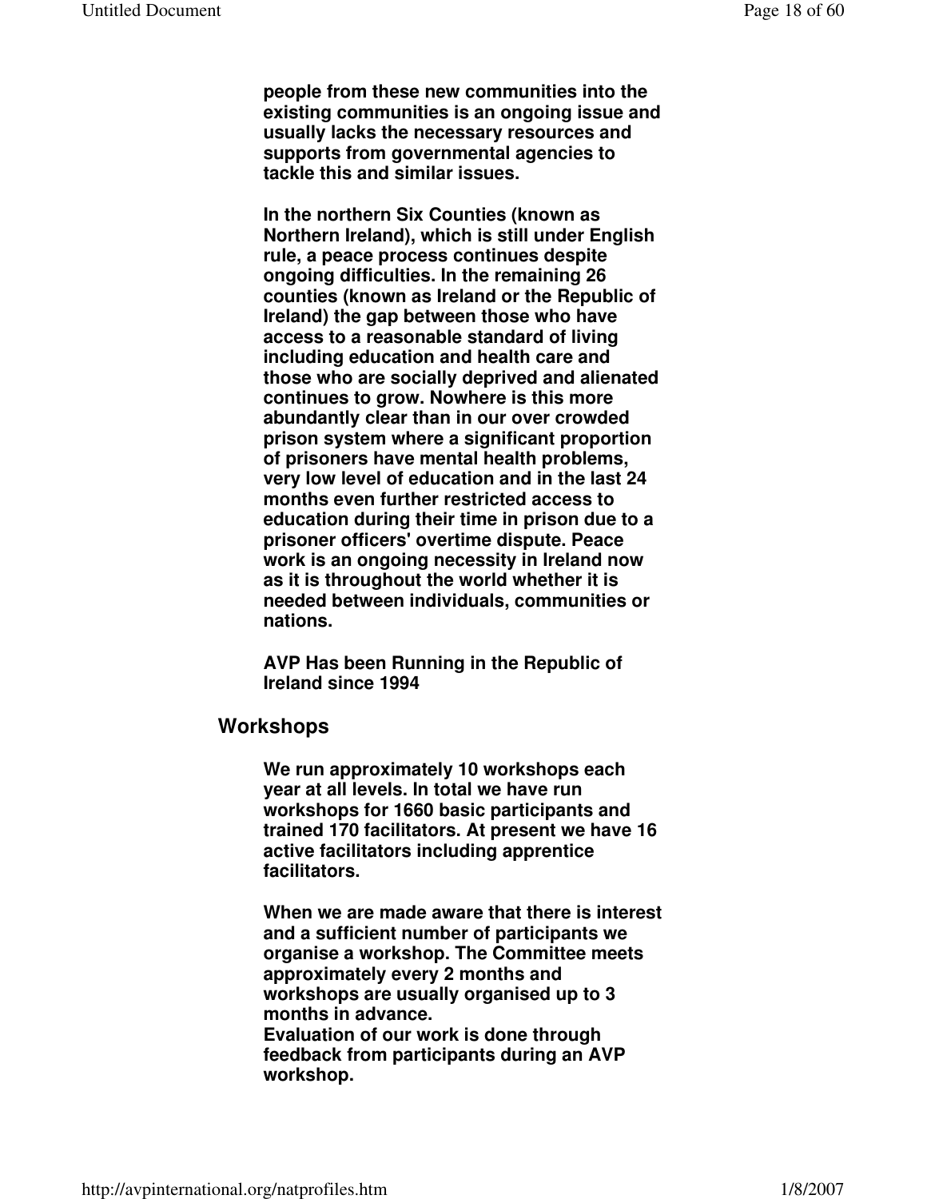**people from these new communities into the existing communities is an ongoing issue and usually lacks the necessary resources and supports from governmental agencies to tackle this and similar issues.**

**In the northern Six Counties (known as Northern Ireland), which is still under English rule, a peace process continues despite ongoing difficulties. In the remaining 26 counties (known as Ireland or the Republic of Ireland) the gap between those who have access to a reasonable standard of living including education and health care and those who are socially deprived and alienated continues to grow. Nowhere is this more abundantly clear than in our over crowded prison system where a significant proportion of prisoners have mental health problems, very low level of education and in the last 24 months even further restricted access to education during their time in prison due to a prisoner officers' overtime dispute. Peace work is an ongoing necessity in Ireland now as it is throughout the world whether it is needed between individuals, communities or nations.**

**AVP Has been Running in the Republic of Ireland since 1994**

## Workshops

**We run approximately 10 workshops each year at all levels. In total we have run workshops for 1660 basic participants and trained 170 facilitators. At present we have 16 active facilitators including apprentice facilitators.**

**When we are made aware that there is interest and a sufficient number of participants we organise a workshop. The Committee meets approximately every 2 months and workshops are usually organised up to 3 months in advance.**
**Evaluation of our work is done through feedback from participants during an AVP workshop.**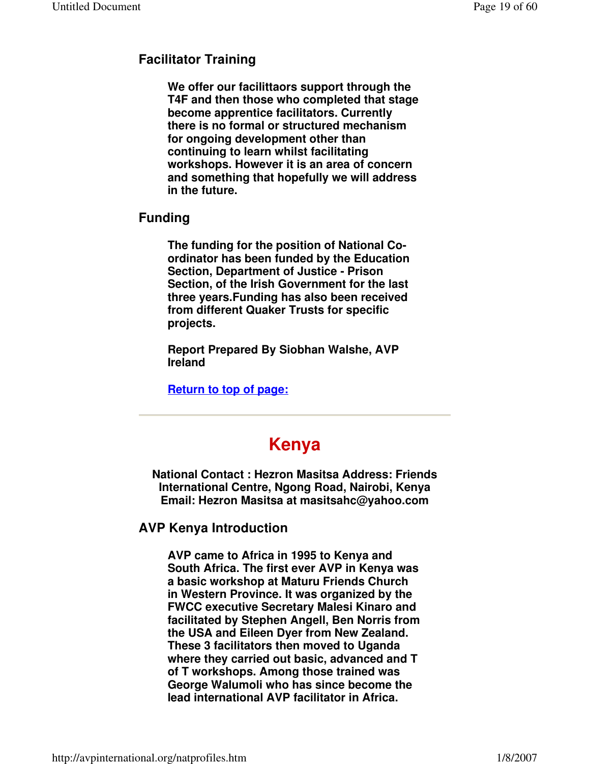### Facilitator Training

**We offer our facilittaors support through the T4F and then those who completed that stage become apprentice facilitators. Currently there is no formal or structured mechanism for ongoing development other than continuing to learn whilst facilitating workshops. However it is an area of concern and something that hopefully we will address in the future.**

### Funding

**The funding for the position of National Co-ordinator has been funded by the Education Section, Department of Justice - Prison Section, of the Irish Government for the last three years.Funding has also been received from different Quaker Trusts for specific projects.**

**Report Prepared By Siobhan Walshe, AVP Ireland**

**Return to top of page:**

---

## Kenya

**National Contact : Hezron Masitsa Address: Friends International Centre, Ngong Road, Nairobi, Kenya Email: Hezron Masitsa at masitsahc@yahoo.com**

### AVP Kenya Introduction

**AVP came to Africa in 1995 to Kenya and South Africa. The first ever AVP in Kenya was a basic workshop at Maturu Friends Church in Western Province. It was organized by the FWCC executive Secretary Malesi Kinaro and facilitated by Stephen Angell, Ben Norris from the USA and Eileen Dyer from New Zealand. These 3 facilitators then moved to Uganda where they carried out basic, advanced and T of T workshops. Among those trained was George Walumoli who has since become the lead international AVP facilitator in Africa.**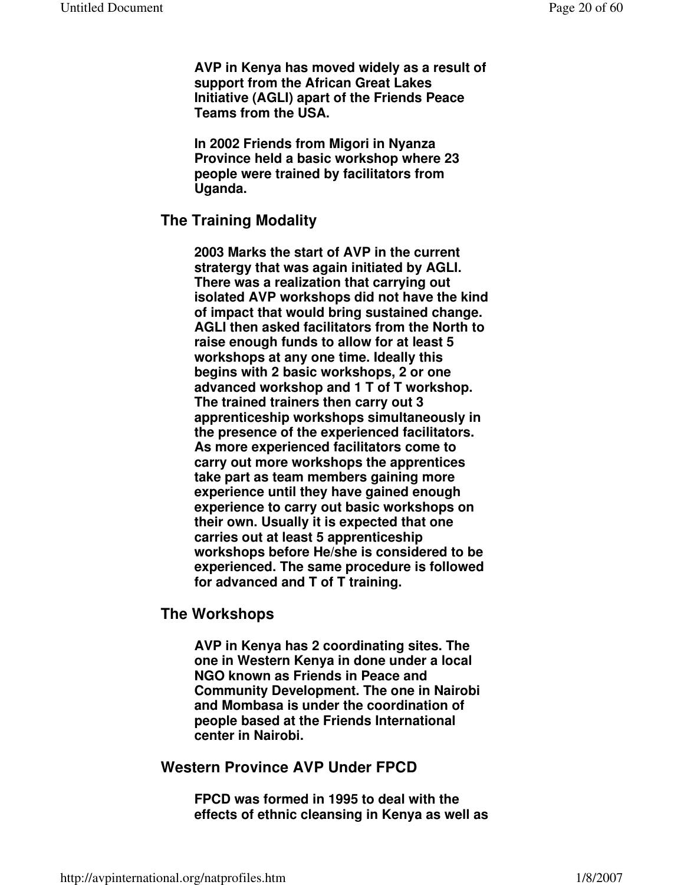**AVP in Kenya has moved widely as a result of support from the African Great Lakes Initiative (AGLI) apart of the Friends Peace Teams from the USA.**

**In 2002 Friends from Migori in Nyanza Province held a basic workshop where 23 people were trained by facilitators from Uganda.**

## The Training Modality

**2003 Marks the start of AVP in the current stratergy that was again initiated by AGLI. There was a realization that carrying out isolated AVP workshops did not have the kind of impact that would bring sustained change. AGLI then asked facilitators from the North to raise enough funds to allow for at least 5 workshops at any one time. Ideally this begins with 2 basic workshops, 2 or one advanced workshop and 1 T of T workshop. The trained trainers then carry out 3 apprenticeship workshops simultaneously in the presence of the experienced facilitators. As more experienced facilitators come to carry out more workshops the apprentices take part as team members gaining more experience until they have gained enough experience to carry out basic workshops on their own. Usually it is expected that one carries out at least 5 apprenticeship workshops before He/she is considered to be experienced. The same procedure is followed for advanced and T of T training.**

## The Workshops

**AVP in Kenya has 2 coordinating sites. The one in Western Kenya in done under a local NGO known as Friends in Peace and Community Development. The one in Nairobi and Mombasa is under the coordination of people based at the Friends International center in Nairobi.**

## Western Province AVP Under FPCD

**FPCD was formed in 1995 to deal with the effects of ethnic cleansing in Kenya as well as**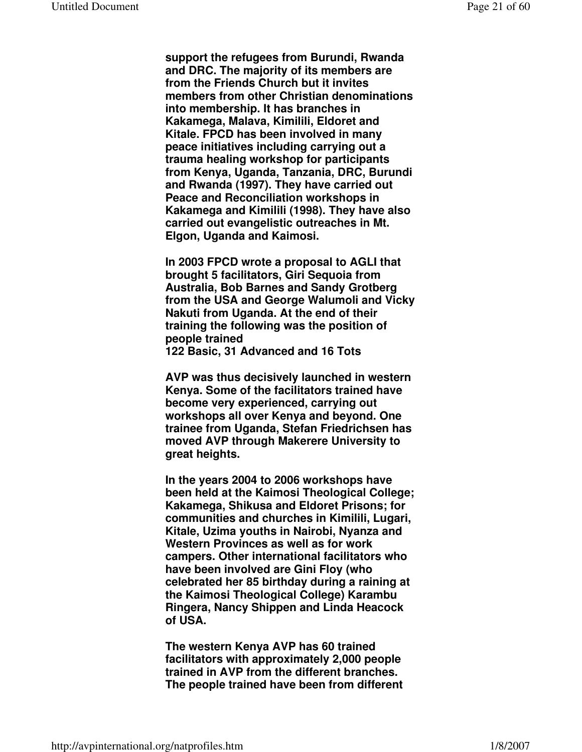**support the refugees from Burundi, Rwanda and DRC. The majority of its members are from the Friends Church but it invites members from other Christian denominations into membership. It has branches in Kakamega, Malava, Kimilili, Eldoret and Kitale. FPCD has been involved in many peace initiatives including carrying out a trauma healing workshop for participants from Kenya, Uganda, Tanzania, DRC, Burundi and Rwanda (1997). They have carried out Peace and Reconciliation workshops in Kakamega and Kimilili (1998). They have also carried out evangelistic outreaches in Mt. Elgon, Uganda and Kaimosi.**

**In 2003 FPCD wrote a proposal to AGLI that brought 5 facilitators, Giri Sequoia from Australia, Bob Barnes and Sandy Grotberg from the USA and George Walumoli and Vicky Nakuti from Uganda. At the end of their training the following was the position of people trained**
**122 Basic, 31 Advanced and 16 Tots**

**AVP was thus decisively launched in western Kenya. Some of the facilitators trained have become very experienced, carrying out workshops all over Kenya and beyond. One trainee from Uganda, Stefan Friedrichsen has moved AVP through Makerere University to great heights.**

**In the years 2004 to 2006 workshops have been held at the Kaimosi Theological College; Kakamega, Shikusa and Eldoret Prisons; for communities and churches in Kimilili, Lugari, Kitale, Uzima youths in Nairobi, Nyanza and Western Provinces as well as for work campers. Other international facilitators who have been involved are Gini Floy (who celebrated her 85 birthday during a raining at the Kaimosi Theological College) Karambu Ringera, Nancy Shippen and Linda Heacock of USA.**

**The western Kenya AVP has 60 trained facilitators with approximately 2,000 people trained in AVP from the different branches. The people trained have been from different**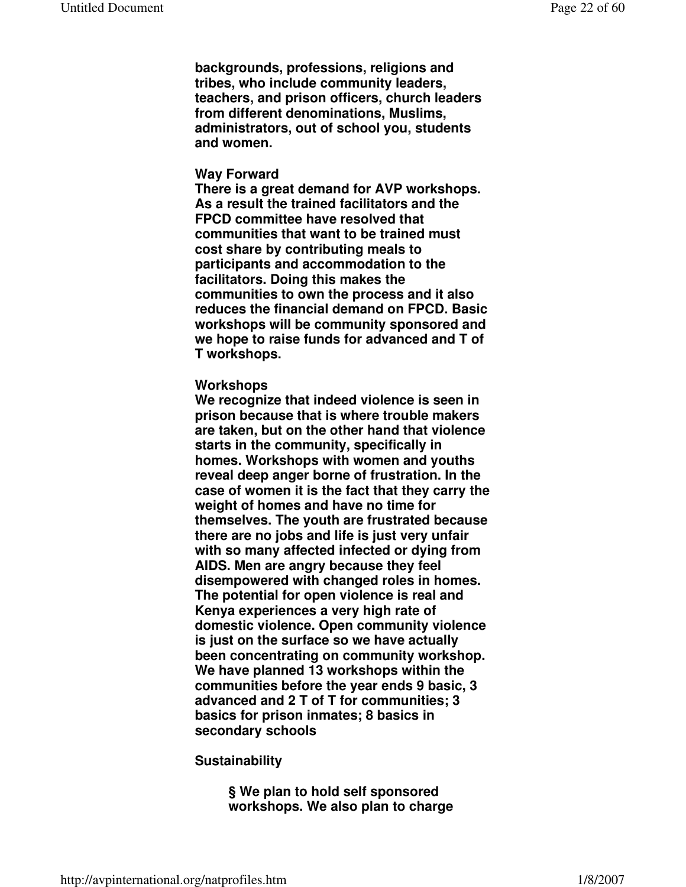**backgrounds, professions, religions and tribes, who include community leaders, teachers, and prison officers, church leaders from different denominations, Muslims, administrators, out of school you, students and women.**

**Way Forward**

**There is a great demand for AVP workshops. As a result the trained facilitators and the FPCD committee have resolved that communities that want to be trained must cost share by contributing meals to participants and accommodation to the facilitators. Doing this makes the communities to own the process and it also reduces the financial demand on FPCD. Basic workshops will be community sponsored and we hope to raise funds for advanced and T of T workshops.**

**Workshops**

**We recognize that indeed violence is seen in prison because that is where trouble makers are taken, but on the other hand that violence starts in the community, specifically in homes. Workshops with women and youths reveal deep anger borne of frustration. In the case of women it is the fact that they carry the weight of homes and have no time for themselves. The youth are frustrated because there are no jobs and life is just very unfair with so many affected infected or dying from AIDS. Men are angry because they feel disempowered with changed roles in homes. The potential for open violence is real and Kenya experiences a very high rate of domestic violence. Open community violence is just on the surface so we have actually been concentrating on community workshop. We have planned 13 workshops within the communities before the year ends 9 basic, 3 advanced and 2 T of T for communities; 3 basics for prison inmates; 8 basics in secondary schools**

**Sustainability**

- **We plan to hold self sponsored workshops. We also plan to charge**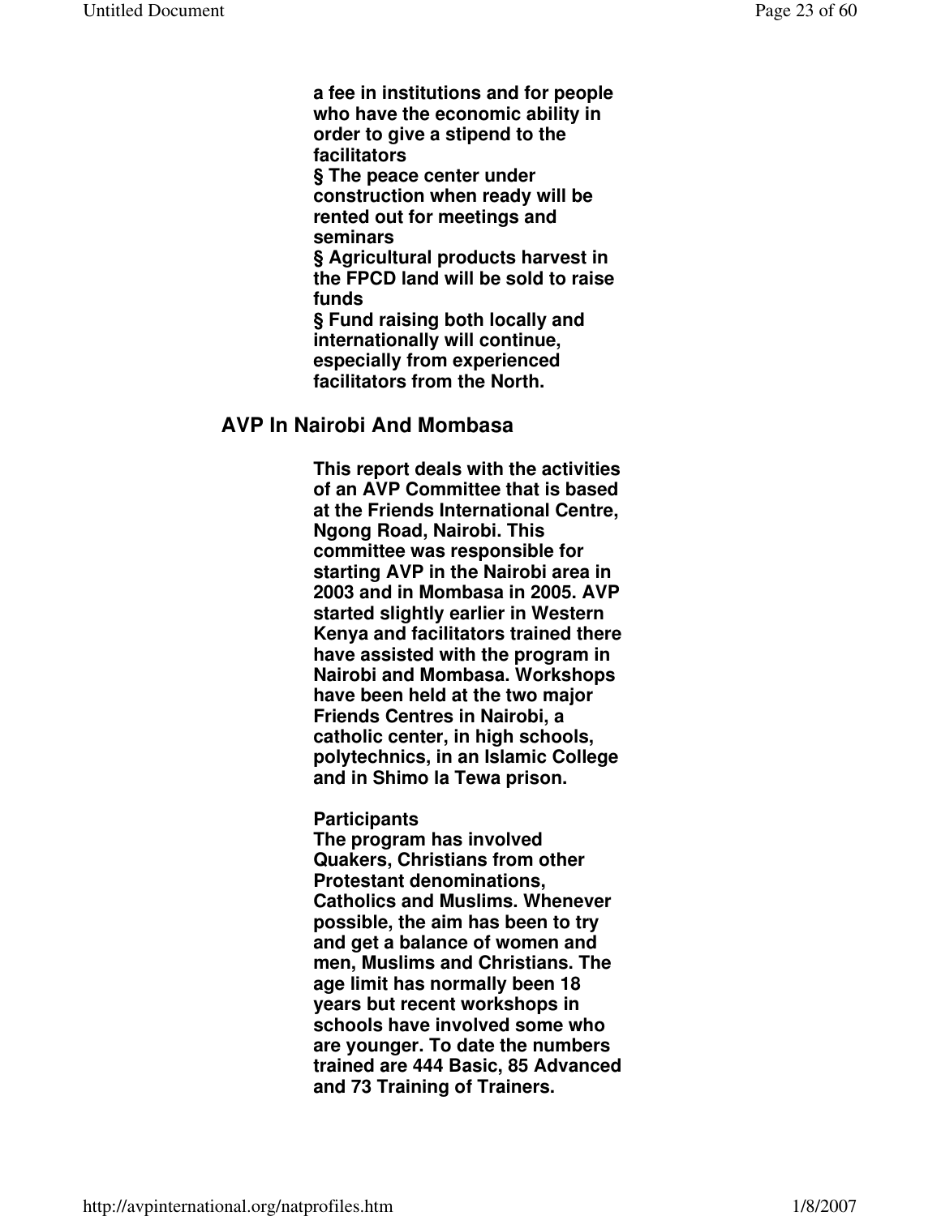**a fee in institutions and for people who have the economic ability in order to give a stipend to the facilitators**

**§ The peace center under construction when ready will be rented out for meetings and seminars**

**§ Agricultural products harvest in the FPCD land will be sold to raise funds**

**§ Fund raising both locally and internationally will continue, especially from experienced facilitators from the North.**

## AVP In Nairobi And Mombasa

**This report deals with the activities of an AVP Committee that is based at the Friends International Centre, Ngong Road, Nairobi. This committee was responsible for starting AVP in the Nairobi area in 2003 and in Mombasa in 2005. AVP started slightly earlier in Western Kenya and facilitators trained there have assisted with the program in Nairobi and Mombasa. Workshops have been held at the two major Friends Centres in Nairobi, a catholic center, in high schools, polytechnics, in an Islamic College and in Shimo la Tewa prison.**

**Participants**

**The program has involved Quakers, Christians from other Protestant denominations, Catholics and Muslims. Whenever possible, the aim has been to try and get a balance of women and men, Muslims and Christians. The age limit has normally been 18 years but recent workshops in schools have involved some who are younger. To date the numbers trained are 444 Basic, 85 Advanced and 73 Training of Trainers.**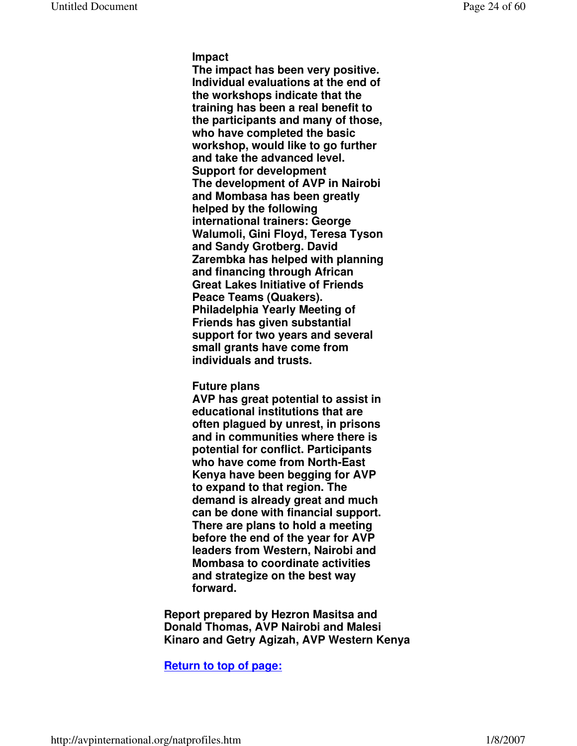**Impact**
**The impact has been very positive. Individual evaluations at the end of the workshops indicate that the training has been a real benefit to the participants and many of those, who have completed the basic workshop, would like to go further and take the advanced level.**
**Support for development**
**The development of AVP in Nairobi and Mombasa has been greatly helped by the following international trainers: George Walumoli, Gini Floyd, Teresa Tyson and Sandy Grotberg. David Zarembka has helped with planning and financing through African Great Lakes Initiative of Friends Peace Teams (Quakers). Philadelphia Yearly Meeting of Friends has given substantial support for two years and several small grants have come from individuals and trusts.**

**Future plans**
**AVP has great potential to assist in educational institutions that are often plagued by unrest, in prisons and in communities where there is potential for conflict. Participants who have come from North-East Kenya have been begging for AVP to expand to that region. The demand is already great and much can be done with financial support. There are plans to hold a meeting before the end of the year for AVP leaders from Western, Nairobi and Mombasa to coordinate activities and strategize on the best way forward.**

**Report prepared by Hezron Masitsa and Donald Thomas, AVP Nairobi and Malesi Kinaro and Getry Agizah, AVP Western Kenya**

**Return to top of page:**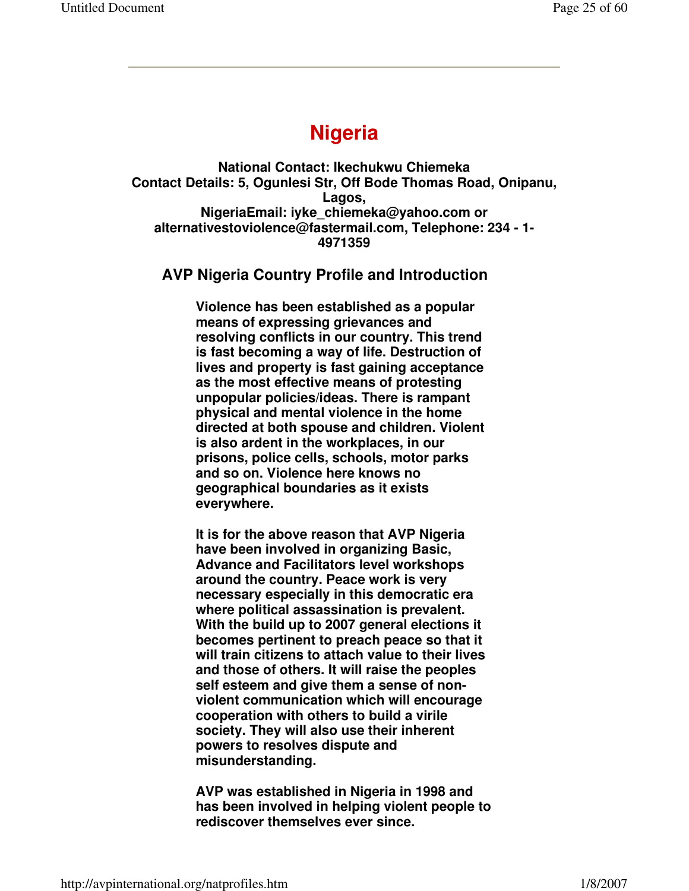---

# Nigeria

**National Contact: Ikechukwu Chiemeka**
**Contact Details: 5, Ogunlesi Str, Off Bode Thomas Road, Onipanu, Lagos,**
**NigeriaEmail: iyke_chiemeka@yahoo.com or alternativestoviolence@fastermail.com, Telephone: 234 - 1-4971359**

## AVP Nigeria Country Profile and Introduction

**Violence has been established as a popular means of expressing grievances and resolving conflicts in our country. This trend is fast becoming a way of life. Destruction of lives and property is fast gaining acceptance as the most effective means of protesting unpopular policies/ideas. There is rampant physical and mental violence in the home directed at both spouse and children. Violent is also ardent in the workplaces, in our prisons, police cells, schools, motor parks and so on. Violence here knows no geographical boundaries as it exists everywhere.**

**It is for the above reason that AVP Nigeria have been involved in organizing Basic, Advance and Facilitators level workshops around the country. Peace work is very necessary especially in this democratic era where political assassination is prevalent. With the build up to 2007 general elections it becomes pertinent to preach peace so that it will train citizens to attach value to their lives and those of others. It will raise the peoples self esteem and give them a sense of non-violent communication which will encourage cooperation with others to build a virile society. They will also use their inherent powers to resolves dispute and misunderstanding.**

**AVP was established in Nigeria in 1998 and has been involved in helping violent people to rediscover themselves ever since.**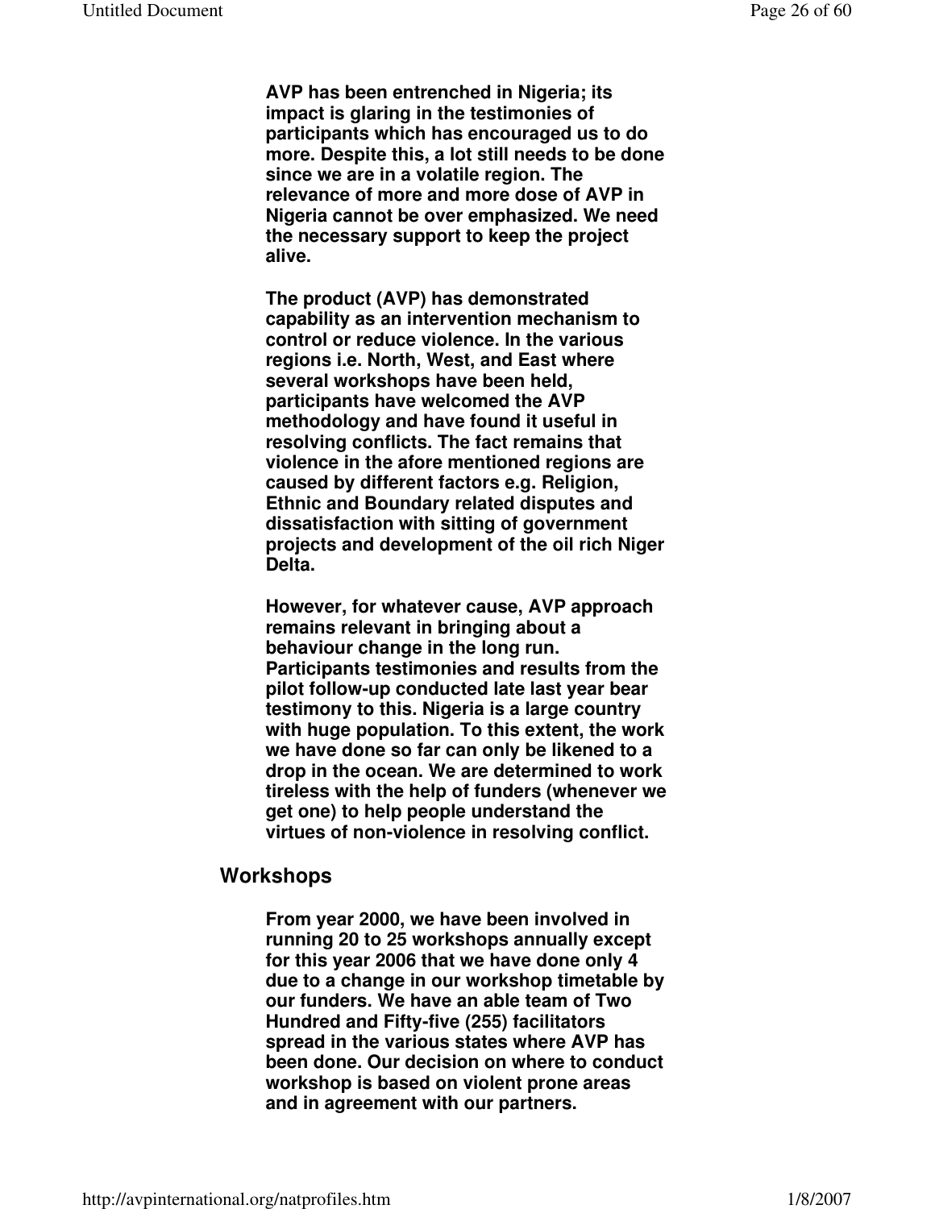**AVP has been entrenched in Nigeria; its impact is glaring in the testimonies of participants which has encouraged us to do more. Despite this, a lot still needs to be done since we are in a volatile region. The relevance of more and more dose of AVP in Nigeria cannot be over emphasized. We need the necessary support to keep the project alive.**

**The product (AVP) has demonstrated capability as an intervention mechanism to control or reduce violence. In the various regions i.e. North, West, and East where several workshops have been held, participants have welcomed the AVP methodology and have found it useful in resolving conflicts. The fact remains that violence in the afore mentioned regions are caused by different factors e.g. Religion, Ethnic and Boundary related disputes and dissatisfaction with sitting of government projects and development of the oil rich Niger Delta.**

**However, for whatever cause, AVP approach remains relevant in bringing about a behaviour change in the long run. Participants testimonies and results from the pilot follow-up conducted late last year bear testimony to this. Nigeria is a large country with huge population. To this extent, the work we have done so far can only be likened to a drop in the ocean. We are determined to work tireless with the help of funders (whenever we get one) to help people understand the virtues of non-violence in resolving conflict.**

## Workshops

**From year 2000, we have been involved in running 20 to 25 workshops annually except for this year 2006 that we have done only 4 due to a change in our workshop timetable by our funders. We have an able team of Two Hundred and Fifty-five (255) facilitators spread in the various states where AVP has been done. Our decision on where to conduct workshop is based on violent prone areas and in agreement with our partners.**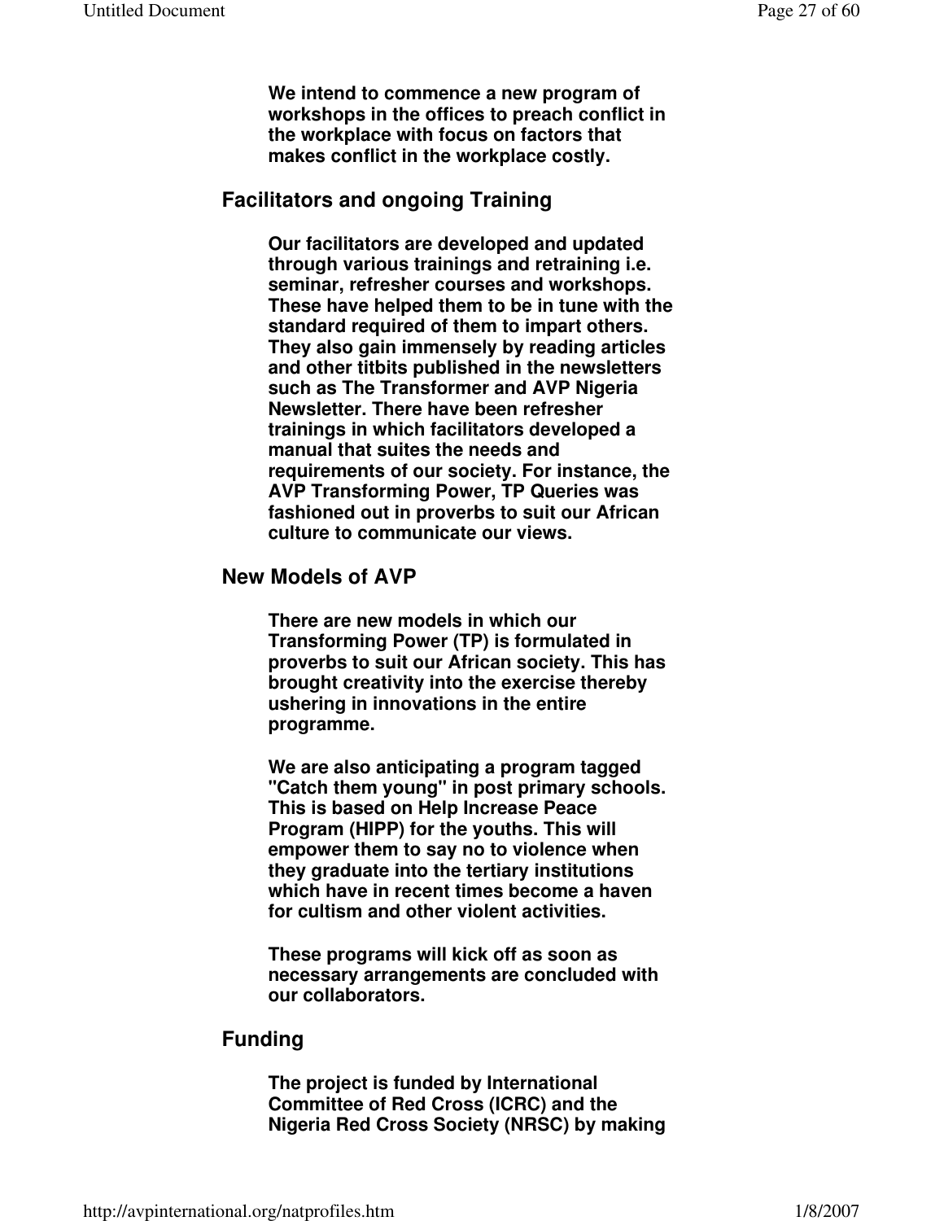**We intend to commence a new program of workshops in the offices to preach conflict in the workplace with focus on factors that makes conflict in the workplace costly.**

## Facilitators and ongoing Training

**Our facilitators are developed and updated through various trainings and retraining i.e. seminar, refresher courses and workshops. These have helped them to be in tune with the standard required of them to impart others. They also gain immensely by reading articles and other titbits published in the newsletters such as The Transformer and AVP Nigeria Newsletter. There have been refresher trainings in which facilitators developed a manual that suites the needs and requirements of our society. For instance, the AVP Transforming Power, TP Queries was fashioned out in proverbs to suit our African culture to communicate our views.**

## New Models of AVP

**There are new models in which our Transforming Power (TP) is formulated in proverbs to suit our African society. This has brought creativity into the exercise thereby ushering in innovations in the entire programme.**

**We are also anticipating a program tagged "Catch them young" in post primary schools. This is based on Help Increase Peace Program (HIPP) for the youths. This will empower them to say no to violence when they graduate into the tertiary institutions which have in recent times become a haven for cultism and other violent activities.**

**These programs will kick off as soon as necessary arrangements are concluded with our collaborators.**

## Funding

**The project is funded by International Committee of Red Cross (ICRC) and the Nigeria Red Cross Society (NRSC) by making**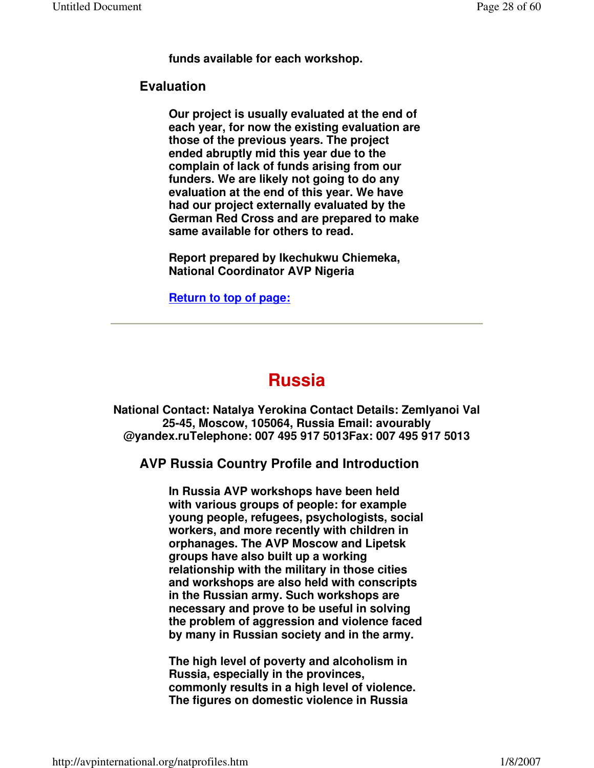**funds available for each workshop.**

### Evaluation

**Our project is usually evaluated at the end of each year, for now the existing evaluation are those of the previous years. The project ended abruptly mid this year due to the complain of lack of funds arising from our funders. We are likely not going to do any evaluation at the end of this year. We have had our project externally evaluated by the German Red Cross and are prepared to make same available for others to read.**

**Report prepared by Ikechukwu Chiemeka, National Coordinator AVP Nigeria**

[Return to top of page:]()

---

# Russia

**National Contact: Natalya Yerokina Contact Details: Zemlyanoi Val 25-45, Moscow, 105064, Russia Email: avourably @yandex.ruTelephone: 007 495 917 5013Fax: 007 495 917 5013**

### AVP Russia Country Profile and Introduction

**In Russia AVP workshops have been held with various groups of people: for example young people, refugees, psychologists, social workers, and more recently with children in orphanages. The AVP Moscow and Lipetsk groups have also built up a working relationship with the military in those cities and workshops are also held with conscripts in the Russian army. Such workshops are necessary and prove to be useful in solving the problem of aggression and violence faced by many in Russian society and in the army.**

**The high level of poverty and alcoholism in Russia, especially in the provinces, commonly results in a high level of violence. The figures on domestic violence in Russia**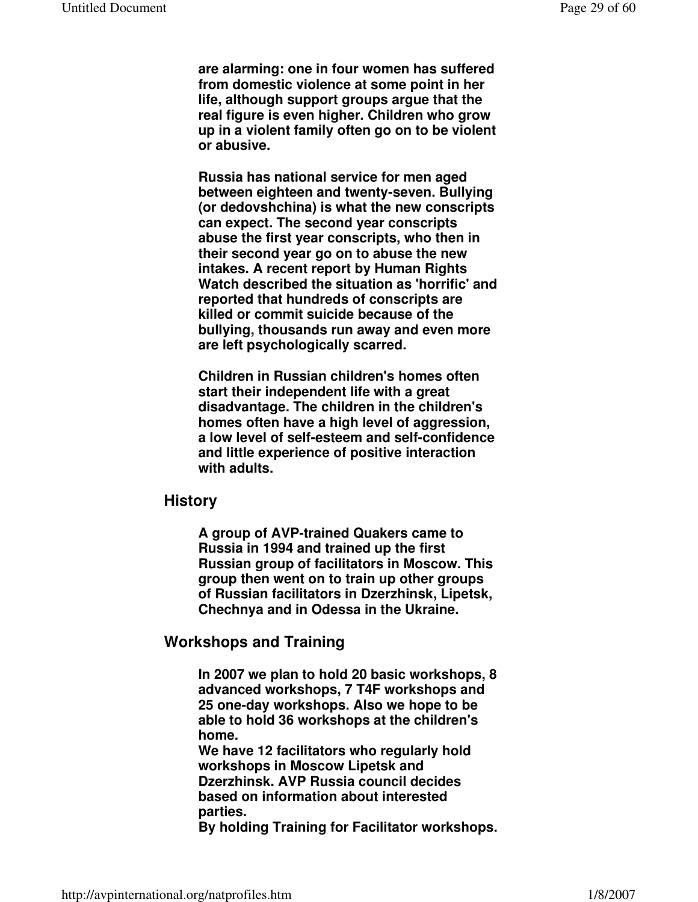are alarming: one in four women has suffered from domestic violence at some point in her life, although support groups argue that the real figure is even higher. Children who grow up in a violent family often go on to be violent or abusive.

Russia has national service for men aged between eighteen and twenty-seven. Bullying (or dedovshchina) is what the new conscripts can expect. The second year conscripts abuse the first year conscripts, who then in their second year go on to abuse the new intakes. A recent report by Human Rights Watch described the situation as 'horrific' and reported that hundreds of conscripts are killed or commit suicide because of the bullying, thousands run away and even more are left psychologically scarred.

Children in Russian children's homes often start their independent life with a great disadvantage. The children in the children's homes often have a high level of aggression, a low level of self-esteem and self-confidence and little experience of positive interaction with adults.

## History

A group of AVP-trained Quakers came to Russia in 1994 and trained up the first Russian group of facilitators in Moscow. This group then went on to train up other groups of Russian facilitators in Dzerzhinsk, Lipetsk, Chechnya and in Odessa in the Ukraine.

## Workshops and Training

In 2007 we plan to hold 20 basic workshops, 8 advanced workshops, 7 T4F workshops and 25 one-day workshops. Also we hope to be able to hold 36 workshops at the children's home.
We have 12 facilitators who regularly hold workshops in Moscow Lipetsk and Dzerzhinsk. AVP Russia council decides based on information about interested parties.
By holding Training for Facilitator workshops.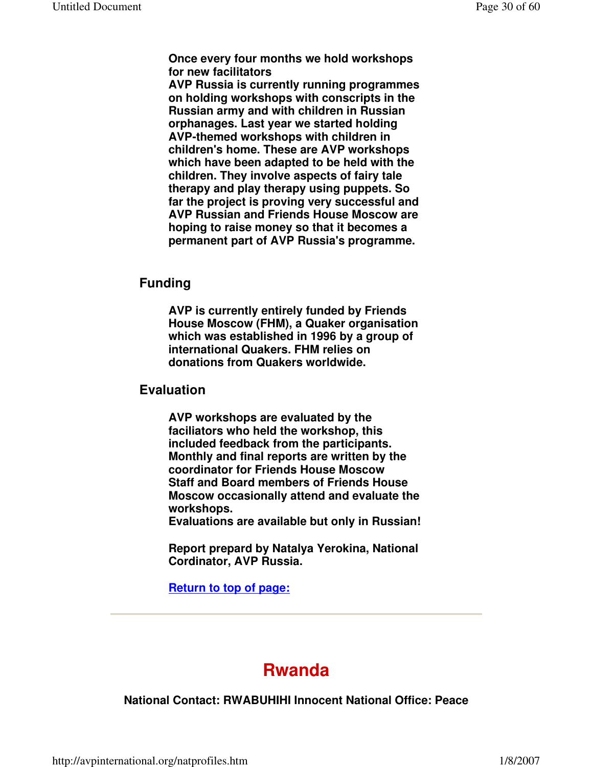**Once every four months we hold workshops for new facilitators**
**AVP Russia is currently running programmes on holding workshops with conscripts in the Russian army and with children in Russian orphanages. Last year we started holding AVP-themed workshops with children in children's home. These are AVP workshops which have been adapted to be held with the children. They involve aspects of fairy tale therapy and play therapy using puppets. So far the project is proving very successful and AVP Russian and Friends House Moscow are hoping to raise money so that it becomes a permanent part of AVP Russia's programme.**

### Funding

**AVP is currently entirely funded by Friends House Moscow (FHM), a Quaker organisation which was established in 1996 by a group of international Quakers. FHM relies on donations from Quakers worldwide.**

### Evaluation

**AVP workshops are evaluated by the faciliators who held the workshop, this included feedback from the participants.**
**Monthly and final reports are written by the coordinator for Friends House Moscow**
**Staff and Board members of Friends House Moscow occasionally attend and evaluate the workshops.**
**Evaluations are available but only in Russian!**

**Report prepard by Natalya Yerokina, National Cordinator, AVP Russia.**

**Return to top of page:**

---

# Rwanda

**National Contact: RWABUHIHI Innocent National Office: Peace**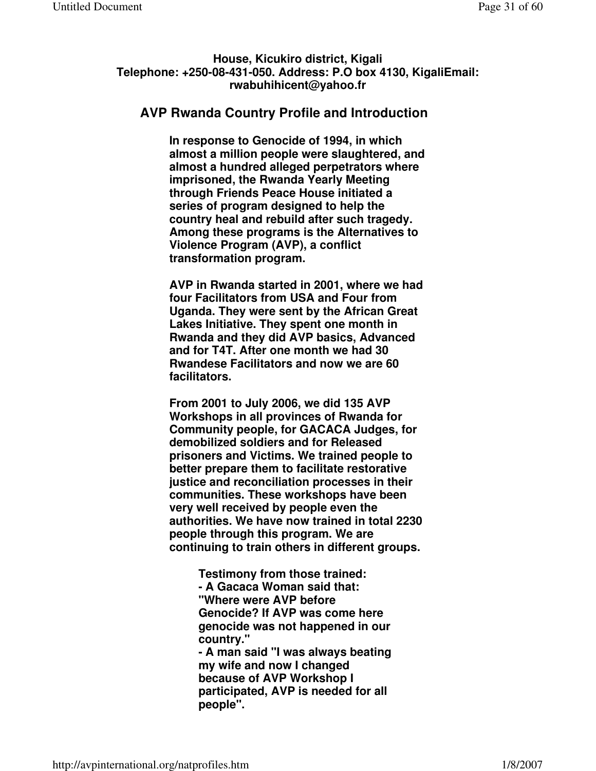**House, Kicukiro district, Kigali**
**Telephone: +250-08-431-050. Address: P.O box 4130, KigaliEmail: rwabuhihicent@yahoo.fr**

## AVP Rwanda Country Profile and Introduction

**In response to Genocide of 1994, in which almost a million people were slaughtered, and almost a hundred alleged perpetrators where imprisoned, the Rwanda Yearly Meeting through Friends Peace House initiated a series of program designed to help the country heal and rebuild after such tragedy. Among these programs is the Alternatives to Violence Program (AVP), a conflict transformation program.**

**AVP in Rwanda started in 2001, where we had four Facilitators from USA and Four from Uganda. They were sent by the African Great Lakes Initiative. They spent one month in Rwanda and they did AVP basics, Advanced and for T4T. After one month we had 30 Rwandese Facilitators and now we are 60 facilitators.**

**From 2001 to July 2006, we did 135 AVP Workshops in all provinces of Rwanda for Community people, for GACACA Judges, for demobilized soldiers and for Released prisoners and Victims. We trained people to better prepare them to facilitate restorative justice and reconciliation processes in their communities. These workshops have been very well received by people even the authorities. We have now trained in total 2230 people through this program. We are continuing to train others in different groups.**

**Testimony from those trained:**
**- A Gacaca Woman said that: "Where were AVP before Genocide? If AVP was come here genocide was not happened in our country."**
**- A man said "I was always beating my wife and now I changed because of AVP Workshop I participated, AVP is needed for all people".**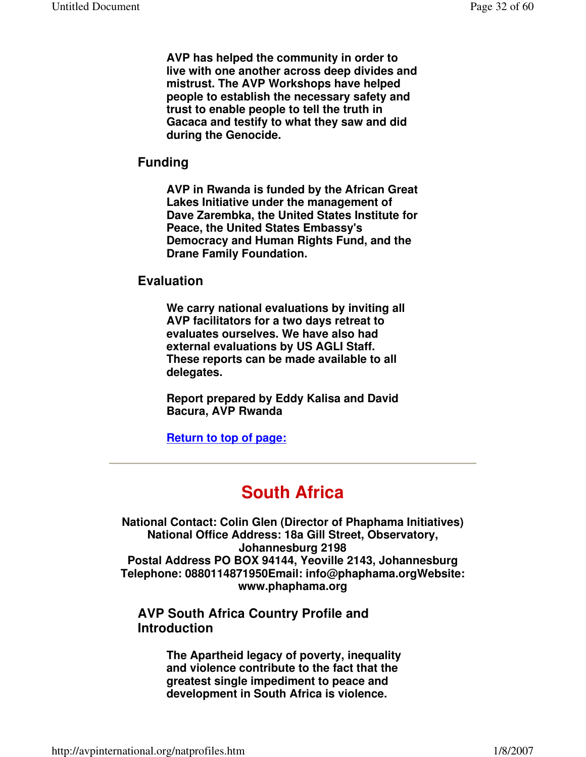**AVP has helped the community in order to live with one another across deep divides and mistrust. The AVP Workshops have helped people to establish the necessary safety and trust to enable people to tell the truth in Gacaca and testify to what they saw and did during the Genocide.**

### Funding

**AVP in Rwanda is funded by the African Great Lakes Initiative under the management of Dave Zarembka, the United States Institute for Peace, the United States Embassy's Democracy and Human Rights Fund, and the Drane Family Foundation.**

### Evaluation

**We carry national evaluations by inviting all AVP facilitators for a two days retreat to evaluates ourselves. We have also had external evaluations by US AGLI Staff. These reports can be made available to all delegates.**

**Report prepared by Eddy Kalisa and David Bacura, AVP Rwanda**

**Return to top of page:**

---

## South Africa

**National Contact: Colin Glen (Director of Phaphama Initiatives)**
**National Office Address: 18a Gill Street, Observatory, Johannesburg 2198**
**Postal Address PO BOX 94144, Yeoville 2143, Johannesburg**
**Telephone: 0880114871950Email: info@phaphama.orgWebsite: www.phaphama.org**

### AVP South Africa Country Profile and Introduction

**The Apartheid legacy of poverty, inequality and violence contribute to the fact that the greatest single impediment to peace and development in South Africa is violence.**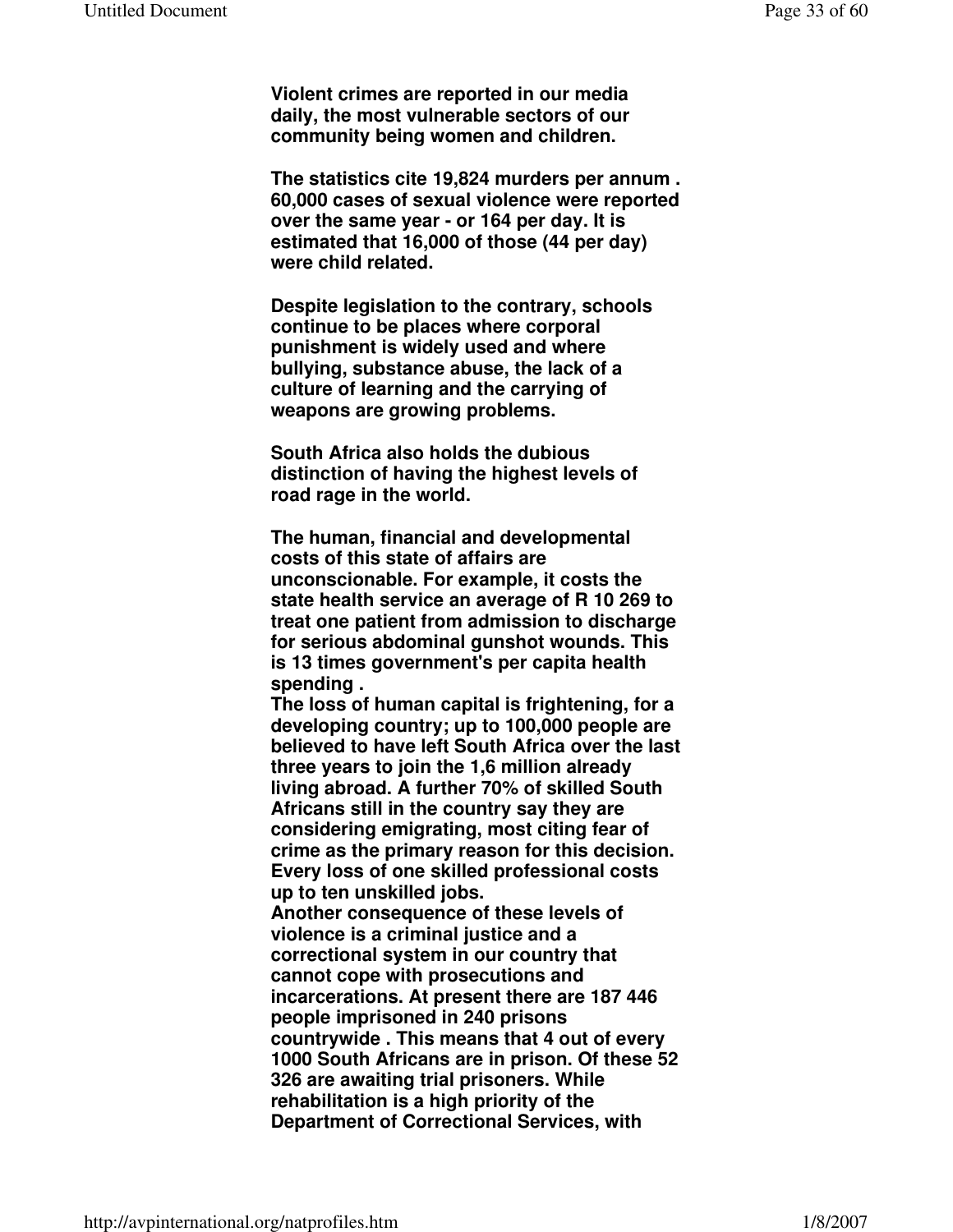**Violent crimes are reported in our media daily, the most vulnerable sectors of our community being women and children.**

**The statistics cite 19,824 murders per annum . 60,000 cases of sexual violence were reported over the same year - or 164 per day. It is estimated that 16,000 of those (44 per day) were child related.**

**Despite legislation to the contrary, schools continue to be places where corporal punishment is widely used and where bullying, substance abuse, the lack of a culture of learning and the carrying of weapons are growing problems.**

**South Africa also holds the dubious distinction of having the highest levels of road rage in the world.**

**The human, financial and developmental costs of this state of affairs are unconscionable. For example, it costs the state health service an average of R 10 269 to treat one patient from admission to discharge for serious abdominal gunshot wounds. This is 13 times government's per capita health spending .**
**The loss of human capital is frightening, for a developing country; up to 100,000 people are believed to have left South Africa over the last three years to join the 1,6 million already living abroad. A further 70% of skilled South Africans still in the country say they are considering emigrating, most citing fear of crime as the primary reason for this decision. Every loss of one skilled professional costs up to ten unskilled jobs.**
**Another consequence of these levels of violence is a criminal justice and a correctional system in our country that cannot cope with prosecutions and incarcerations. At present there are 187 446 people imprisoned in 240 prisons countrywide . This means that 4 out of every 1000 South Africans are in prison. Of these 52 326 are awaiting trial prisoners. While rehabilitation is a high priority of the Department of Correctional Services, with**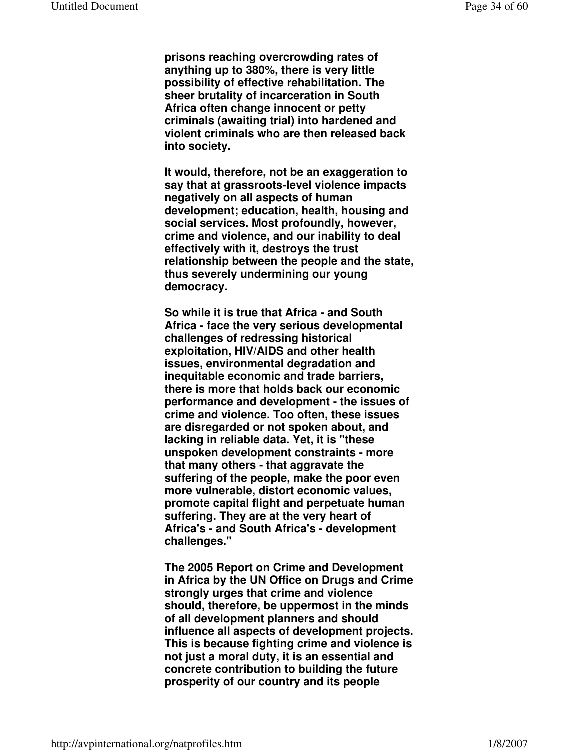**prisons reaching overcrowding rates of anything up to 380%, there is very little possibility of effective rehabilitation. The sheer brutality of incarceration in South Africa often change innocent or petty criminals (awaiting trial) into hardened and violent criminals who are then released back into society.**

**It would, therefore, not be an exaggeration to say that at grassroots-level violence impacts negatively on all aspects of human development; education, health, housing and social services. Most profoundly, however, crime and violence, and our inability to deal effectively with it, destroys the trust relationship between the people and the state, thus severely undermining our young democracy.**

**So while it is true that Africa - and South Africa - face the very serious developmental challenges of redressing historical exploitation, HIV/AIDS and other health issues, environmental degradation and inequitable economic and trade barriers, there is more that holds back our economic performance and development - the issues of crime and violence. Too often, these issues are disregarded or not spoken about, and lacking in reliable data. Yet, it is "these unspoken development constraints - more that many others - that aggravate the suffering of the people, make the poor even more vulnerable, distort economic values, promote capital flight and perpetuate human suffering. They are at the very heart of Africa's - and South Africa's - development challenges."**

**The 2005 Report on Crime and Development in Africa by the UN Office on Drugs and Crime strongly urges that crime and violence should, therefore, be uppermost in the minds of all development planners and should influence all aspects of development projects. This is because fighting crime and violence is not just a moral duty, it is an essential and concrete contribution to building the future prosperity of our country and its people**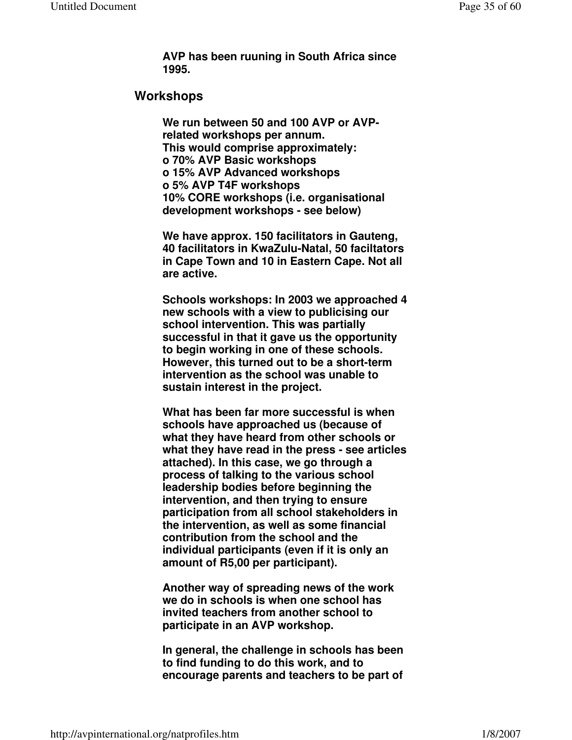**AVP has been ruuning in South Africa since 1995.**

## Workshops

**We run between 50 and 100 AVP or AVP-related workshops per annum.**
**This would comprise approximately:**
**o 70% AVP Basic workshops**
**o 15% AVP Advanced workshops**
**o 5% AVP T4F workshops**
**10% CORE workshops (i.e. organisational development workshops - see below)**

**We have approx. 150 facilitators in Gauteng, 40 facilitators in KwaZulu-Natal, 50 faciltators in Cape Town and 10 in Eastern Cape. Not all are active.**

**Schools workshops: In 2003 we approached 4 new schools with a view to publicising our school intervention. This was partially successful in that it gave us the opportunity to begin working in one of these schools. However, this turned out to be a short-term intervention as the school was unable to sustain interest in the project.**

**What has been far more successful is when schools have approached us (because of what they have heard from other schools or what they have read in the press - see articles attached). In this case, we go through a process of talking to the various school leadership bodies before beginning the intervention, and then trying to ensure participation from all school stakeholders in the intervention, as well as some financial contribution from the school and the individual participants (even if it is only an amount of R5,00 per participant).**

**Another way of spreading news of the work we do in schools is when one school has invited teachers from another school to participate in an AVP workshop.**

**In general, the challenge in schools has been to find funding to do this work, and to encourage parents and teachers to be part of**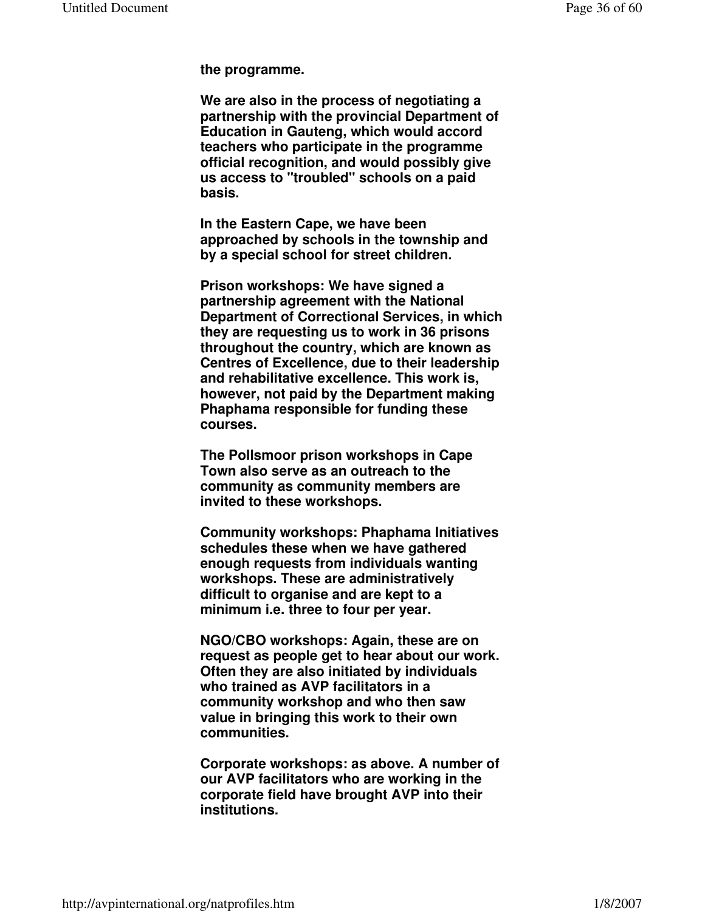**the programme.**

**We are also in the process of negotiating a partnership with the provincial Department of Education in Gauteng, which would accord teachers who participate in the programme official recognition, and would possibly give us access to "troubled" schools on a paid basis.**

**In the Eastern Cape, we have been approached by schools in the township and by a special school for street children.**

**Prison workshops: We have signed a partnership agreement with the National Department of Correctional Services, in which they are requesting us to work in 36 prisons throughout the country, which are known as Centres of Excellence, due to their leadership and rehabilitative excellence. This work is, however, not paid by the Department making Phaphama responsible for funding these courses.**

**The Pollsmoor prison workshops in Cape Town also serve as an outreach to the community as community members are invited to these workshops.**

**Community workshops: Phaphama Initiatives schedules these when we have gathered enough requests from individuals wanting workshops. These are administratively difficult to organise and are kept to a minimum i.e. three to four per year.**

**NGO/CBO workshops: Again, these are on request as people get to hear about our work. Often they are also initiated by individuals who trained as AVP facilitators in a community workshop and who then saw value in bringing this work to their own communities.**

**Corporate workshops: as above. A number of our AVP facilitators who are working in the corporate field have brought AVP into their institutions.**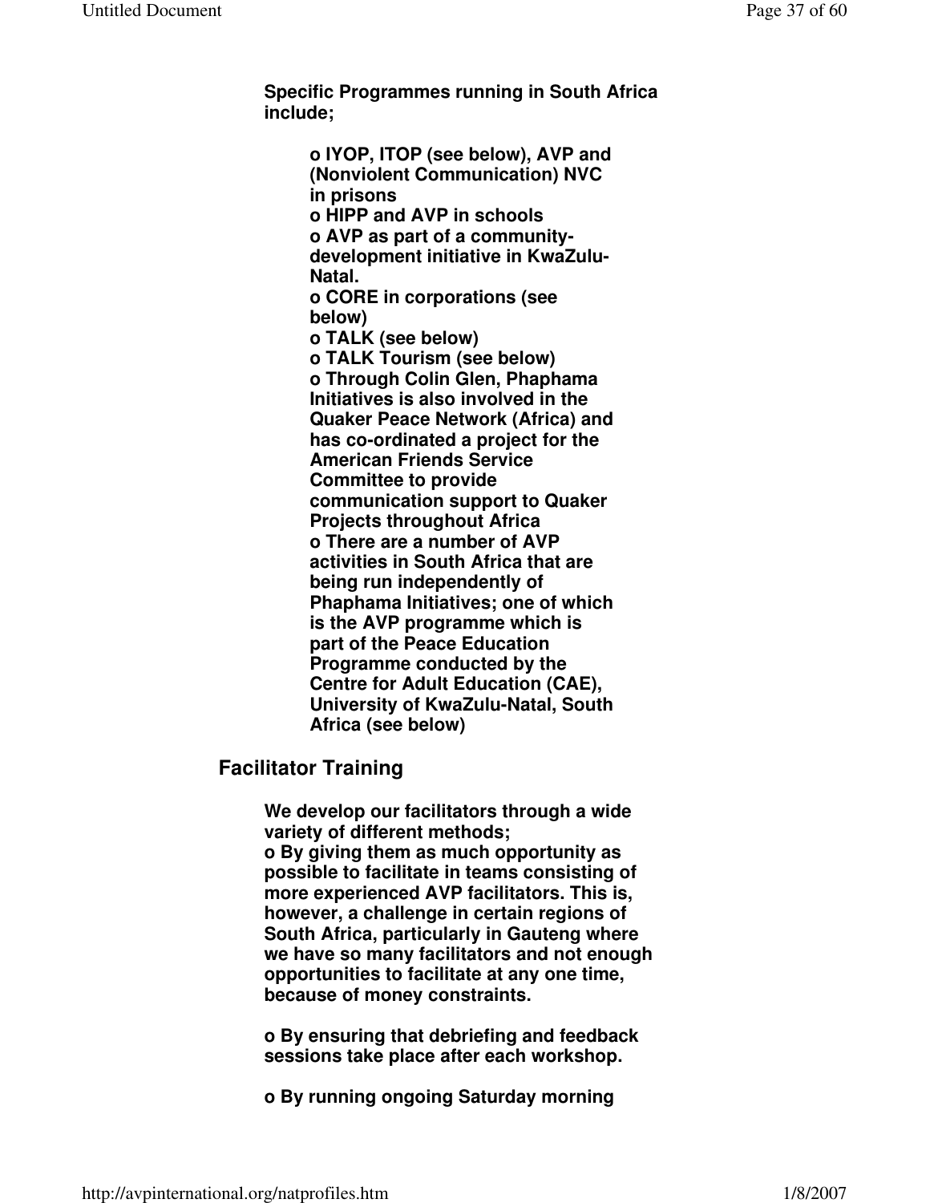**Specific Programmes running in South Africa include;**

- **IYOP, ITOP (see below), AVP and (Nonviolent Communication) NVC in prisons**
- **HIPP and AVP in schools**
- **AVP as part of a community-development initiative in KwaZulu-Natal.**
- **CORE in corporations (see below)**
- **TALK (see below)**
- **TALK Tourism (see below)**
- **Through Colin Glen, Phaphama Initiatives is also involved in the Quaker Peace Network (Africa) and has co-ordinated a project for the American Friends Service Committee to provide communication support to Quaker Projects throughout Africa**
- **There are a number of AVP activities in South Africa that are being run independently of Phaphama Initiatives; one of which is the AVP programme which is part of the Peace Education Programme conducted by the Centre for Adult Education (CAE), University of KwaZulu-Natal, South Africa (see below)**

## Facilitator Training

**We develop our facilitators through a wide variety of different methods;**

- **By giving them as much opportunity as possible to facilitate in teams consisting of more experienced AVP facilitators. This is, however, a challenge in certain regions of South Africa, particularly in Gauteng where we have so many facilitators and not enough opportunities to facilitate at any one time, because of money constraints.**

- **By ensuring that debriefing and feedback sessions take place after each workshop.**

- **By running ongoing Saturday morning**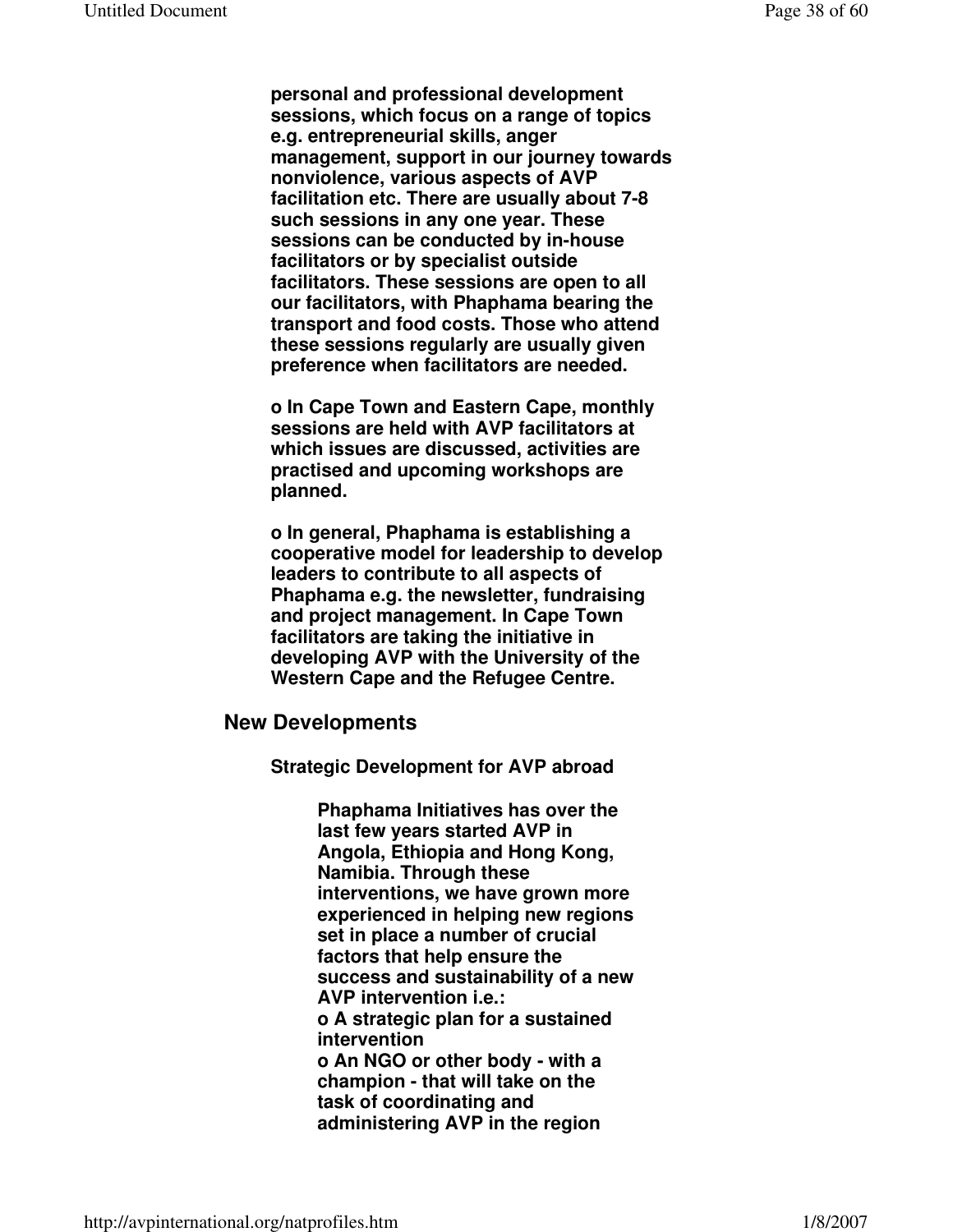**personal and professional development sessions, which focus on a range of topics e.g. entrepreneurial skills, anger management, support in our journey towards nonviolence, various aspects of AVP facilitation etc. There are usually about 7-8 such sessions in any one year. These sessions can be conducted by in-house facilitators or by specialist outside facilitators. These sessions are open to all our facilitators, with Phaphama bearing the transport and food costs. Those who attend these sessions regularly are usually given preference when facilitators are needed.**

**o In Cape Town and Eastern Cape, monthly sessions are held with AVP facilitators at which issues are discussed, activities are practised and upcoming workshops are planned.**

**o In general, Phaphama is establishing a cooperative model for leadership to develop leaders to contribute to all aspects of Phaphama e.g. the newsletter, fundraising and project management. In Cape Town facilitators are taking the initiative in developing AVP with the University of the Western Cape and the Refugee Centre.**

## New Developments

**Strategic Development for AVP abroad**

**Phaphama Initiatives has over the last few years started AVP in Angola, Ethiopia and Hong Kong, Namibia. Through these interventions, we have grown more experienced in helping new regions set in place a number of crucial factors that help ensure the success and sustainability of a new AVP intervention i.e.:**
**o A strategic plan for a sustained intervention**
**o An NGO or other body - with a champion - that will take on the task of coordinating and administering AVP in the region**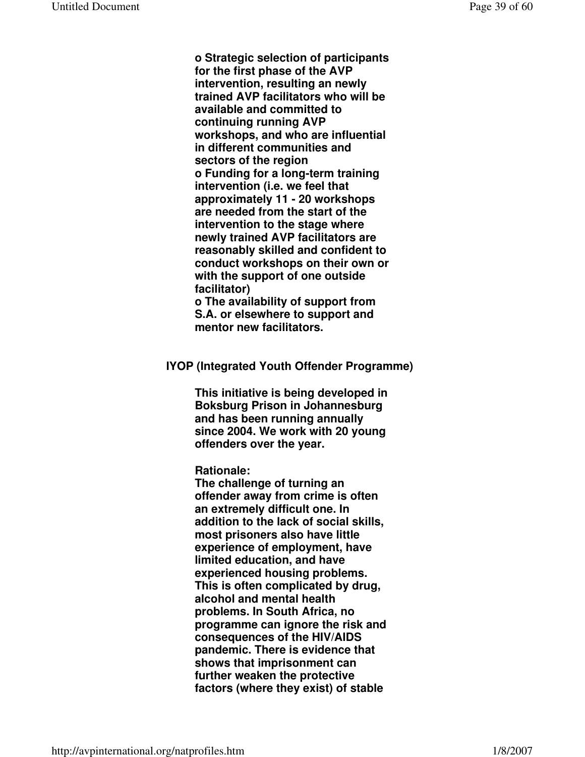**o Strategic selection of participants for the first phase of the AVP intervention, resulting an newly trained AVP facilitators who will be available and committed to continuing running AVP workshops, and who are influential in different communities and sectors of the region**

**o Funding for a long-term training intervention (i.e. we feel that approximately 11 - 20 workshops are needed from the start of the intervention to the stage where newly trained AVP facilitators are reasonably skilled and confident to conduct workshops on their own or with the support of one outside facilitator)**

**o The availability of support from S.A. or elsewhere to support and mentor new facilitators.**

**IYOP (Integrated Youth Offender Programme)**

**This initiative is being developed in Boksburg Prison in Johannesburg and has been running annually since 2004. We work with 20 young offenders over the year.**

**Rationale:**
**The challenge of turning an offender away from crime is often an extremely difficult one. In addition to the lack of social skills, most prisoners also have little experience of employment, have limited education, and have experienced housing problems. This is often complicated by drug, alcohol and mental health problems. In South Africa, no programme can ignore the risk and consequences of the HIV/AIDS pandemic. There is evidence that shows that imprisonment can further weaken the protective factors (where they exist) of stable**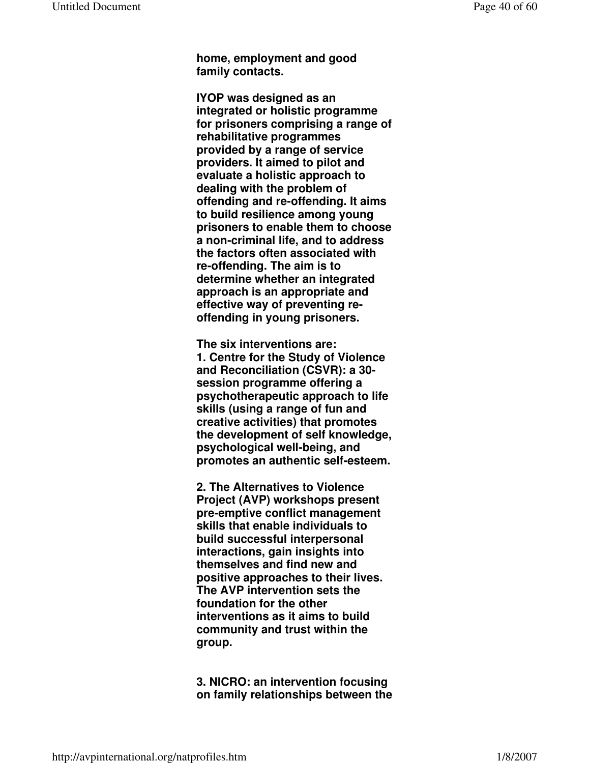**home, employment and good family contacts.**

**IYOP was designed as an integrated or holistic programme for prisoners comprising a range of rehabilitative programmes provided by a range of service providers. It aimed to pilot and evaluate a holistic approach to dealing with the problem of offending and re-offending. It aims to build resilience among young prisoners to enable them to choose a non-criminal life, and to address the factors often associated with re-offending. The aim is to determine whether an integrated approach is an appropriate and effective way of preventing re-offending in young prisoners.**

**The six interventions are:**
**1. Centre for the Study of Violence and Reconciliation (CSVR): a 30-session programme offering a psychotherapeutic approach to life skills (using a range of fun and creative activities) that promotes the development of self knowledge, psychological well-being, and promotes an authentic self-esteem.**

**2. The Alternatives to Violence Project (AVP) workshops present pre-emptive conflict management skills that enable individuals to build successful interpersonal interactions, gain insights into themselves and find new and positive approaches to their lives. The AVP intervention sets the foundation for the other interventions as it aims to build community and trust within the group.**

**3. NICRO: an intervention focusing on family relationships between the**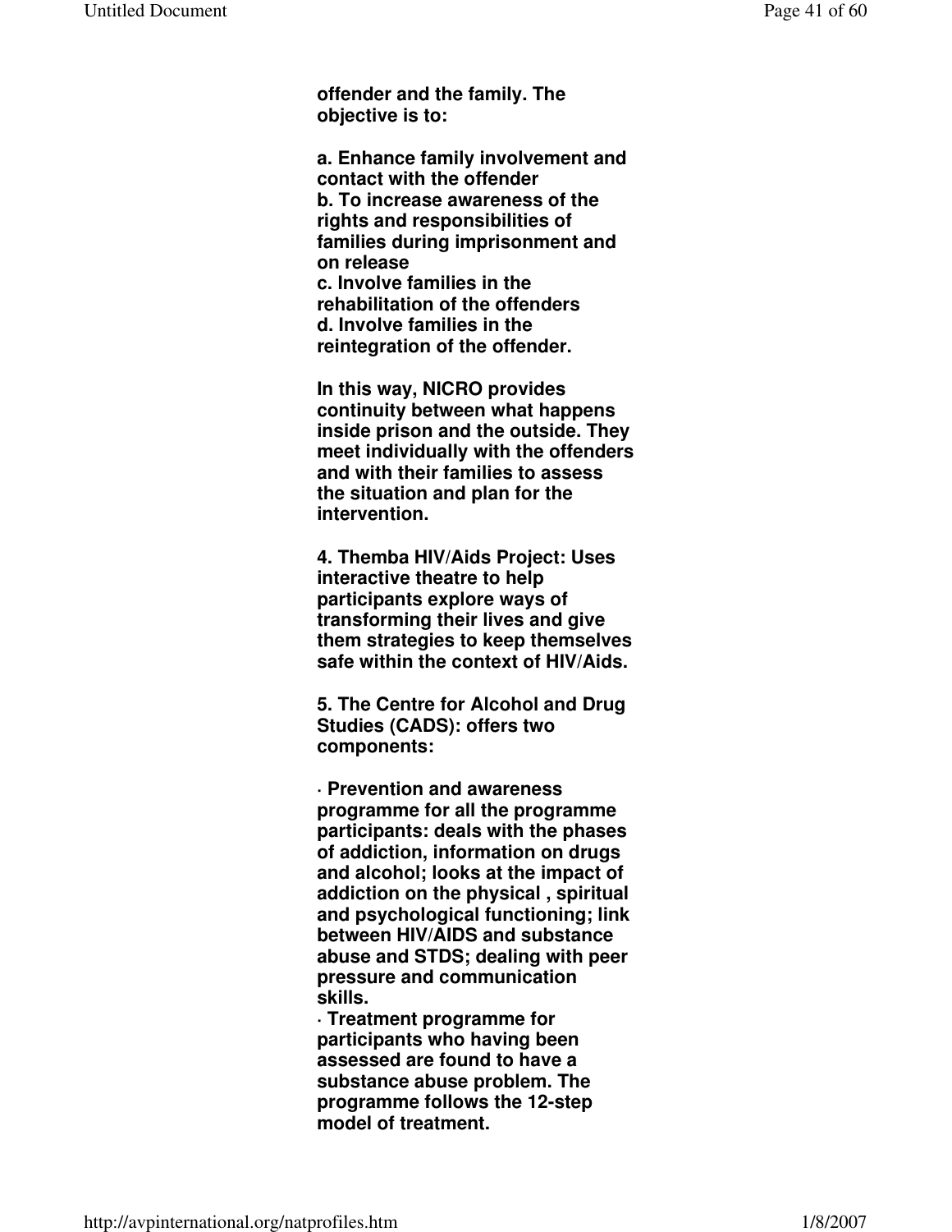**offender and the family. The objective is to:**

**a. Enhance family involvement and contact with the offender**
**b. To increase awareness of the rights and responsibilities of families during imprisonment and on release**
**c. Involve families in the rehabilitation of the offenders**
**d. Involve families in the reintegration of the offender.**

**In this way, NICRO provides continuity between what happens inside prison and the outside. They meet individually with the offenders and with their families to assess the situation and plan for the intervention.**

**4. Themba HIV/Aids Project: Uses interactive theatre to help participants explore ways of transforming their lives and give them strategies to keep themselves safe within the context of HIV/Aids.**

**5. The Centre for Alcohol and Drug Studies (CADS): offers two components:**

**· Prevention and awareness programme for all the programme participants: deals with the phases of addiction, information on drugs and alcohol; looks at the impact of addiction on the physical , spiritual and psychological functioning; link between HIV/AIDS and substance abuse and STDS; dealing with peer pressure and communication skills.**
**· Treatment programme for participants who having been assessed are found to have a substance abuse problem. The programme follows the 12-step model of treatment.**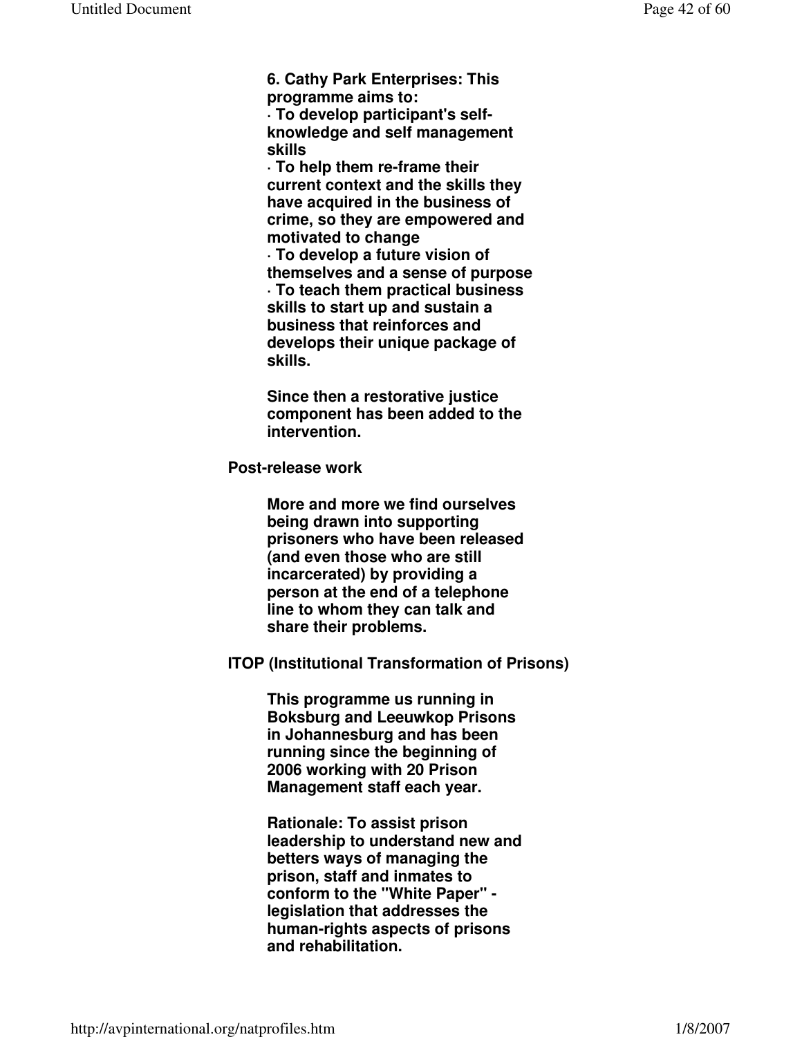**6. Cathy Park Enterprises: This programme aims to:**

**· To develop participant's self-knowledge and self management skills**

**· To help them re-frame their current context and the skills they have acquired in the business of crime, so they are empowered and motivated to change**

**· To develop a future vision of themselves and a sense of purpose**

**· To teach them practical business skills to start up and sustain a business that reinforces and develops their unique package of skills.**

**Since then a restorative justice component has been added to the intervention.**

**Post-release work**

**More and more we find ourselves being drawn into supporting prisoners who have been released (and even those who are still incarcerated) by providing a person at the end of a telephone line to whom they can talk and share their problems.**

**ITOP (Institutional Transformation of Prisons)**

**This programme us running in Boksburg and Leeuwkop Prisons in Johannesburg and has been running since the beginning of 2006 working with 20 Prison Management staff each year.**

**Rationale: To assist prison leadership to understand new and betters ways of managing the prison, staff and inmates to conform to the "White Paper" - legislation that addresses the human-rights aspects of prisons and rehabilitation.**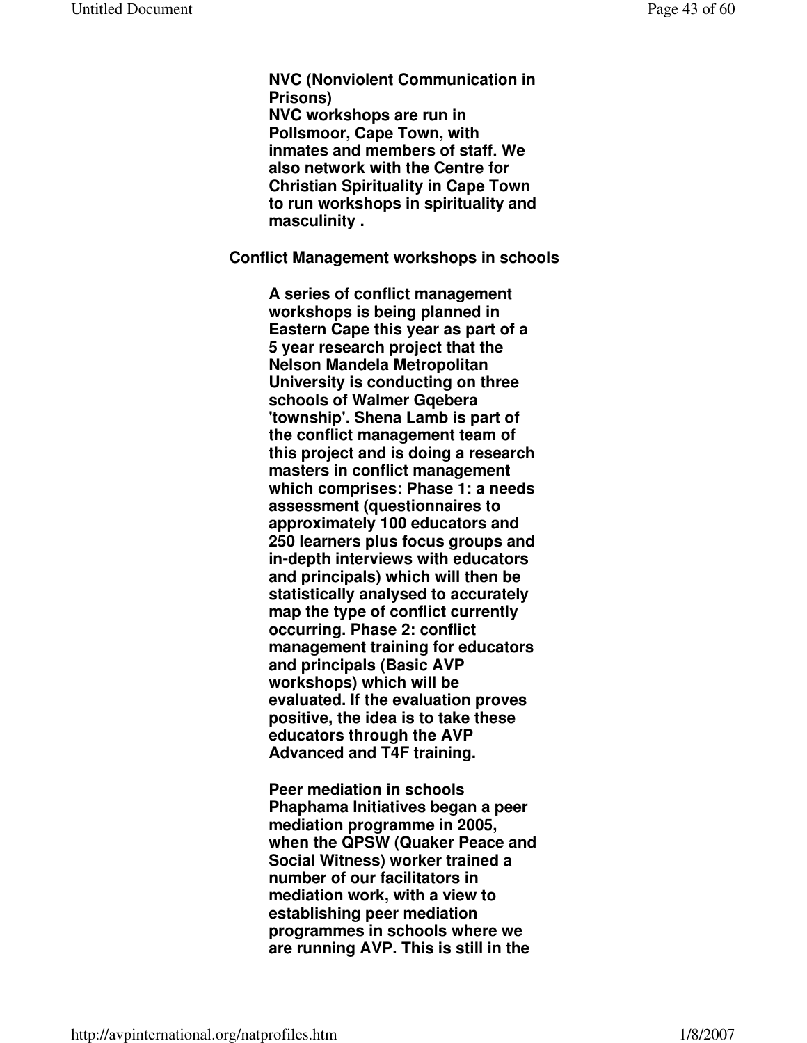**NVC (Nonviolent Communication in Prisons)**
**NVC workshops are run in Pollsmoor, Cape Town, with inmates and members of staff. We also network with the Centre for Christian Spirituality in Cape Town to run workshops in spirituality and masculinity .**

**Conflict Management workshops in schools**

**A series of conflict management workshops is being planned in Eastern Cape this year as part of a 5 year research project that the Nelson Mandela Metropolitan University is conducting on three schools of Walmer Gqebera 'township'. Shena Lamb is part of the conflict management team of this project and is doing a research masters in conflict management which comprises: Phase 1: a needs assessment (questionnaires to approximately 100 educators and 250 learners plus focus groups and in-depth interviews with educators and principals) which will then be statistically analysed to accurately map the type of conflict currently occurring. Phase 2: conflict management training for educators and principals (Basic AVP workshops) which will be evaluated. If the evaluation proves positive, the idea is to take these educators through the AVP Advanced and T4F training.**

**Peer mediation in schools**
**Phaphama Initiatives began a peer mediation programme in 2005, when the QPSW (Quaker Peace and Social Witness) worker trained a number of our facilitators in mediation work, with a view to establishing peer mediation programmes in schools where we are running AVP. This is still in the**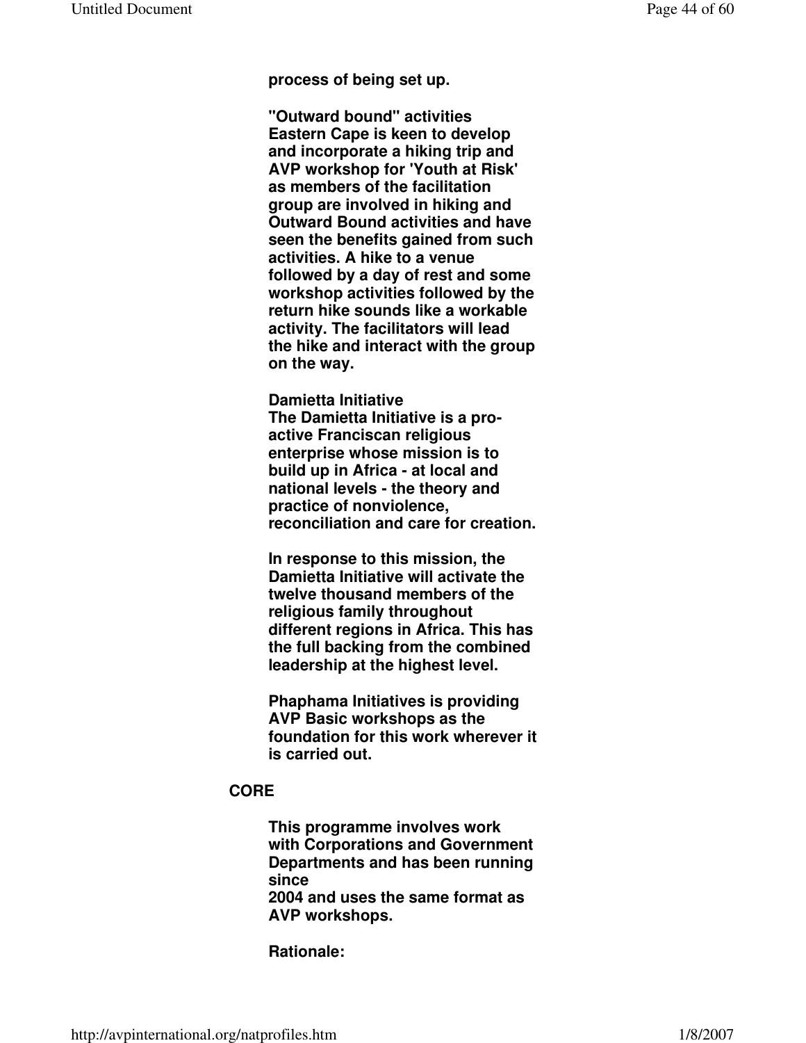**process of being set up.**

**"Outward bound" activities**
**Eastern Cape is keen to develop and incorporate a hiking trip and AVP workshop for 'Youth at Risk' as members of the facilitation group are involved in hiking and Outward Bound activities and have seen the benefits gained from such activities. A hike to a venue followed by a day of rest and some workshop activities followed by the return hike sounds like a workable activity. The facilitators will lead the hike and interact with the group on the way.**

**Damietta Initiative**
**The Damietta Initiative is a pro-active Franciscan religious enterprise whose mission is to build up in Africa - at local and national levels - the theory and practice of nonviolence, reconciliation and care for creation.**

**In response to this mission, the Damietta Initiative will activate the twelve thousand members of the religious family throughout different regions in Africa. This has the full backing from the combined leadership at the highest level.**

**Phaphama Initiatives is providing AVP Basic workshops as the foundation for this work wherever it is carried out.**

**CORE**

**This programme involves work with Corporations and Government Departments and has been running since 2004 and uses the same format as AVP workshops.**

**Rationale:**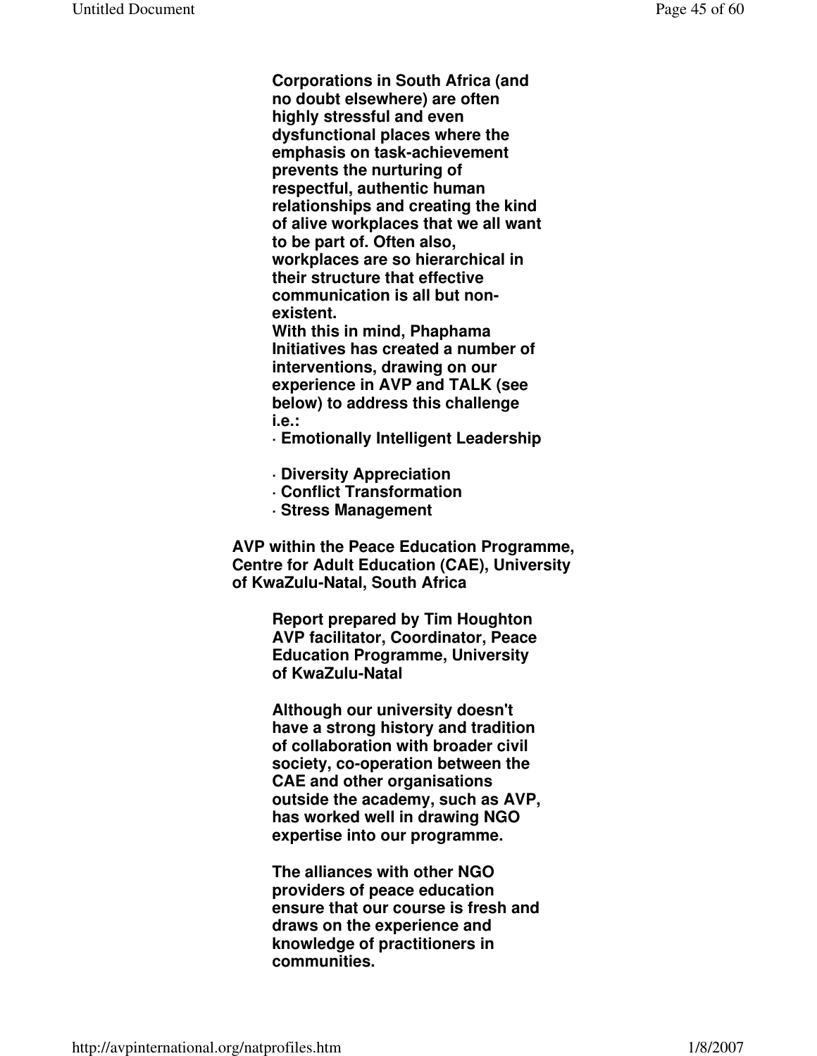**Corporations in South Africa (and no doubt elsewhere) are often highly stressful and even dysfunctional places where the emphasis on task-achievement prevents the nurturing of respectful, authentic human relationships and creating the kind of alive workplaces that we all want to be part of. Often also, workplaces are so hierarchical in their structure that effective communication is all but non-existent.**
**With this in mind, Phaphama Initiatives has created a number of interventions, drawing on our experience in AVP and TALK (see below) to address this challenge i.e.:**

- **Emotionally Intelligent Leadership**
- **Diversity Appreciation**
- **Conflict Transformation**
- **Stress Management**

**AVP within the Peace Education Programme, Centre for Adult Education (CAE), University of KwaZulu-Natal, South Africa**

**Report prepared by Tim Houghton AVP facilitator, Coordinator, Peace Education Programme, University of KwaZulu-Natal**

**Although our university doesn't have a strong history and tradition of collaboration with broader civil society, co-operation between the CAE and other organisations outside the academy, such as AVP, has worked well in drawing NGO expertise into our programme.**

**The alliances with other NGO providers of peace education ensure that our course is fresh and draws on the experience and knowledge of practitioners in communities.**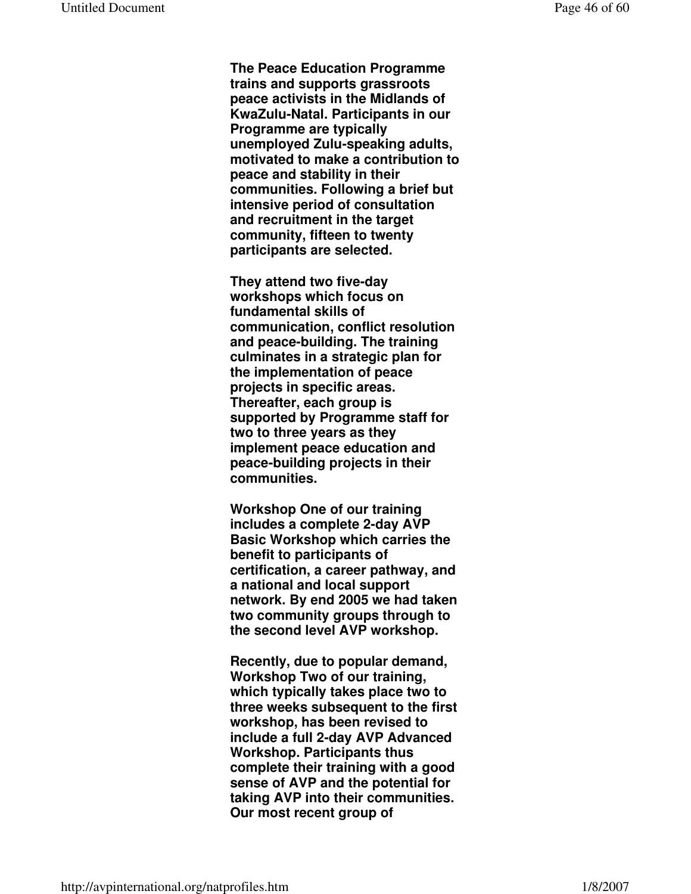**The Peace Education Programme trains and supports grassroots peace activists in the Midlands of KwaZulu-Natal. Participants in our Programme are typically unemployed Zulu-speaking adults, motivated to make a contribution to peace and stability in their communities. Following a brief but intensive period of consultation and recruitment in the target community, fifteen to twenty participants are selected.**

**They attend two five-day workshops which focus on fundamental skills of communication, conflict resolution and peace-building. The training culminates in a strategic plan for the implementation of peace projects in specific areas. Thereafter, each group is supported by Programme staff for two to three years as they implement peace education and peace-building projects in their communities.**

**Workshop One of our training includes a complete 2-day AVP Basic Workshop which carries the benefit to participants of certification, a career pathway, and a national and local support network. By end 2005 we had taken two community groups through to the second level AVP workshop.**

**Recently, due to popular demand, Workshop Two of our training, which typically takes place two to three weeks subsequent to the first workshop, has been revised to include a full 2-day AVP Advanced Workshop. Participants thus complete their training with a good sense of AVP and the potential for taking AVP into their communities. Our most recent group of**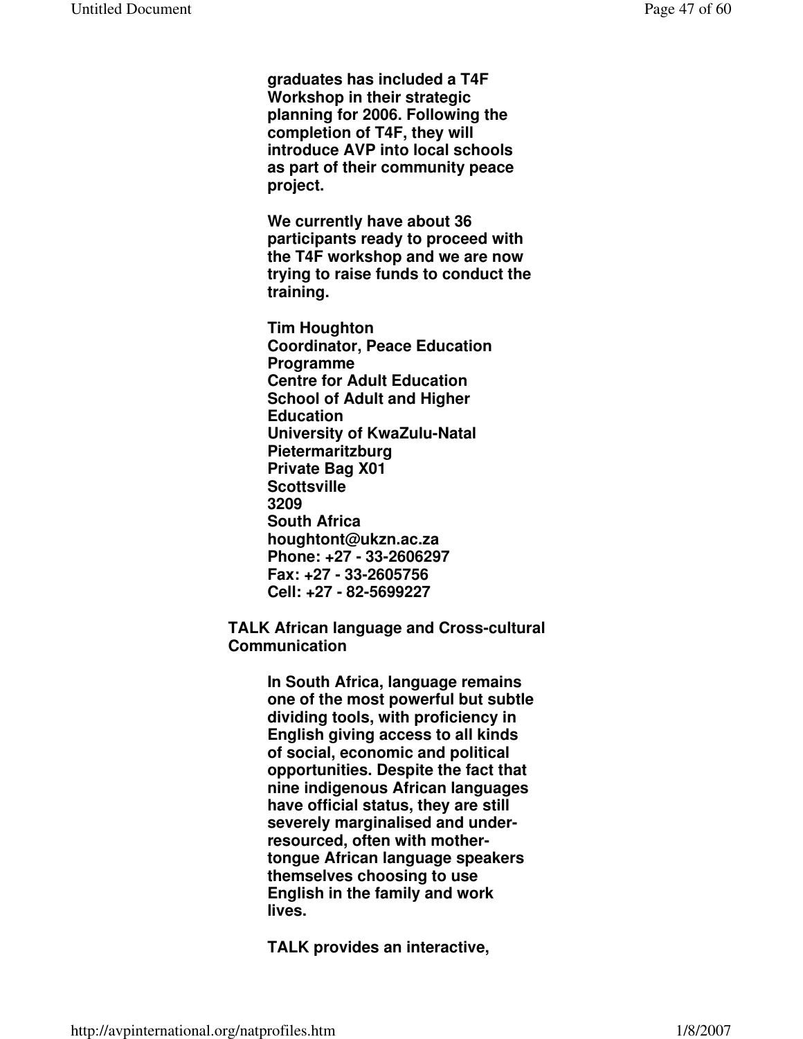**graduates has included a T4F Workshop in their strategic planning for 2006. Following the completion of T4F, they will introduce AVP into local schools as part of their community peace project.**

**We currently have about 36 participants ready to proceed with the T4F workshop and we are now trying to raise funds to conduct the training.**

**Tim Houghton**
**Coordinator, Peace Education Programme**
**Centre for Adult Education**
**School of Adult and Higher Education**
**University of KwaZulu-Natal**
**Pietermaritzburg**
**Private Bag X01**
**Scottsville**
**3209**
**South Africa**
**houghtont@ukzn.ac.za**
**Phone: +27 - 33-2606297**
**Fax: +27 - 33-2605756**
**Cell: +27 - 82-5699227**

**TALK African language and Cross-cultural Communication**

**In South Africa, language remains one of the most powerful but subtle dividing tools, with proficiency in English giving access to all kinds of social, economic and political opportunities. Despite the fact that nine indigenous African languages have official status, they are still severely marginalised and under-resourced, often with mother-tongue African language speakers themselves choosing to use English in the family and work lives.**

**TALK provides an interactive,**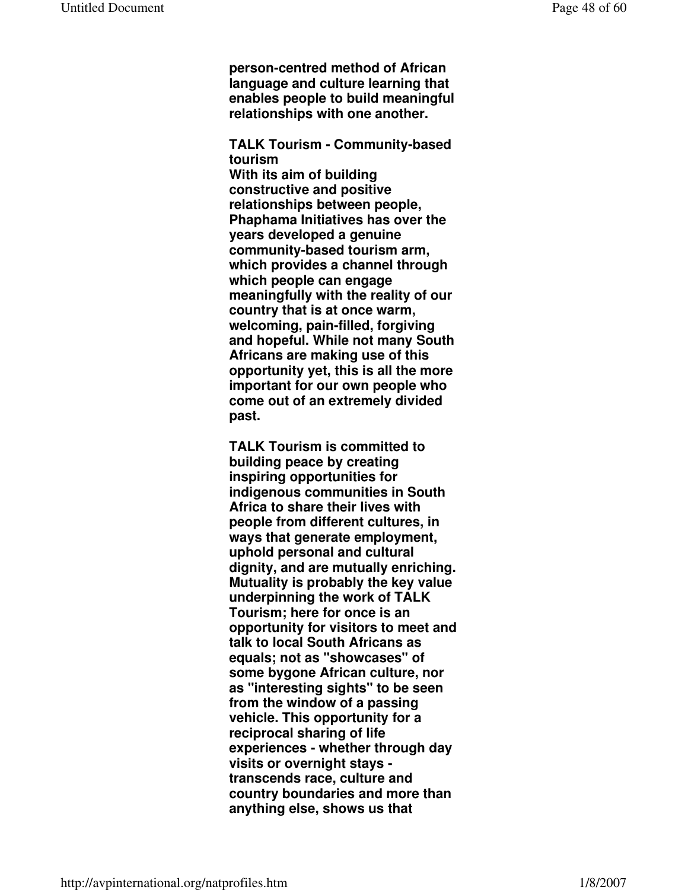**person-centred method of African language and culture learning that enables people to build meaningful relationships with one another.**

**TALK Tourism - Community-based tourism**
**With its aim of building constructive and positive relationships between people, Phaphama Initiatives has over the years developed a genuine community-based tourism arm, which provides a channel through which people can engage meaningfully with the reality of our country that is at once warm, welcoming, pain-filled, forgiving and hopeful. While not many South Africans are making use of this opportunity yet, this is all the more important for our own people who come out of an extremely divided past.**

**TALK Tourism is committed to building peace by creating inspiring opportunities for indigenous communities in South Africa to share their lives with people from different cultures, in ways that generate employment, uphold personal and cultural dignity, and are mutually enriching. Mutuality is probably the key value underpinning the work of TALK Tourism; here for once is an opportunity for visitors to meet and talk to local South Africans as equals; not as "showcases" of some bygone African culture, nor as "interesting sights" to be seen from the window of a passing vehicle. This opportunity for a reciprocal sharing of life experiences - whether through day visits or overnight stays - transcends race, culture and country boundaries and more than anything else, shows us that**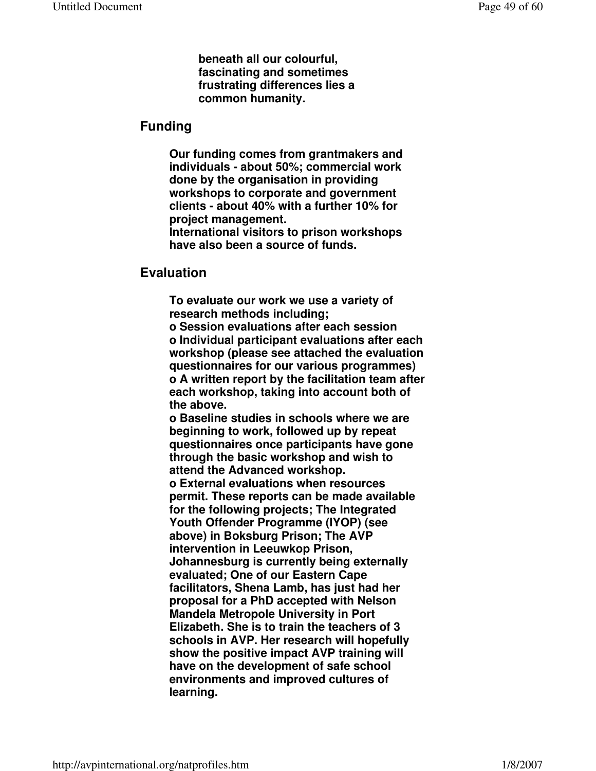**beneath all our colourful, fascinating and sometimes frustrating differences lies a common humanity.**

## Funding

**Our funding comes from grantmakers and individuals - about 50%; commercial work done by the organisation in providing workshops to corporate and government clients - about 40% with a further 10% for project management.**
**International visitors to prison workshops have also been a source of funds.**

## Evaluation

**To evaluate our work we use a variety of research methods including;**

- **Session evaluations after each session**
- **Individual participant evaluations after each workshop (please see attached the evaluation questionnaires for our various programmes)**
- **A written report by the facilitation team after each workshop, taking into account both of the above.**
- **Baseline studies in schools where we are beginning to work, followed up by repeat questionnaires once participants have gone through the basic workshop and wish to attend the Advanced workshop.**
- **External evaluations when resources permit. These reports can be made available for the following projects; The Integrated Youth Offender Programme (IYOP) (see above) in Boksburg Prison; The AVP intervention in Leeuwkop Prison, Johannesburg is currently being externally evaluated; One of our Eastern Cape facilitators, Shena Lamb, has just had her proposal for a PhD accepted with Nelson Mandela Metropole University in Port Elizabeth. She is to train the teachers of 3 schools in AVP. Her research will hopefully show the positive impact AVP training will have on the development of safe school environments and improved cultures of learning.**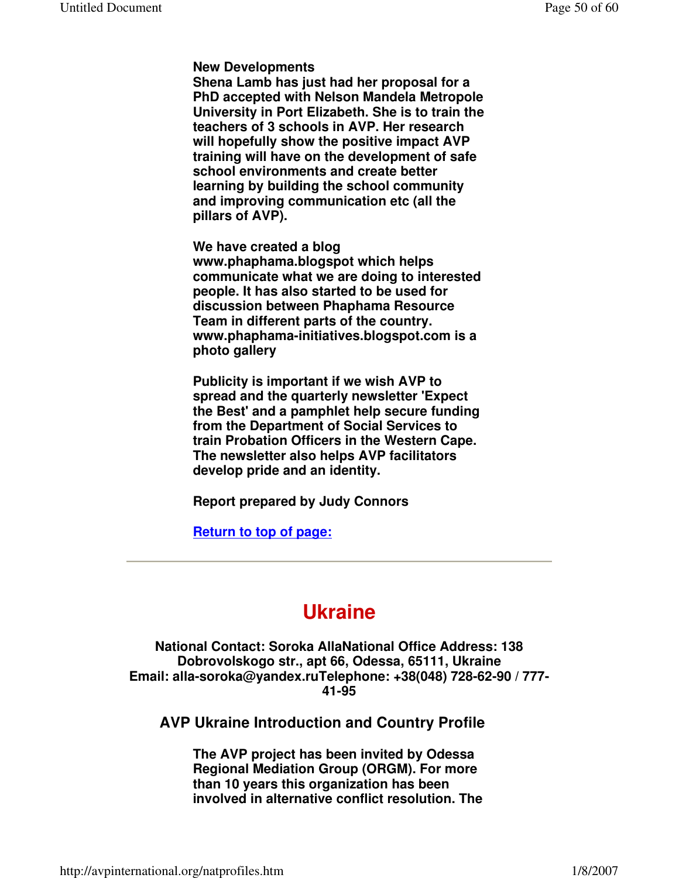**New Developments**
**Shena Lamb has just had her proposal for a PhD accepted with Nelson Mandela Metropole University in Port Elizabeth. She is to train the teachers of 3 schools in AVP. Her research will hopefully show the positive impact AVP training will have on the development of safe school environments and create better learning by building the school community and improving communication etc (all the pillars of AVP).**

**We have created a blog www.phaphama.blogspot which helps communicate what we are doing to interested people. It has also started to be used for discussion between Phaphama Resource Team in different parts of the country. www.phaphama-initiatives.blogspot.com is a photo gallery**

**Publicity is important if we wish AVP to spread and the quarterly newsletter 'Expect the Best' and a pamphlet help secure funding from the Department of Social Services to train Probation Officers in the Western Cape. The newsletter also helps AVP facilitators develop pride and an identity.**

**Report prepared by Judy Connors**

[Return to top of page:]

---

# Ukraine

**National Contact: Soroka AllaNational Office Address: 138 Dobrovolskogo str., apt 66, Odessa, 65111, Ukraine Email: alla-soroka@yandex.ruTelephone: +38(048) 728-62-90 / 777-41-95**

## AVP Ukraine Introduction and Country Profile

**The AVP project has been invited by Odessa Regional Mediation Group (ORGM). For more than 10 years this organization has been involved in alternative conflict resolution. The**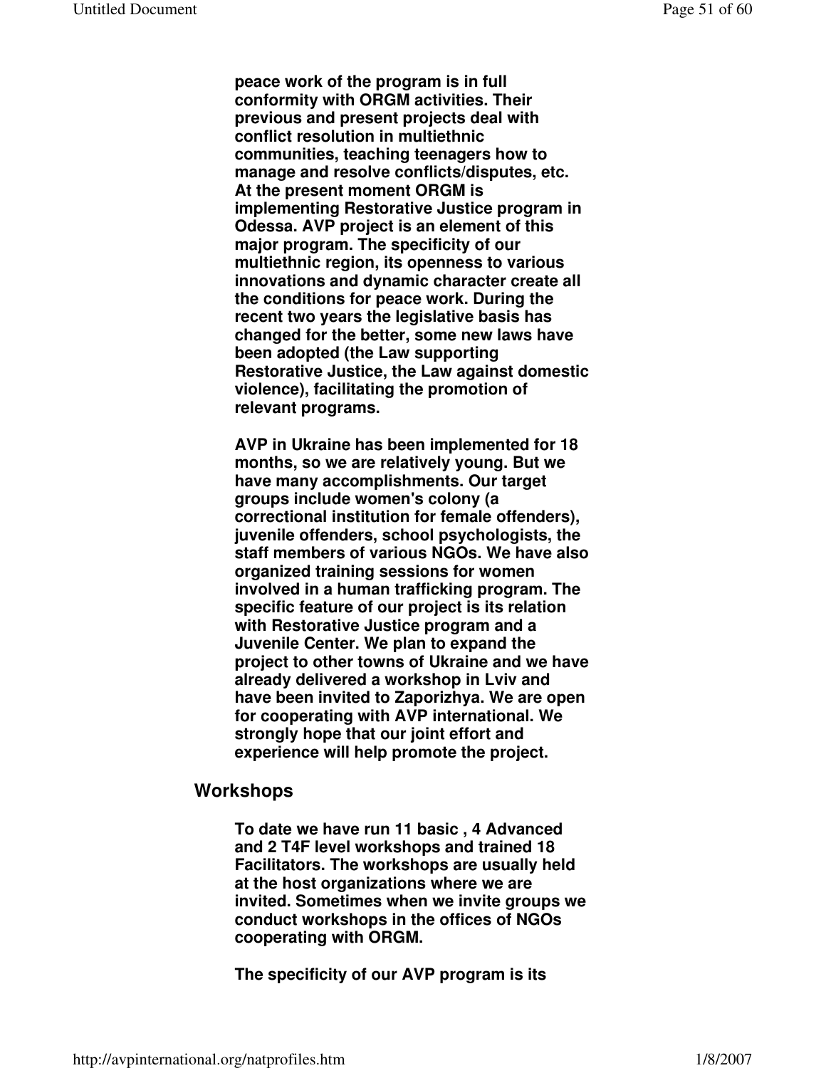**peace work of the program is in full conformity with ORGM activities. Their previous and present projects deal with conflict resolution in multiethnic communities, teaching teenagers how to manage and resolve conflicts/disputes, etc. At the present moment ORGM is implementing Restorative Justice program in Odessa. AVP project is an element of this major program. The specificity of our multiethnic region, its openness to various innovations and dynamic character create all the conditions for peace work. During the recent two years the legislative basis has changed for the better, some new laws have been adopted (the Law supporting Restorative Justice, the Law against domestic violence), facilitating the promotion of relevant programs.**

**AVP in Ukraine has been implemented for 18 months, so we are relatively young. But we have many accomplishments. Our target groups include women's colony (a correctional institution for female offenders), juvenile offenders, school psychologists, the staff members of various NGOs. We have also organized training sessions for women involved in a human trafficking program. The specific feature of our project is its relation with Restorative Justice program and a Juvenile Center. We plan to expand the project to other towns of Ukraine and we have already delivered a workshop in Lviv and have been invited to Zaporizhya. We are open for cooperating with AVP international. We strongly hope that our joint effort and experience will help promote the project.**

## Workshops

**To date we have run 11 basic , 4 Advanced and 2 T4F level workshops and trained 18 Facilitators. The workshops are usually held at the host organizations where we are invited. Sometimes when we invite groups we conduct workshops in the offices of NGOs cooperating with ORGM.**

**The specificity of our AVP program is its**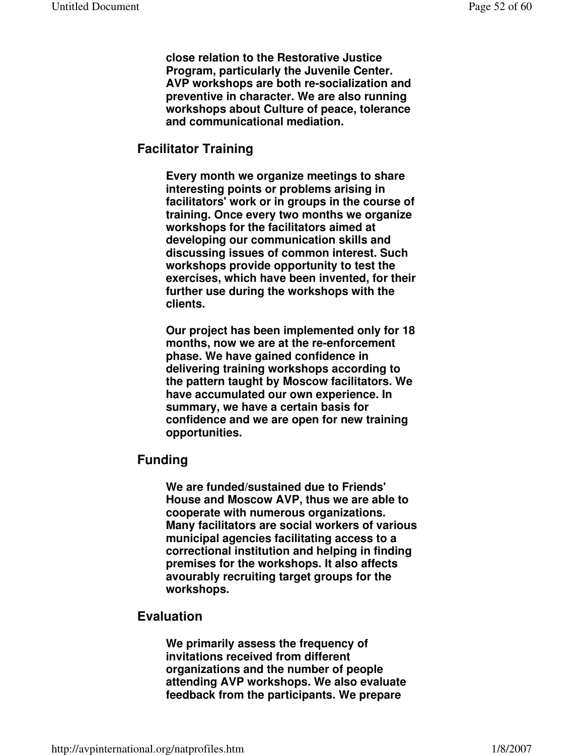**close relation to the Restorative Justice Program, particularly the Juvenile Center. AVP workshops are both re-socialization and preventive in character. We are also running workshops about Culture of peace, tolerance and communicational mediation.**

### Facilitator Training

**Every month we organize meetings to share interesting points or problems arising in facilitators' work or in groups in the course of training. Once every two months we organize workshops for the facilitators aimed at developing our communication skills and discussing issues of common interest. Such workshops provide opportunity to test the exercises, which have been invented, for their further use during the workshops with the clients.**

**Our project has been implemented only for 18 months, now we are at the re-enforcement phase. We have gained confidence in delivering training workshops according to the pattern taught by Moscow facilitators. We have accumulated our own experience. In summary, we have a certain basis for confidence and we are open for new training opportunities.**

### Funding

**We are funded/sustained due to Friends' House and Moscow AVP, thus we are able to cooperate with numerous organizations. Many facilitators are social workers of various municipal agencies facilitating access to a correctional institution and helping in finding premises for the workshops. It also affects avourably recruiting target groups for the workshops.**

### Evaluation

**We primarily assess the frequency of invitations received from different organizations and the number of people attending AVP workshops. We also evaluate feedback from the participants. We prepare**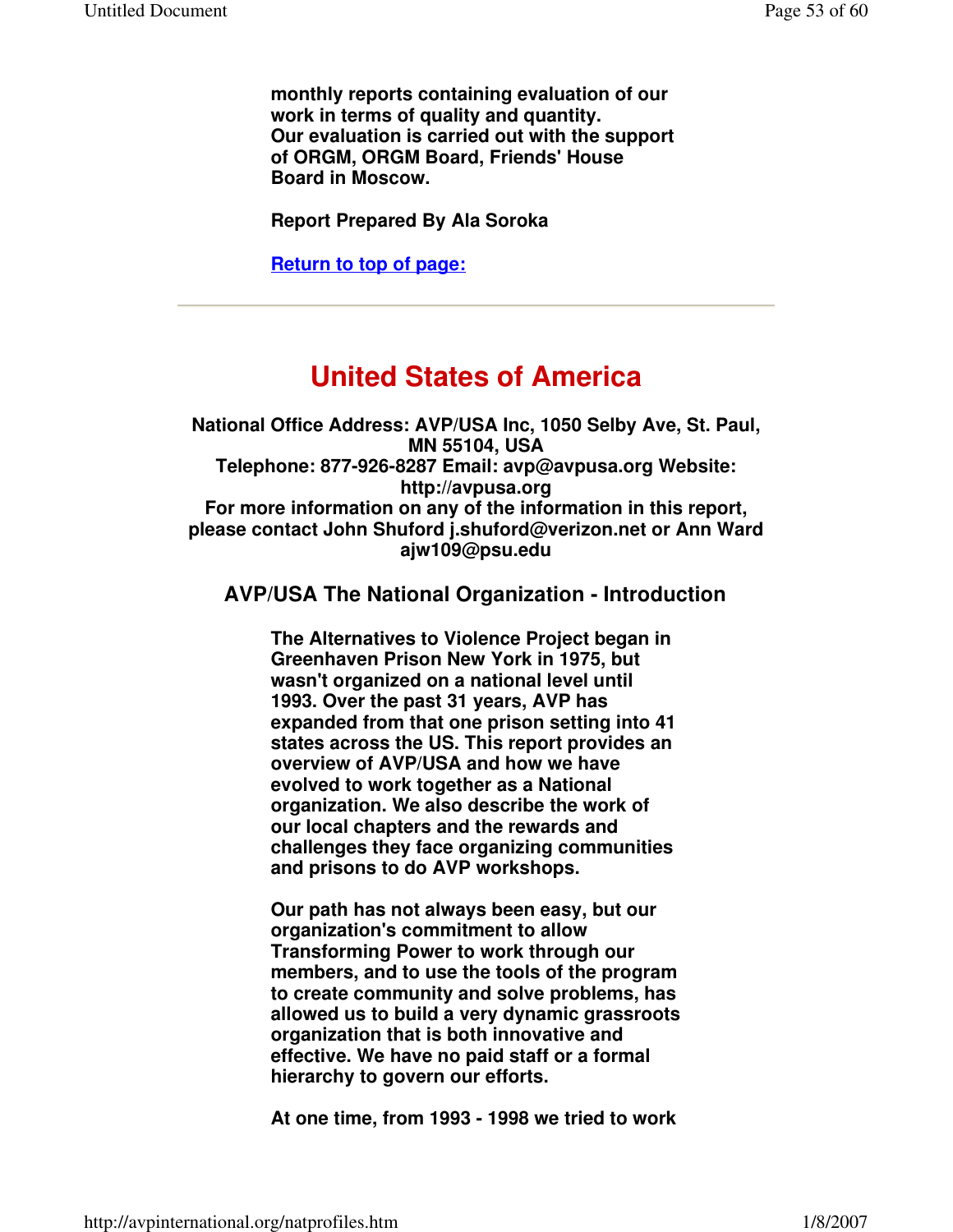**monthly reports containing evaluation of our work in terms of quality and quantity.**
**Our evaluation is carried out with the support of ORGM, ORGM Board, Friends' House Board in Moscow.**

**Report Prepared By Ala Soroka**

**Return to top of page:**

---

# United States of America

**National Office Address: AVP/USA Inc, 1050 Selby Ave, St. Paul, MN 55104, USA**
**Telephone: 877-926-8287 Email: avp@avpusa.org Website: http://avpusa.org**
**For more information on any of the information in this report, please contact John Shuford j.shuford@verizon.net or Ann Ward ajw109@psu.edu**

## AVP/USA The National Organization - Introduction

**The Alternatives to Violence Project began in Greenhaven Prison New York in 1975, but wasn't organized on a national level until 1993. Over the past 31 years, AVP has expanded from that one prison setting into 41 states across the US. This report provides an overview of AVP/USA and how we have evolved to work together as a National organization. We also describe the work of our local chapters and the rewards and challenges they face organizing communities and prisons to do AVP workshops.**

**Our path has not always been easy, but our organization's commitment to allow Transforming Power to work through our members, and to use the tools of the program to create community and solve problems, has allowed us to build a very dynamic grassroots organization that is both innovative and effective. We have no paid staff or a formal hierarchy to govern our efforts.**

**At one time, from 1993 - 1998 we tried to work**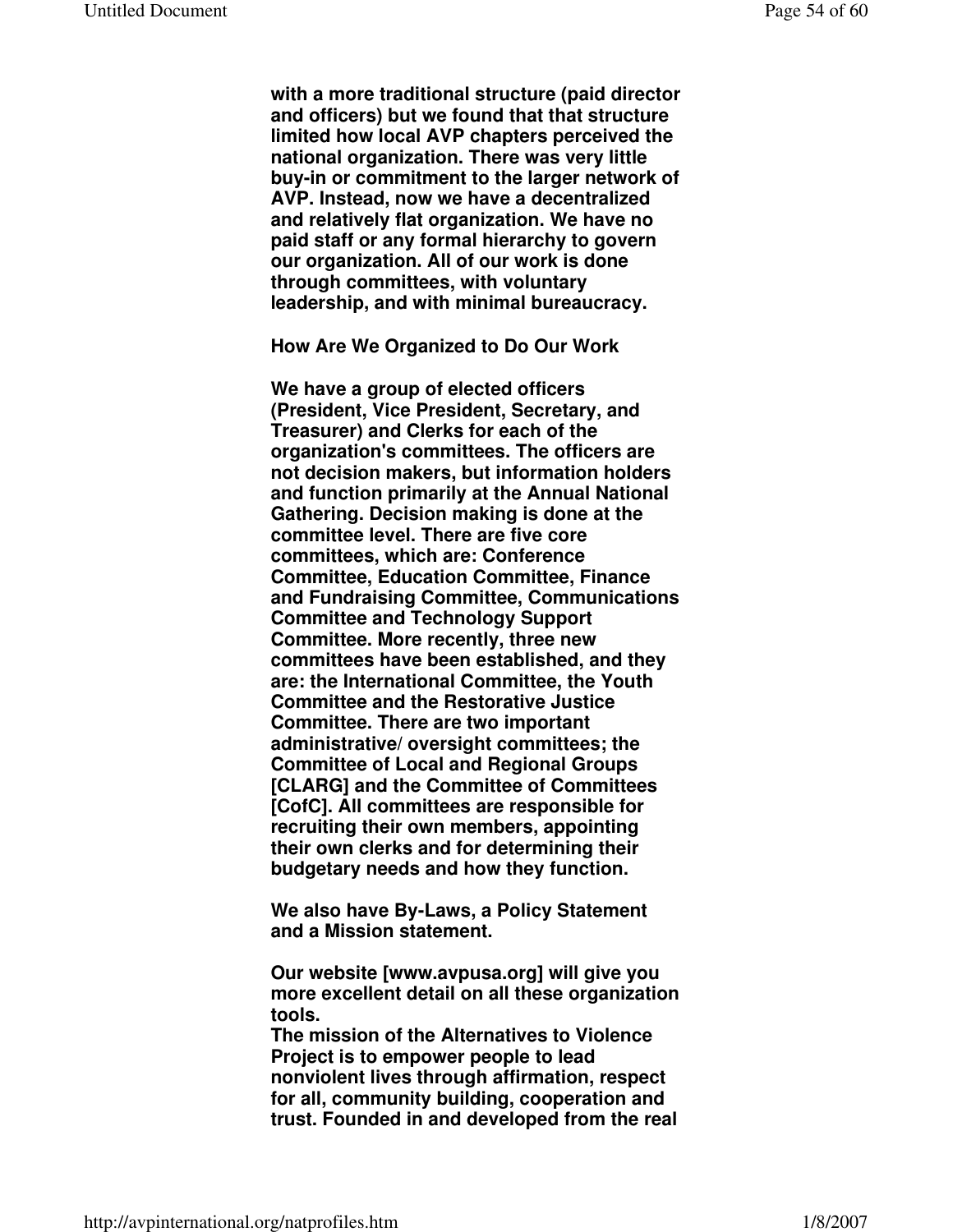**with a more traditional structure (paid director and officers) but we found that that structure limited how local AVP chapters perceived the national organization. There was very little buy-in or commitment to the larger network of AVP. Instead, now we have a decentralized and relatively flat organization. We have no paid staff or any formal hierarchy to govern our organization. All of our work is done through committees, with voluntary leadership, and with minimal bureaucracy.**

**How Are We Organized to Do Our Work**

**We have a group of elected officers (President, Vice President, Secretary, and Treasurer) and Clerks for each of the organization's committees. The officers are not decision makers, but information holders and function primarily at the Annual National Gathering. Decision making is done at the committee level. There are five core committees, which are: Conference Committee, Education Committee, Finance and Fundraising Committee, Communications Committee and Technology Support Committee. More recently, three new committees have been established, and they are: the International Committee, the Youth Committee and the Restorative Justice Committee. There are two important administrative/ oversight committees; the Committee of Local and Regional Groups [CLARG] and the Committee of Committees [CofC]. All committees are responsible for recruiting their own members, appointing their own clerks and for determining their budgetary needs and how they function.**

**We also have By-Laws, a Policy Statement and a Mission statement.**

**Our website [www.avpusa.org] will give you more excellent detail on all these organization tools.**
**The mission of the Alternatives to Violence Project is to empower people to lead nonviolent lives through affirmation, respect for all, community building, cooperation and trust. Founded in and developed from the real**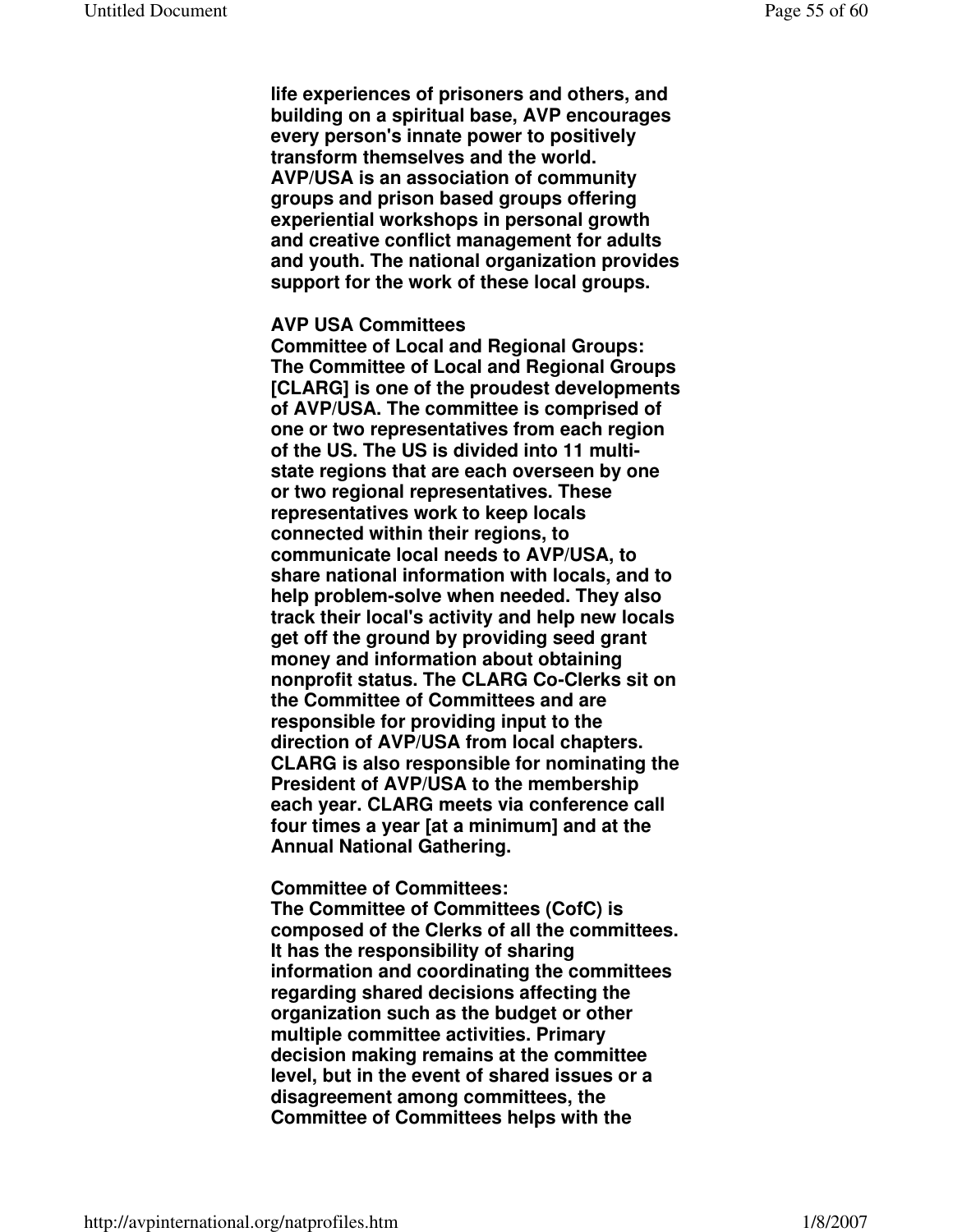**life experiences of prisoners and others, and building on a spiritual base, AVP encourages every person's innate power to positively transform themselves and the world. AVP/USA is an association of community groups and prison based groups offering experiential workshops in personal growth and creative conflict management for adults and youth. The national organization provides support for the work of these local groups.**

**AVP USA Committees**

**Committee of Local and Regional Groups:**
**The Committee of Local and Regional Groups [CLARG] is one of the proudest developments of AVP/USA. The committee is comprised of one or two representatives from each region of the US. The US is divided into 11 multi-state regions that are each overseen by one or two regional representatives. These representatives work to keep locals connected within their regions, to communicate local needs to AVP/USA, to share national information with locals, and to help problem-solve when needed. They also track their local's activity and help new locals get off the ground by providing seed grant money and information about obtaining nonprofit status. The CLARG Co-Clerks sit on the Committee of Committees and are responsible for providing input to the direction of AVP/USA from local chapters. CLARG is also responsible for nominating the President of AVP/USA to the membership each year. CLARG meets via conference call four times a year [at a minimum] and at the Annual National Gathering.**

**Committee of Committees:**
**The Committee of Committees (CofC) is composed of the Clerks of all the committees. It has the responsibility of sharing information and coordinating the committees regarding shared decisions affecting the organization such as the budget or other multiple committee activities. Primary decision making remains at the committee level, but in the event of shared issues or a disagreement among committees, the Committee of Committees helps with the**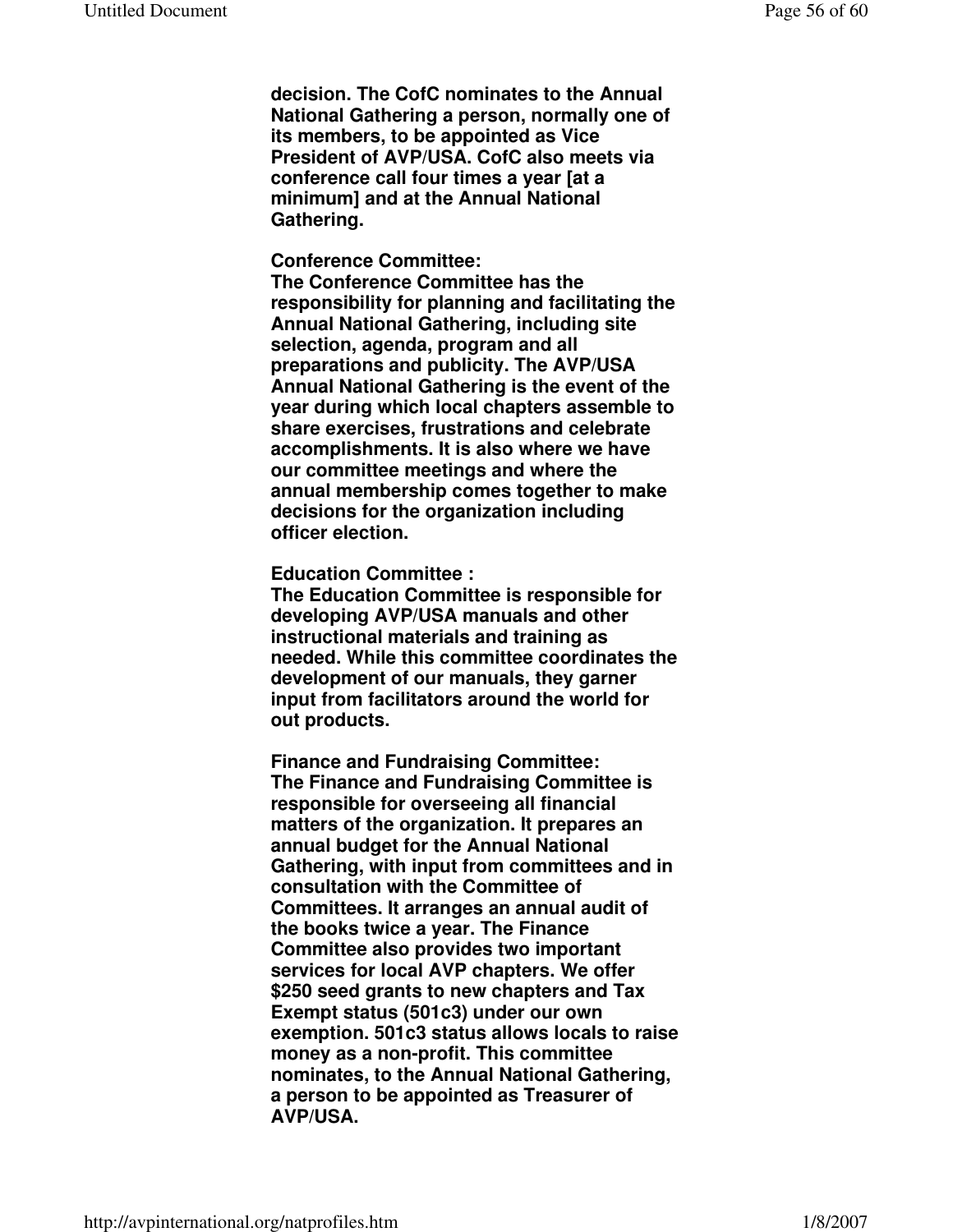**decision. The CofC nominates to the Annual National Gathering a person, normally one of its members, to be appointed as Vice President of AVP/USA. CofC also meets via conference call four times a year [at a minimum] and at the Annual National Gathering.**

**Conference Committee:**
**The Conference Committee has the responsibility for planning and facilitating the Annual National Gathering, including site selection, agenda, program and all preparations and publicity. The AVP/USA Annual National Gathering is the event of the year during which local chapters assemble to share exercises, frustrations and celebrate accomplishments. It is also where we have our committee meetings and where the annual membership comes together to make decisions for the organization including officer election.**

**Education Committee :**
**The Education Committee is responsible for developing AVP/USA manuals and other instructional materials and training as needed. While this committee coordinates the development of our manuals, they garner input from facilitators around the world for out products.**

**Finance and Fundraising Committee:**
**The Finance and Fundraising Committee is responsible for overseeing all financial matters of the organization. It prepares an annual budget for the Annual National Gathering, with input from committees and in consultation with the Committee of Committees. It arranges an annual audit of the books twice a year. The Finance Committee also provides two important services for local AVP chapters. We offer $250 seed grants to new chapters and Tax Exempt status (501c3) under our own exemption. 501c3 status allows locals to raise money as a non-profit. This committee nominates, to the Annual National Gathering, a person to be appointed as Treasurer of AVP/USA.**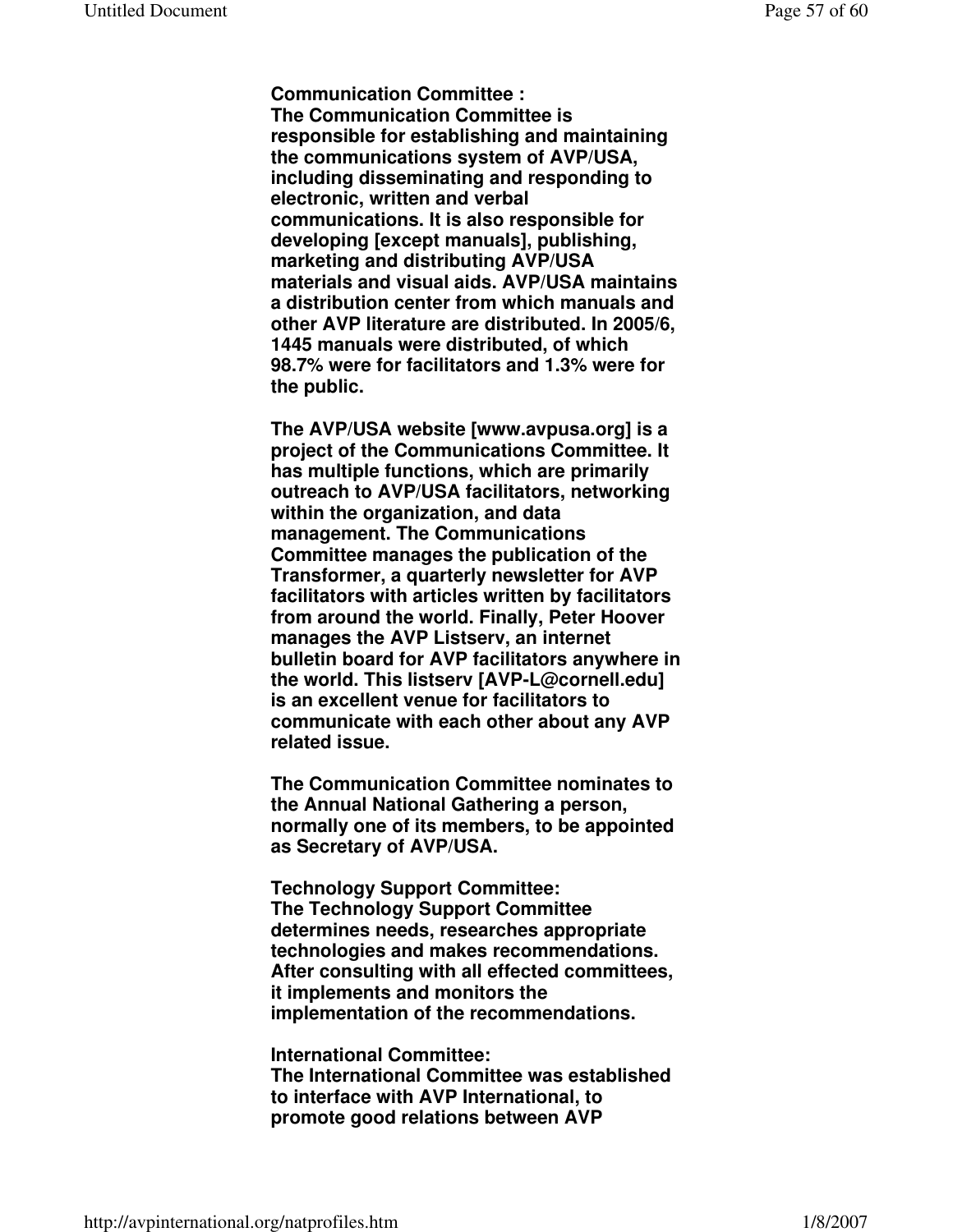**Communication Committee :**
**The Communication Committee is responsible for establishing and maintaining the communications system of AVP/USA, including disseminating and responding to electronic, written and verbal communications. It is also responsible for developing [except manuals], publishing, marketing and distributing AVP/USA materials and visual aids. AVP/USA maintains a distribution center from which manuals and other AVP literature are distributed. In 2005/6, 1445 manuals were distributed, of which 98.7% were for facilitators and 1.3% were for the public.**

**The AVP/USA website [www.avpusa.org] is a project of the Communications Committee. It has multiple functions, which are primarily outreach to AVP/USA facilitators, networking within the organization, and data management. The Communications Committee manages the publication of the Transformer, a quarterly newsletter for AVP facilitators with articles written by facilitators from around the world. Finally, Peter Hoover manages the AVP Listserv, an internet bulletin board for AVP facilitators anywhere in the world. This listserv [AVP-L@cornell.edu] is an excellent venue for facilitators to communicate with each other about any AVP related issue.**

**The Communication Committee nominates to the Annual National Gathering a person, normally one of its members, to be appointed as Secretary of AVP/USA.**

**Technology Support Committee:**
**The Technology Support Committee determines needs, researches appropriate technologies and makes recommendations. After consulting with all effected committees, it implements and monitors the implementation of the recommendations.**

**International Committee:**
**The International Committee was established to interface with AVP International, to promote good relations between AVP**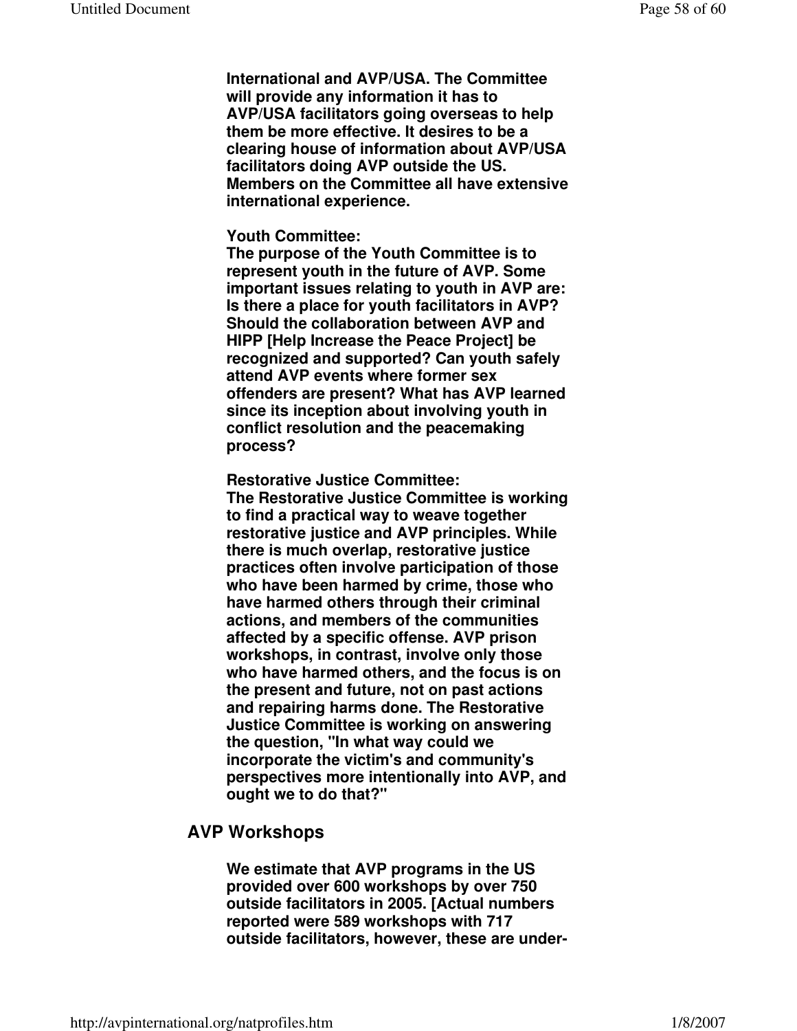**International and AVP/USA. The Committee will provide any information it has to AVP/USA facilitators going overseas to help them be more effective. It desires to be a clearing house of information about AVP/USA facilitators doing AVP outside the US. Members on the Committee all have extensive international experience.**

**Youth Committee:**
**The purpose of the Youth Committee is to represent youth in the future of AVP. Some important issues relating to youth in AVP are: Is there a place for youth facilitators in AVP? Should the collaboration between AVP and HIPP [Help Increase the Peace Project] be recognized and supported? Can youth safely attend AVP events where former sex offenders are present? What has AVP learned since its inception about involving youth in conflict resolution and the peacemaking process?**

**Restorative Justice Committee:**
**The Restorative Justice Committee is working to find a practical way to weave together restorative justice and AVP principles. While there is much overlap, restorative justice practices often involve participation of those who have been harmed by crime, those who have harmed others through their criminal actions, and members of the communities affected by a specific offense. AVP prison workshops, in contrast, involve only those who have harmed others, and the focus is on the present and future, not on past actions and repairing harms done. The Restorative Justice Committee is working on answering the question, "In what way could we incorporate the victim's and community's perspectives more intentionally into AVP, and ought we to do that?"**

## AVP Workshops

**We estimate that AVP programs in the US provided over 600 workshops by over 750 outside facilitators in 2005. [Actual numbers reported were 589 workshops with 717 outside facilitators, however, these are under-**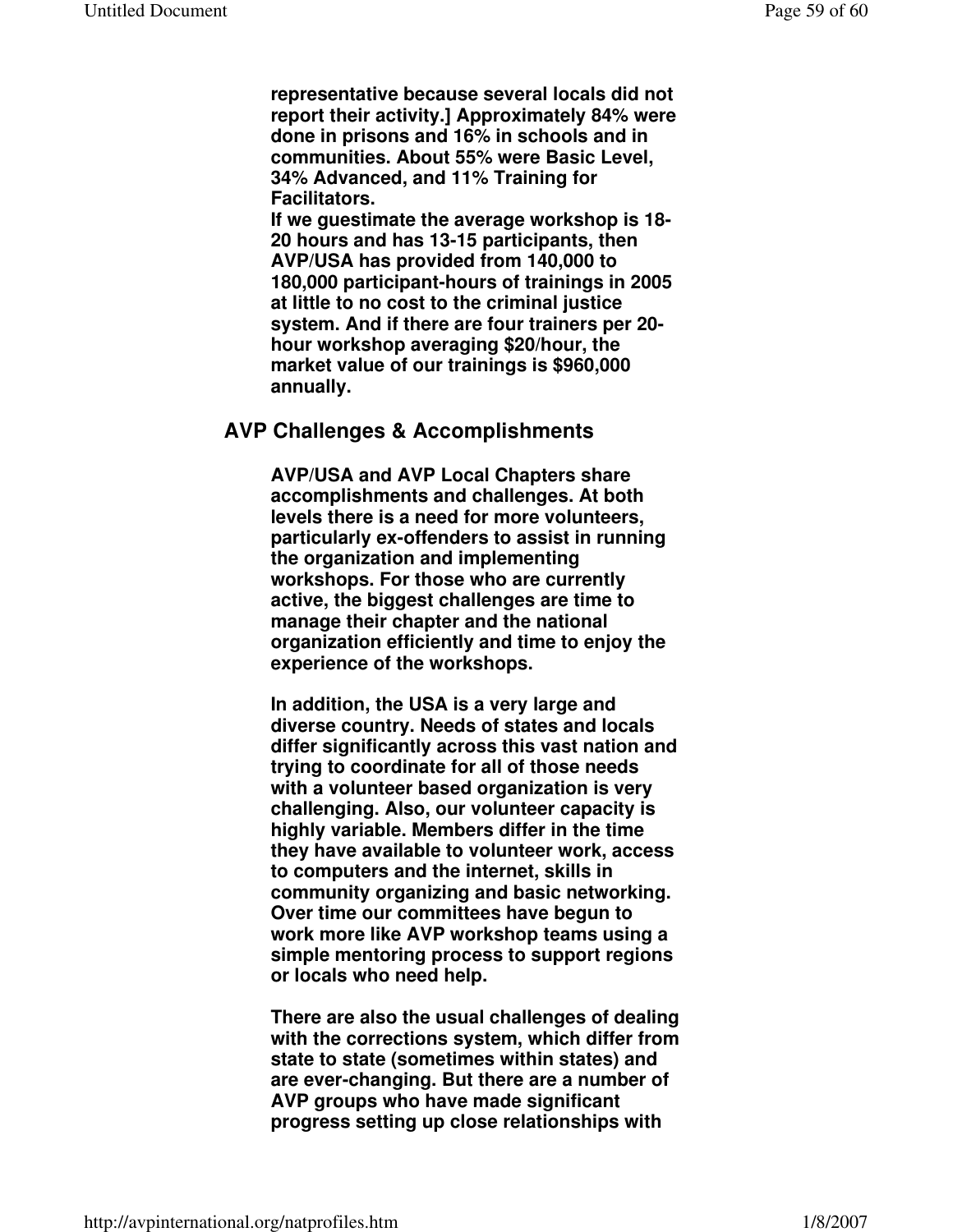**representative because several locals did not report their activity.] Approximately 84% were done in prisons and 16% in schools and in communities. About 55% were Basic Level, 34% Advanced, and 11% Training for Facilitators.**

**If we guestimate the average workshop is 18-20 hours and has 13-15 participants, then AVP/USA has provided from 140,000 to 180,000 participant-hours of trainings in 2005 at little to no cost to the criminal justice system. And if there are four trainers per 20-hour workshop averaging $20/hour, the market value of our trainings is $960,000 annually.**

## AVP Challenges & Accomplishments

**AVP/USA and AVP Local Chapters share accomplishments and challenges. At both levels there is a need for more volunteers, particularly ex-offenders to assist in running the organization and implementing workshops. For those who are currently active, the biggest challenges are time to manage their chapter and the national organization efficiently and time to enjoy the experience of the workshops.**

**In addition, the USA is a very large and diverse country. Needs of states and locals differ significantly across this vast nation and trying to coordinate for all of those needs with a volunteer based organization is very challenging. Also, our volunteer capacity is highly variable. Members differ in the time they have available to volunteer work, access to computers and the internet, skills in community organizing and basic networking. Over time our committees have begun to work more like AVP workshop teams using a simple mentoring process to support regions or locals who need help.**

**There are also the usual challenges of dealing with the corrections system, which differ from state to state (sometimes within states) and are ever-changing. But there are a number of AVP groups who have made significant progress setting up close relationships with**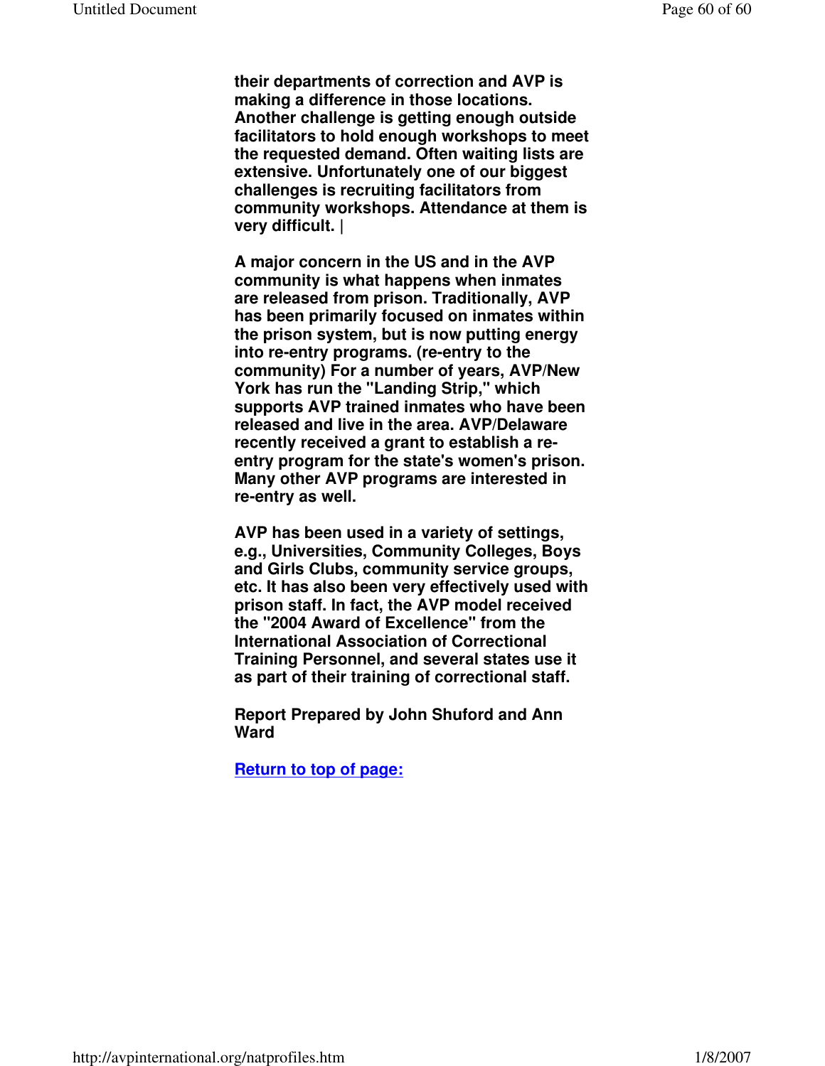**their departments of correction and AVP is making a difference in those locations. Another challenge is getting enough outside facilitators to hold enough workshops to meet the requested demand. Often waiting lists are extensive. Unfortunately one of our biggest challenges is recruiting facilitators from community workshops. Attendance at them is very difficult. |**

**A major concern in the US and in the AVP community is what happens when inmates are released from prison. Traditionally, AVP has been primarily focused on inmates within the prison system, but is now putting energy into re-entry programs. (re-entry to the community) For a number of years, AVP/New York has run the "Landing Strip," which supports AVP trained inmates who have been released and live in the area. AVP/Delaware recently received a grant to establish a re-entry program for the state's women's prison. Many other AVP programs are interested in re-entry as well.**

**AVP has been used in a variety of settings, e.g., Universities, Community Colleges, Boys and Girls Clubs, community service groups, etc. It has also been very effectively used with prison staff. In fact, the AVP model received the "2004 Award of Excellence" from the International Association of Correctional Training Personnel, and several states use it as part of their training of correctional staff.**

**Report Prepared by John Shuford and Ann Ward**

**Return to top of page:**